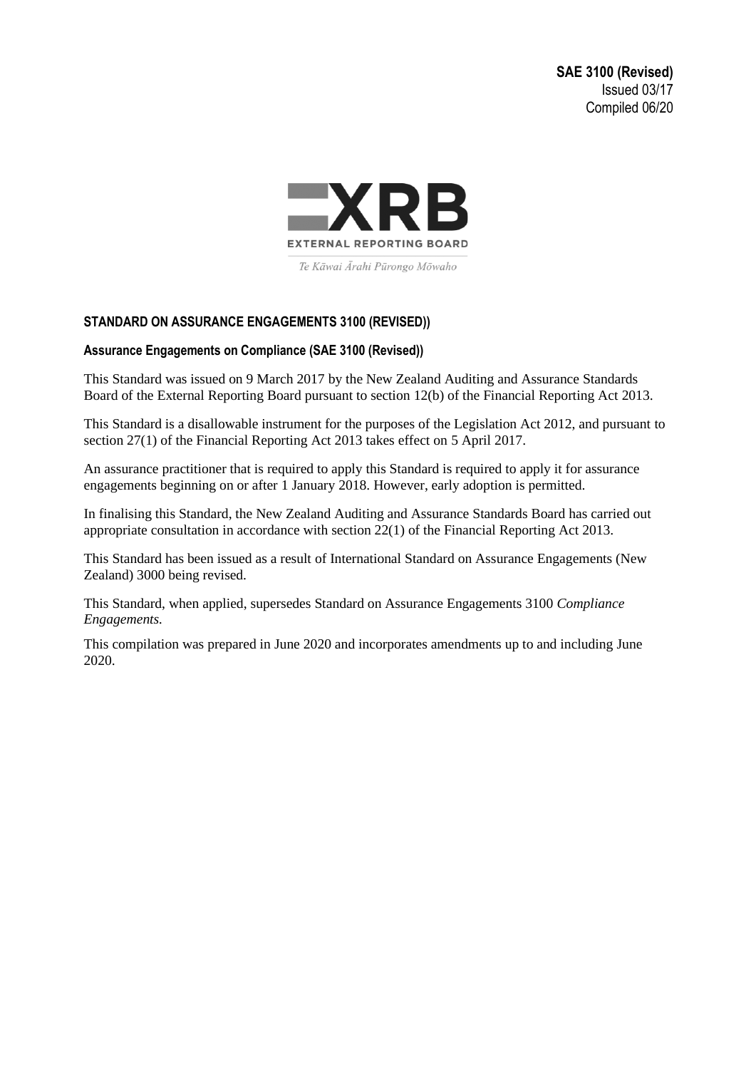**SAE 3100 (Revised)**
Issued 03/17
Compiled 06/20

EXTERNAL REPORTING BOARD

*Te Kāwai Ārahi Pūrongo Mōwaho*

## STANDARD ON ASSURANCE ENGAGEMENTS 3100 (REVISED))

### Assurance Engagements on Compliance (SAE 3100 (Revised))

This Standard was issued on 9 March 2017 by the New Zealand Auditing and Assurance Standards Board of the External Reporting Board pursuant to section 12(b) of the Financial Reporting Act 2013.

This Standard is a disallowable instrument for the purposes of the Legislation Act 2012, and pursuant to section 27(1) of the Financial Reporting Act 2013 takes effect on 5 April 2017.

An assurance practitioner that is required to apply this Standard is required to apply it for assurance engagements beginning on or after 1 January 2018. However, early adoption is permitted.

In finalising this Standard, the New Zealand Auditing and Assurance Standards Board has carried out appropriate consultation in accordance with section 22(1) of the Financial Reporting Act 2013.

This Standard has been issued as a result of International Standard on Assurance Engagements (New Zealand) 3000 being revised.

This Standard, when applied, supersedes Standard on Assurance Engagements 3100 *Compliance Engagements.*

This compilation was prepared in June 2020 and incorporates amendments up to and including June 2020.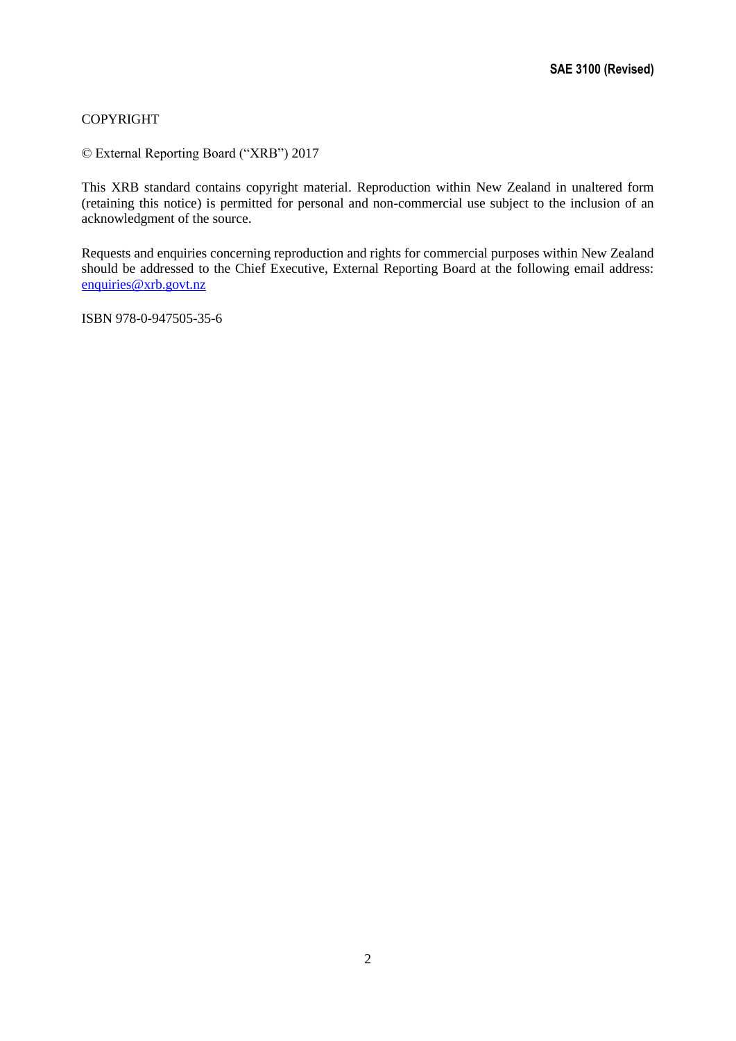COPYRIGHT

© External Reporting Board ("XRB") 2017

This XRB standard contains copyright material. Reproduction within New Zealand in unaltered form (retaining this notice) is permitted for personal and non-commercial use subject to the inclusion of an acknowledgment of the source.

Requests and enquiries concerning reproduction and rights for commercial purposes within New Zealand should be addressed to the Chief Executive, External Reporting Board at the following email address: enquiries@xrb.govt.nz

ISBN 978-0-947505-35-6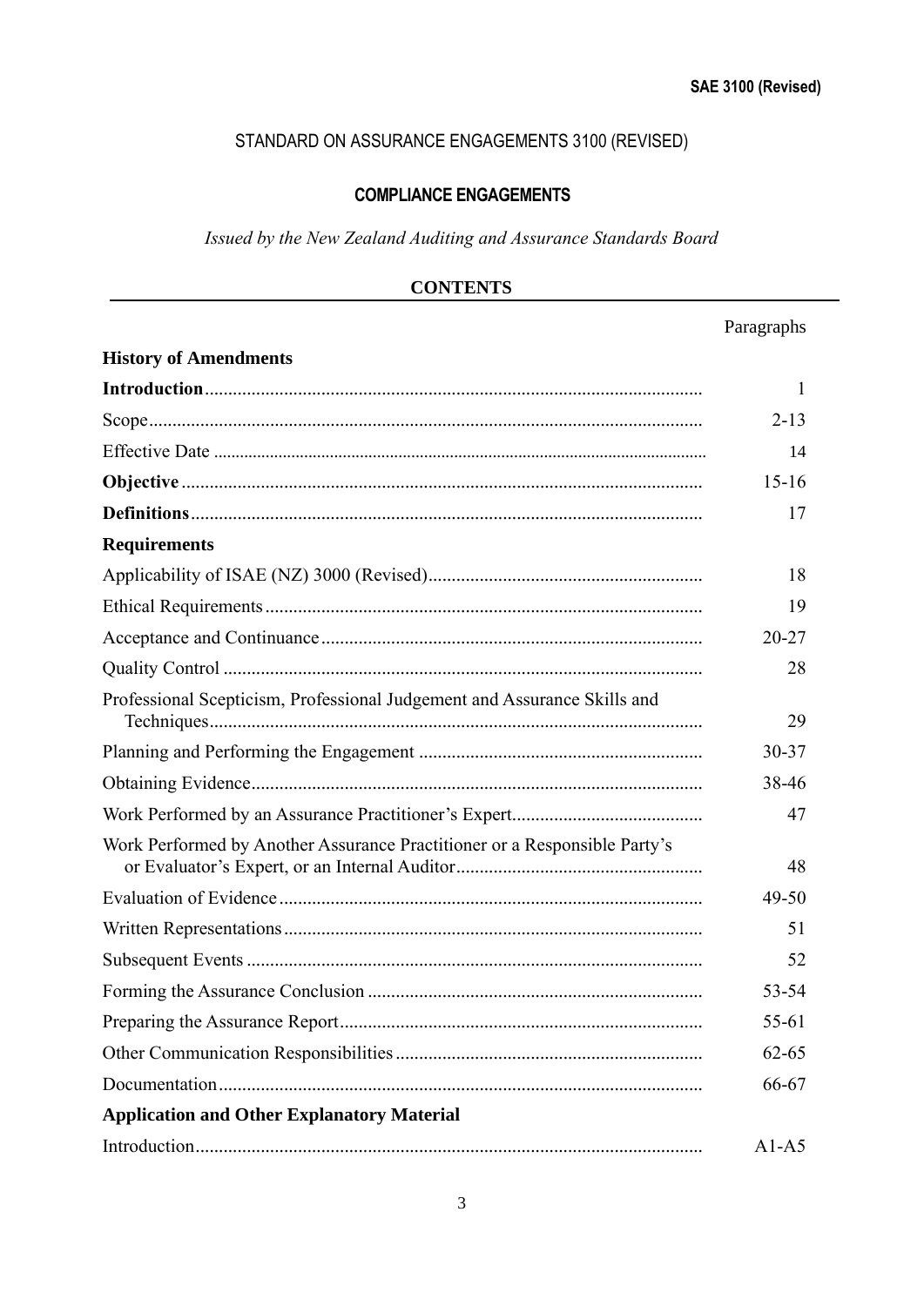SAE 3100 (Revised)

# STANDARD ON ASSURANCE ENGAGEMENTS 3100 (REVISED)

## COMPLIANCE ENGAGEMENTS

*Issued by the New Zealand Auditing and Assurance Standards Board*

### CONTENTS

| | Paragraphs |
|---|---|
| **History of Amendments** | |
| **Introduction** | 1 |
| Scope | 2-13 |
| Effective Date | 14 |
| **Objective** | 15-16 |
| **Definitions** | 17 |
| **Requirements** | |
| Applicability of ISAE (NZ) 3000 (Revised) | 18 |
| Ethical Requirements | 19 |
| Acceptance and Continuance | 20-27 |
| Quality Control | 28 |
| Professional Scepticism, Professional Judgement and Assurance Skills and Techniques | 29 |
| Planning and Performing the Engagement | 30-37 |
| Obtaining Evidence | 38-46 |
| Work Performed by an Assurance Practitioner's Expert | 47 |
| Work Performed by Another Assurance Practitioner or a Responsible Party's or Evaluator's Expert, or an Internal Auditor | 48 |
| Evaluation of Evidence | 49-50 |
| Written Representations | 51 |
| Subsequent Events | 52 |
| Forming the Assurance Conclusion | 53-54 |
| Preparing the Assurance Report | 55-61 |
| Other Communication Responsibilities | 62-65 |
| Documentation | 66-67 |
| **Application and Other Explanatory Material** | |
| Introduction | A1-A5 |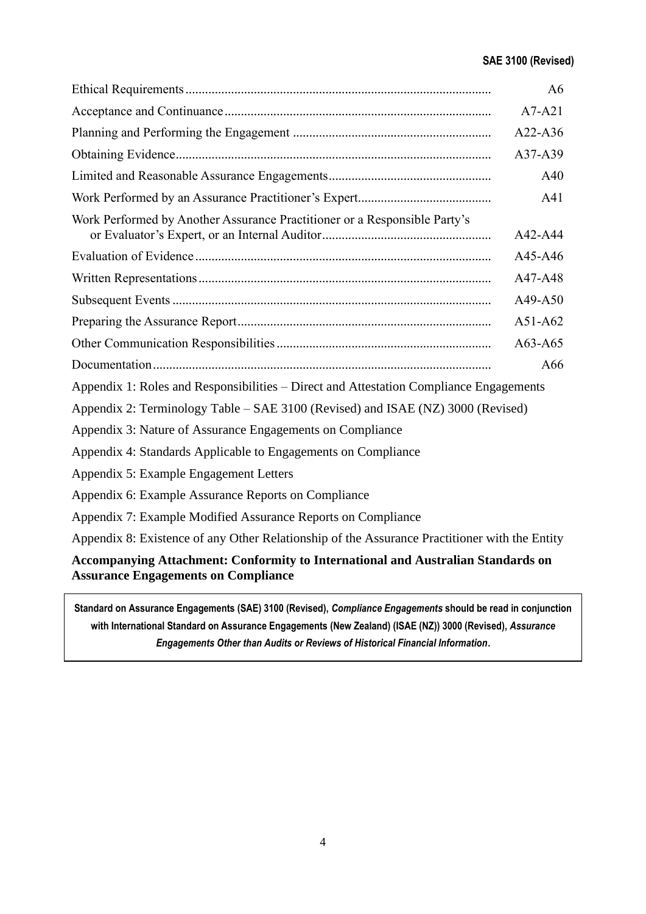| | |
|---|---|
| Ethical Requirements | A6 |
| Acceptance and Continuance | A7-A21 |
| Planning and Performing the Engagement | A22-A36 |
| Obtaining Evidence | A37-A39 |
| Limited and Reasonable Assurance Engagements | A40 |
| Work Performed by an Assurance Practitioner's Expert | A41 |
| Work Performed by Another Assurance Practitioner or a Responsible Party's or Evaluator's Expert, or an Internal Auditor | A42-A44 |
| Evaluation of Evidence | A45-A46 |
| Written Representations | A47-A48 |
| Subsequent Events | A49-A50 |
| Preparing the Assurance Report | A51-A62 |
| Other Communication Responsibilities | A63-A65 |
| Documentation | A66 |

Appendix 1: Roles and Responsibilities – Direct and Attestation Compliance Engagements

Appendix 2: Terminology Table – SAE 3100 (Revised) and ISAE (NZ) 3000 (Revised)

Appendix 3: Nature of Assurance Engagements on Compliance

Appendix 4: Standards Applicable to Engagements on Compliance

Appendix 5: Example Engagement Letters

Appendix 6: Example Assurance Reports on Compliance

Appendix 7: Example Modified Assurance Reports on Compliance

Appendix 8: Existence of any Other Relationship of the Assurance Practitioner with the Entity

**Accompanying Attachment: Conformity to International and Australian Standards on Assurance Engagements on Compliance**

**Standard on Assurance Engagements (SAE) 3100 (Revised), *Compliance Engagements* should be read in conjunction with International Standard on Assurance Engagements (New Zealand) (ISAE (NZ)) 3000 (Revised), *Assurance Engagements Other than Audits or Reviews of Historical Financial Information*.**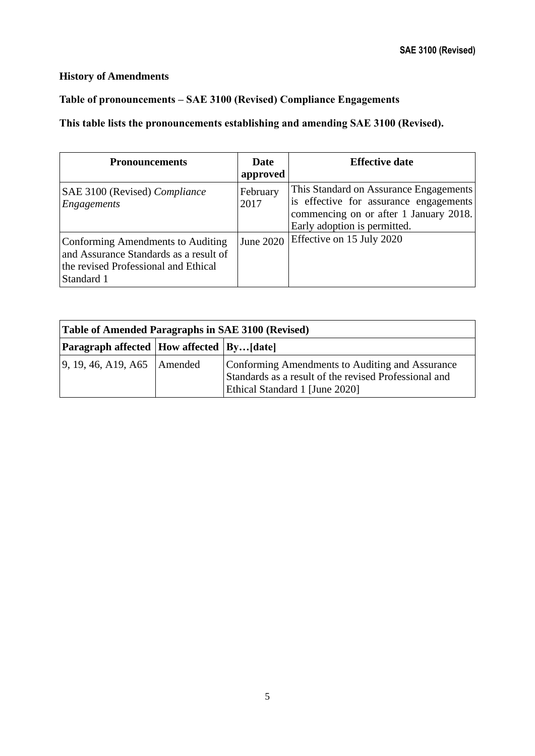## History of Amendments

### Table of pronouncements – SAE 3100 (Revised) Compliance Engagements

**This table lists the pronouncements establishing and amending SAE 3100 (Revised).**

| Pronouncements | Date approved | Effective date |
|---|---|---|
| SAE 3100 (Revised) *Compliance Engagements* | February 2017 | This Standard on Assurance Engagements is effective for assurance engagements commencing on or after 1 January 2018. Early adoption is permitted. |
| Conforming Amendments to Auditing and Assurance Standards as a result of the revised Professional and Ethical Standard 1 | June 2020 | Effective on 15 July 2020 |

| Table of Amended Paragraphs in SAE 3100 (Revised) | | |
|---|---|---|
| **Paragraph affected** | **How affected** | **By…[date]** |
| 9, 19, 46, A19, A65 | Amended | Conforming Amendments to Auditing and Assurance Standards as a result of the revised Professional and Ethical Standard 1 [June 2020] |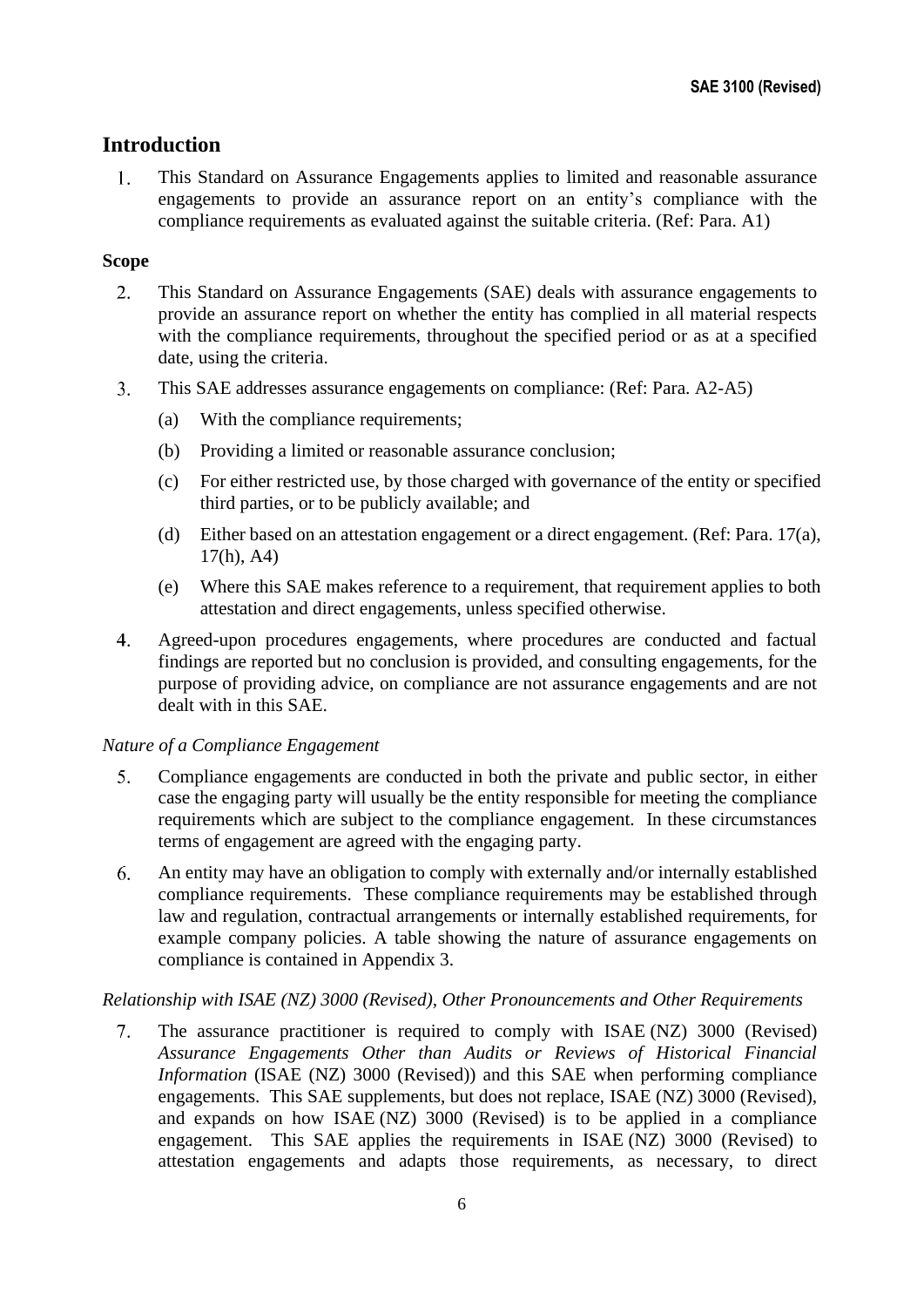## Introduction

1. This Standard on Assurance Engagements applies to limited and reasonable assurance engagements to provide an assurance report on an entity's compliance with the compliance requirements as evaluated against the suitable criteria. (Ref: Para. A1)

### Scope

2. This Standard on Assurance Engagements (SAE) deals with assurance engagements to provide an assurance report on whether the entity has complied in all material respects with the compliance requirements, throughout the specified period or as at a specified date, using the criteria.

3. This SAE addresses assurance engagements on compliance: (Ref: Para. A2-A5)

   (a) With the compliance requirements;

   (b) Providing a limited or reasonable assurance conclusion;

   (c) For either restricted use, by those charged with governance of the entity or specified third parties, or to be publicly available; and

   (d) Either based on an attestation engagement or a direct engagement. (Ref: Para. 17(a), 17(h), A4)

   (e) Where this SAE makes reference to a requirement, that requirement applies to both attestation and direct engagements, unless specified otherwise.

4. Agreed-upon procedures engagements, where procedures are conducted and factual findings are reported but no conclusion is provided, and consulting engagements, for the purpose of providing advice, on compliance are not assurance engagements and are not dealt with in this SAE.

*Nature of a Compliance Engagement*

5. Compliance engagements are conducted in both the private and public sector, in either case the engaging party will usually be the entity responsible for meeting the compliance requirements which are subject to the compliance engagement. In these circumstances terms of engagement are agreed with the engaging party.

6. An entity may have an obligation to comply with externally and/or internally established compliance requirements. These compliance requirements may be established through law and regulation, contractual arrangements or internally established requirements, for example company policies. A table showing the nature of assurance engagements on compliance is contained in Appendix 3.

*Relationship with ISAE (NZ) 3000 (Revised), Other Pronouncements and Other Requirements*

7. The assurance practitioner is required to comply with ISAE (NZ) 3000 (Revised) *Assurance Engagements Other than Audits or Reviews of Historical Financial Information* (ISAE (NZ) 3000 (Revised)) and this SAE when performing compliance engagements. This SAE supplements, but does not replace, ISAE (NZ) 3000 (Revised), and expands on how ISAE (NZ) 3000 (Revised) is to be applied in a compliance engagement. This SAE applies the requirements in ISAE (NZ) 3000 (Revised) to attestation engagements and adapts those requirements, as necessary, to direct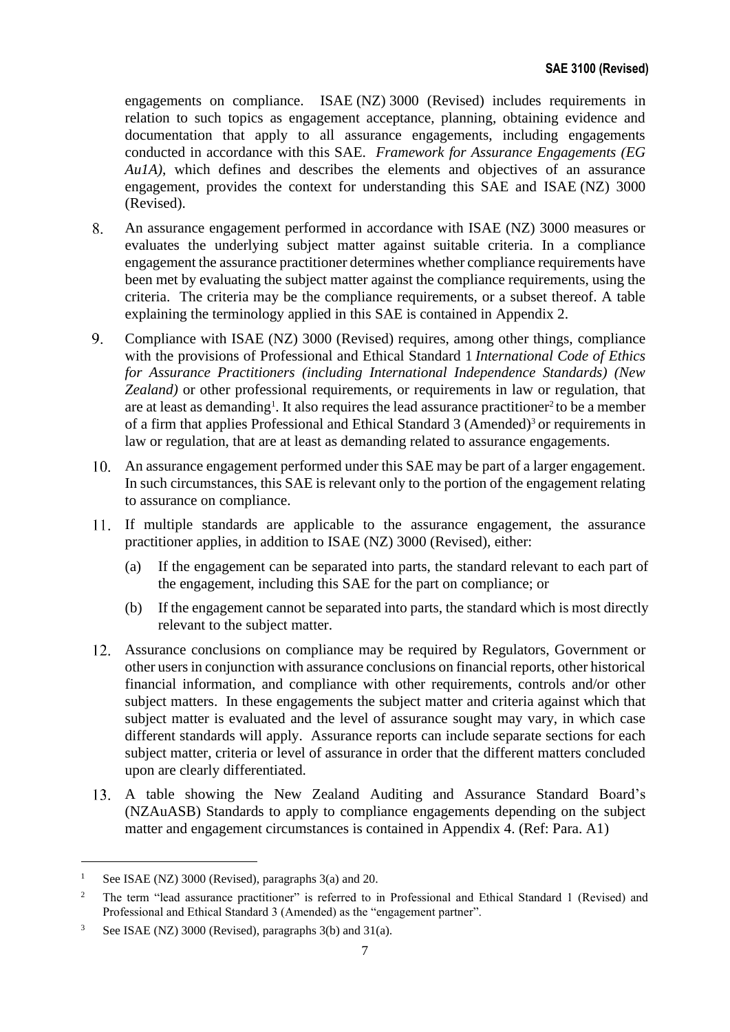engagements on compliance. ISAE (NZ) 3000 (Revised) includes requirements in relation to such topics as engagement acceptance, planning, obtaining evidence and documentation that apply to all assurance engagements, including engagements conducted in accordance with this SAE. *Framework for Assurance Engagements (EG Au1A)*, which defines and describes the elements and objectives of an assurance engagement, provides the context for understanding this SAE and ISAE (NZ) 3000 (Revised).

8. An assurance engagement performed in accordance with ISAE (NZ) 3000 measures or evaluates the underlying subject matter against suitable criteria. In a compliance engagement the assurance practitioner determines whether compliance requirements have been met by evaluating the subject matter against the compliance requirements, using the criteria. The criteria may be the compliance requirements, or a subset thereof. A table explaining the terminology applied in this SAE is contained in Appendix 2.

9. Compliance with ISAE (NZ) 3000 (Revised) requires, among other things, compliance with the provisions of Professional and Ethical Standard 1 *International Code of Ethics for Assurance Practitioners (including International Independence Standards) (New Zealand)* or other professional requirements, or requirements in law or regulation, that are at least as demanding[1]. It also requires the lead assurance practitioner[2] to be a member of a firm that applies Professional and Ethical Standard 3 (Amended)[3] or requirements in law or regulation, that are at least as demanding related to assurance engagements.

10. An assurance engagement performed under this SAE may be part of a larger engagement. In such circumstances, this SAE is relevant only to the portion of the engagement relating to assurance on compliance.

11. If multiple standards are applicable to the assurance engagement, the assurance practitioner applies, in addition to ISAE (NZ) 3000 (Revised), either:

    (a) If the engagement can be separated into parts, the standard relevant to each part of the engagement, including this SAE for the part on compliance; or

    (b) If the engagement cannot be separated into parts, the standard which is most directly relevant to the subject matter.

12. Assurance conclusions on compliance may be required by Regulators, Government or other users in conjunction with assurance conclusions on financial reports, other historical financial information, and compliance with other requirements, controls and/or other subject matters. In these engagements the subject matter and criteria against which that subject matter is evaluated and the level of assurance sought may vary, in which case different standards will apply. Assurance reports can include separate sections for each subject matter, criteria or level of assurance in order that the different matters concluded upon are clearly differentiated.

13. A table showing the New Zealand Auditing and Assurance Standard Board's (NZAuASB) Standards to apply to compliance engagements depending on the subject matter and engagement circumstances is contained in Appendix 4. (Ref: Para. A1)

---

[1] See ISAE (NZ) 3000 (Revised), paragraphs 3(a) and 20.

[2] The term "lead assurance practitioner" is referred to in Professional and Ethical Standard 1 (Revised) and Professional and Ethical Standard 3 (Amended) as the "engagement partner".

[3] See ISAE (NZ) 3000 (Revised), paragraphs 3(b) and 31(a).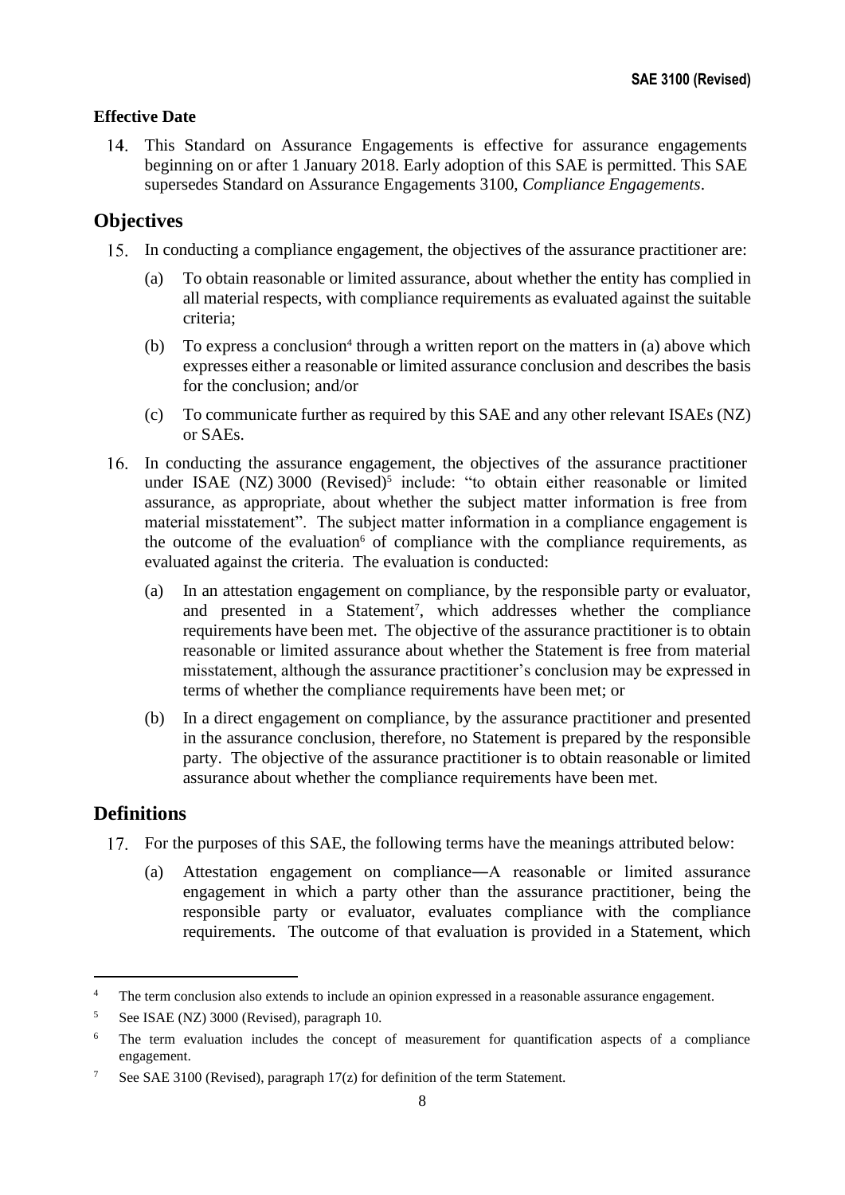### Effective Date

14. This Standard on Assurance Engagements is effective for assurance engagements beginning on or after 1 January 2018. Early adoption of this SAE is permitted. This SAE supersedes Standard on Assurance Engagements 3100, *Compliance Engagements*.

## Objectives

15. In conducting a compliance engagement, the objectives of the assurance practitioner are:

    (a) To obtain reasonable or limited assurance, about whether the entity has complied in all material respects, with compliance requirements as evaluated against the suitable criteria;

    (b) To express a conclusion[4] through a written report on the matters in (a) above which expresses either a reasonable or limited assurance conclusion and describes the basis for the conclusion; and/or

    (c) To communicate further as required by this SAE and any other relevant ISAEs (NZ) or SAEs.

16. In conducting the assurance engagement, the objectives of the assurance practitioner under ISAE (NZ) 3000 (Revised)[5] include: "to obtain either reasonable or limited assurance, as appropriate, about whether the subject matter information is free from material misstatement". The subject matter information in a compliance engagement is the outcome of the evaluation[6] of compliance with the compliance requirements, as evaluated against the criteria. The evaluation is conducted:

    (a) In an attestation engagement on compliance, by the responsible party or evaluator, and presented in a Statement[7], which addresses whether the compliance requirements have been met. The objective of the assurance practitioner is to obtain reasonable or limited assurance about whether the Statement is free from material misstatement, although the assurance practitioner's conclusion may be expressed in terms of whether the compliance requirements have been met; or

    (b) In a direct engagement on compliance, by the assurance practitioner and presented in the assurance conclusion, therefore, no Statement is prepared by the responsible party. The objective of the assurance practitioner is to obtain reasonable or limited assurance about whether the compliance requirements have been met.

## Definitions

17. For the purposes of this SAE, the following terms have the meanings attributed below:

    (a) Attestation engagement on compliance―A reasonable or limited assurance engagement in which a party other than the assurance practitioner, being the responsible party or evaluator, evaluates compliance with the compliance requirements. The outcome of that evaluation is provided in a Statement, which

---

[4] The term conclusion also extends to include an opinion expressed in a reasonable assurance engagement.

[5] See ISAE (NZ) 3000 (Revised), paragraph 10.

[6] The term evaluation includes the concept of measurement for quantification aspects of a compliance engagement.

[7] See SAE 3100 (Revised), paragraph 17(z) for definition of the term Statement.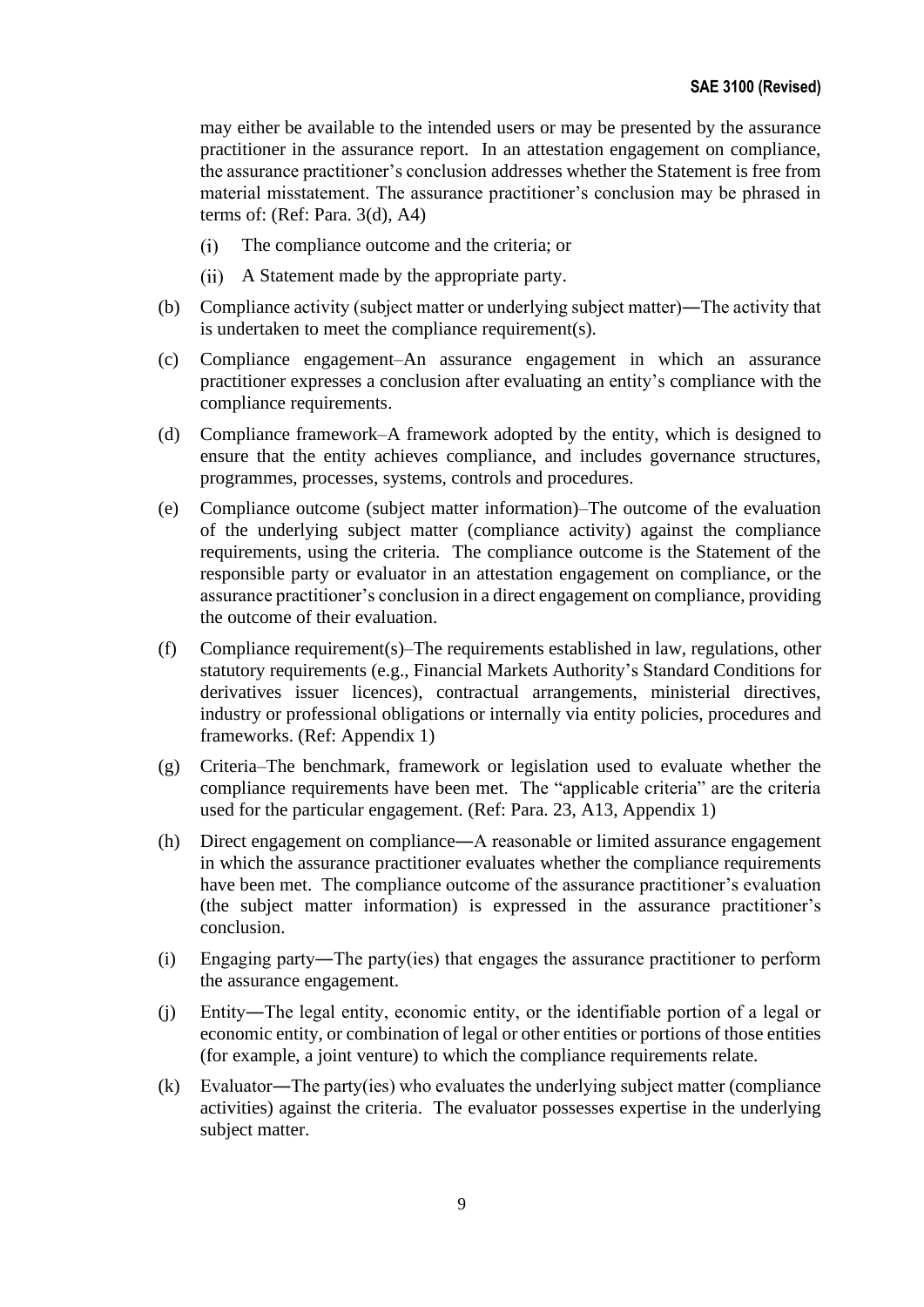may either be available to the intended users or may be presented by the assurance practitioner in the assurance report. In an attestation engagement on compliance, the assurance practitioner's conclusion addresses whether the Statement is free from material misstatement. The assurance practitioner's conclusion may be phrased in terms of: (Ref: Para. 3(d), A4)

(i) The compliance outcome and the criteria; or

(ii) A Statement made by the appropriate party.

(b) Compliance activity (subject matter or underlying subject matter)―The activity that is undertaken to meet the compliance requirement(s).

(c) Compliance engagement–An assurance engagement in which an assurance practitioner expresses a conclusion after evaluating an entity's compliance with the compliance requirements.

(d) Compliance framework–A framework adopted by the entity, which is designed to ensure that the entity achieves compliance, and includes governance structures, programmes, processes, systems, controls and procedures.

(e) Compliance outcome (subject matter information)–The outcome of the evaluation of the underlying subject matter (compliance activity) against the compliance requirements, using the criteria. The compliance outcome is the Statement of the responsible party or evaluator in an attestation engagement on compliance, or the assurance practitioner's conclusion in a direct engagement on compliance, providing the outcome of their evaluation.

(f) Compliance requirement(s)–The requirements established in law, regulations, other statutory requirements (e.g., Financial Markets Authority's Standard Conditions for derivatives issuer licences), contractual arrangements, ministerial directives, industry or professional obligations or internally via entity policies, procedures and frameworks. (Ref: Appendix 1)

(g) Criteria–The benchmark, framework or legislation used to evaluate whether the compliance requirements have been met. The "applicable criteria" are the criteria used for the particular engagement. (Ref: Para. 23, A13, Appendix 1)

(h) Direct engagement on compliance―A reasonable or limited assurance engagement in which the assurance practitioner evaluates whether the compliance requirements have been met. The compliance outcome of the assurance practitioner's evaluation (the subject matter information) is expressed in the assurance practitioner's conclusion.

(i) Engaging party―The party(ies) that engages the assurance practitioner to perform the assurance engagement.

(j) Entity―The legal entity, economic entity, or the identifiable portion of a legal or economic entity, or combination of legal or other entities or portions of those entities (for example, a joint venture) to which the compliance requirements relate.

(k) Evaluator―The party(ies) who evaluates the underlying subject matter (compliance activities) against the criteria. The evaluator possesses expertise in the underlying subject matter.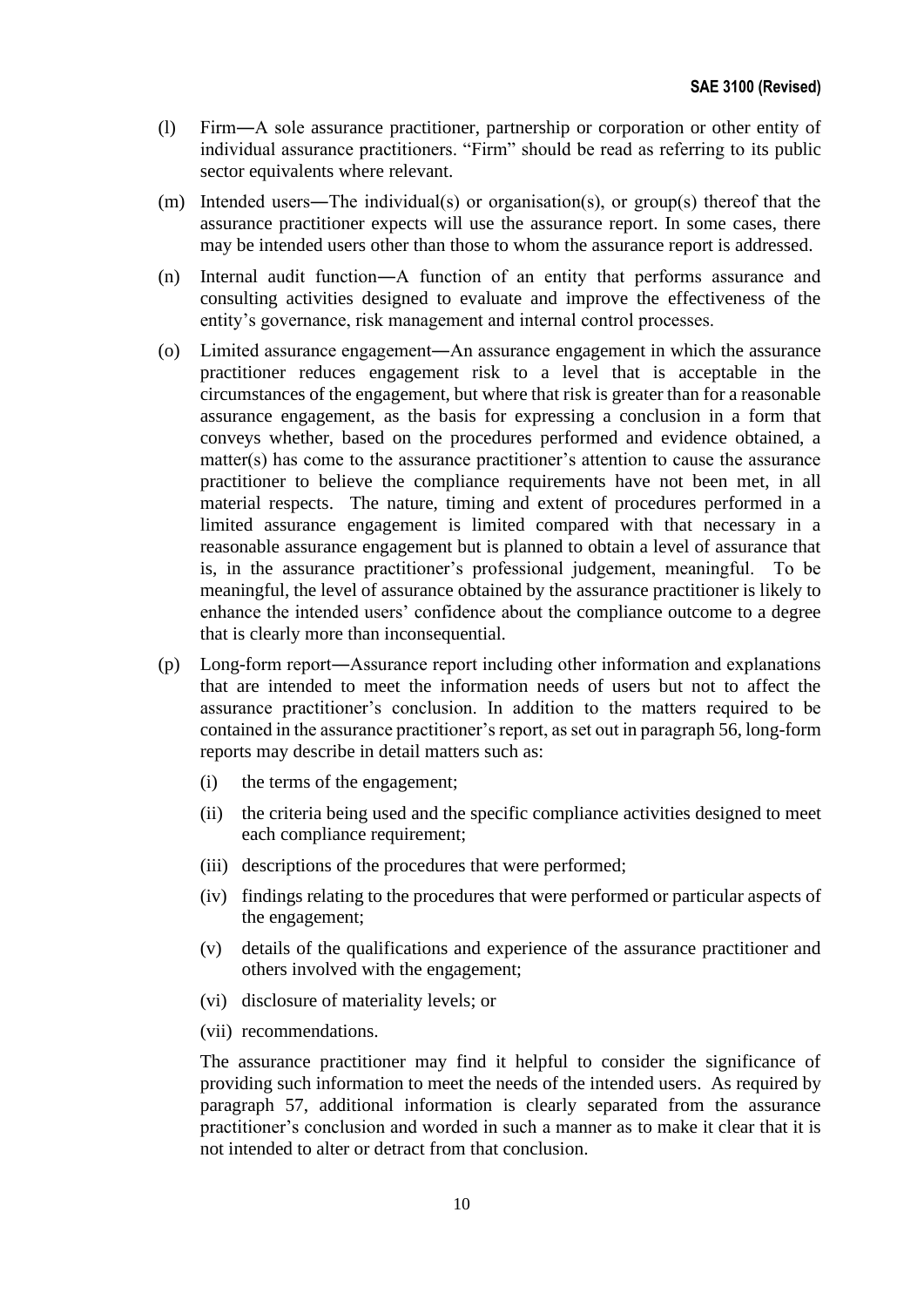(l) Firm―A sole assurance practitioner, partnership or corporation or other entity of individual assurance practitioners. "Firm" should be read as referring to its public sector equivalents where relevant.

(m) Intended users―The individual(s) or organisation(s), or group(s) thereof that the assurance practitioner expects will use the assurance report. In some cases, there may be intended users other than those to whom the assurance report is addressed.

(n) Internal audit function―A function of an entity that performs assurance and consulting activities designed to evaluate and improve the effectiveness of the entity's governance, risk management and internal control processes.

(o) Limited assurance engagement―An assurance engagement in which the assurance practitioner reduces engagement risk to a level that is acceptable in the circumstances of the engagement, but where that risk is greater than for a reasonable assurance engagement, as the basis for expressing a conclusion in a form that conveys whether, based on the procedures performed and evidence obtained, a matter(s) has come to the assurance practitioner's attention to cause the assurance practitioner to believe the compliance requirements have not been met, in all material respects. The nature, timing and extent of procedures performed in a limited assurance engagement is limited compared with that necessary in a reasonable assurance engagement but is planned to obtain a level of assurance that is, in the assurance practitioner's professional judgement, meaningful. To be meaningful, the level of assurance obtained by the assurance practitioner is likely to enhance the intended users' confidence about the compliance outcome to a degree that is clearly more than inconsequential.

(p) Long-form report―Assurance report including other information and explanations that are intended to meet the information needs of users but not to affect the assurance practitioner's conclusion. In addition to the matters required to be contained in the assurance practitioner's report, as set out in paragraph 56, long-form reports may describe in detail matters such as:

   (i) the terms of the engagement;

   (ii) the criteria being used and the specific compliance activities designed to meet each compliance requirement;

   (iii) descriptions of the procedures that were performed;

   (iv) findings relating to the procedures that were performed or particular aspects of the engagement;

   (v) details of the qualifications and experience of the assurance practitioner and others involved with the engagement;

   (vi) disclosure of materiality levels; or

   (vii) recommendations.

   The assurance practitioner may find it helpful to consider the significance of providing such information to meet the needs of the intended users. As required by paragraph 57, additional information is clearly separated from the assurance practitioner's conclusion and worded in such a manner as to make it clear that it is not intended to alter or detract from that conclusion.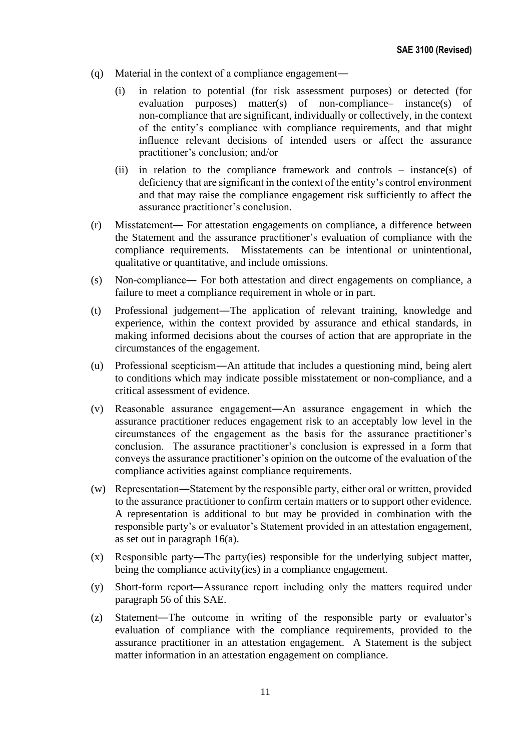(q) Material in the context of a compliance engagement―

   (i) in relation to potential (for risk assessment purposes) or detected (for evaluation purposes) matter(s) of non-compliance– instance(s) of non-compliance that are significant, individually or collectively, in the context of the entity's compliance with compliance requirements, and that might influence relevant decisions of intended users or affect the assurance practitioner's conclusion; and/or

   (ii) in relation to the compliance framework and controls – instance(s) of deficiency that are significant in the context of the entity's control environment and that may raise the compliance engagement risk sufficiently to affect the assurance practitioner's conclusion.

(r) Misstatement― For attestation engagements on compliance, a difference between the Statement and the assurance practitioner's evaluation of compliance with the compliance requirements. Misstatements can be intentional or unintentional, qualitative or quantitative, and include omissions.

(s) Non-compliance― For both attestation and direct engagements on compliance, a failure to meet a compliance requirement in whole or in part.

(t) Professional judgement―The application of relevant training, knowledge and experience, within the context provided by assurance and ethical standards, in making informed decisions about the courses of action that are appropriate in the circumstances of the engagement.

(u) Professional scepticism―An attitude that includes a questioning mind, being alert to conditions which may indicate possible misstatement or non-compliance, and a critical assessment of evidence.

(v) Reasonable assurance engagement―An assurance engagement in which the assurance practitioner reduces engagement risk to an acceptably low level in the circumstances of the engagement as the basis for the assurance practitioner's conclusion. The assurance practitioner's conclusion is expressed in a form that conveys the assurance practitioner's opinion on the outcome of the evaluation of the compliance activities against compliance requirements.

(w) Representation―Statement by the responsible party, either oral or written, provided to the assurance practitioner to confirm certain matters or to support other evidence. A representation is additional to but may be provided in combination with the responsible party's or evaluator's Statement provided in an attestation engagement, as set out in paragraph 16(a).

(x) Responsible party―The party(ies) responsible for the underlying subject matter, being the compliance activity(ies) in a compliance engagement.

(y) Short-form report―Assurance report including only the matters required under paragraph 56 of this SAE.

(z) Statement―The outcome in writing of the responsible party or evaluator's evaluation of compliance with the compliance requirements, provided to the assurance practitioner in an attestation engagement. A Statement is the subject matter information in an attestation engagement on compliance.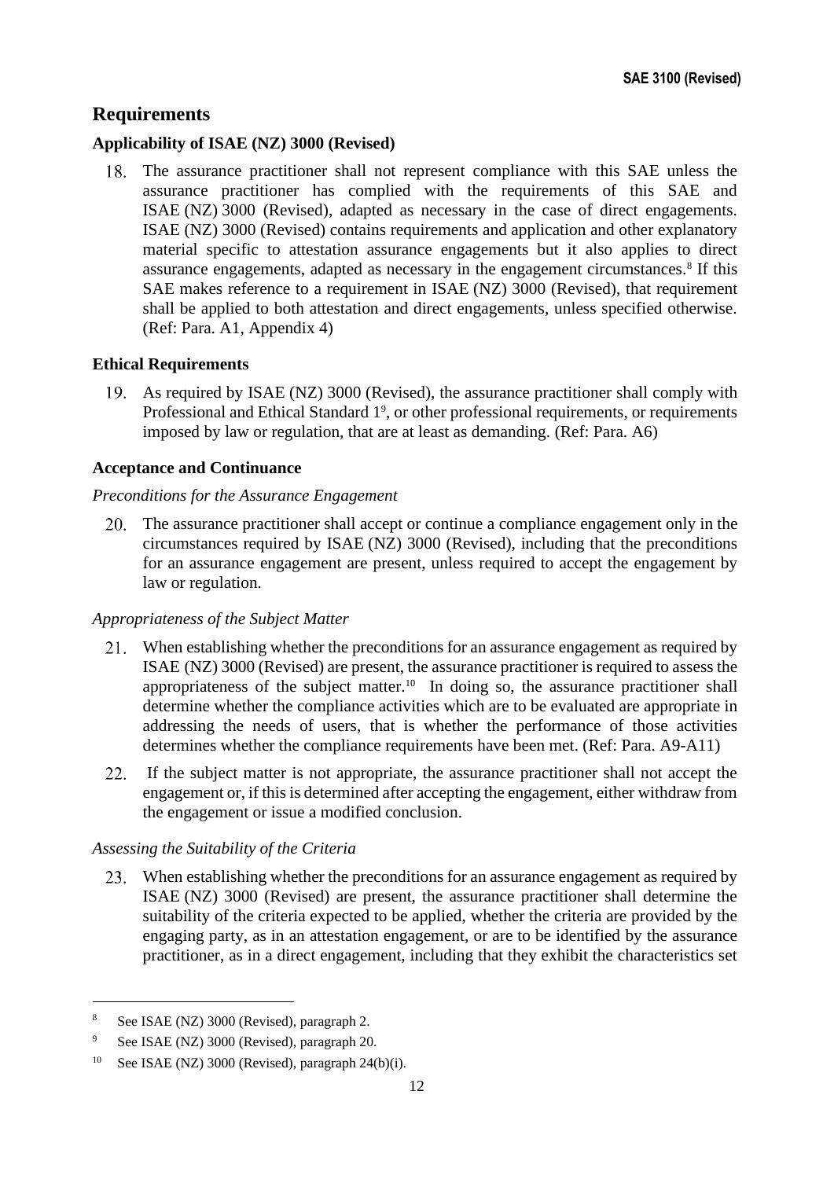## Requirements

### Applicability of ISAE (NZ) 3000 (Revised)

18. The assurance practitioner shall not represent compliance with this SAE unless the assurance practitioner has complied with the requirements of this SAE and ISAE (NZ) 3000 (Revised), adapted as necessary in the case of direct engagements. ISAE (NZ) 3000 (Revised) contains requirements and application and other explanatory material specific to attestation assurance engagements but it also applies to direct assurance engagements, adapted as necessary in the engagement circumstances.[8] If this SAE makes reference to a requirement in ISAE (NZ) 3000 (Revised), that requirement shall be applied to both attestation and direct engagements, unless specified otherwise. (Ref: Para. A1, Appendix 4)

### Ethical Requirements

19. As required by ISAE (NZ) 3000 (Revised), the assurance practitioner shall comply with Professional and Ethical Standard 1[9], or other professional requirements, or requirements imposed by law or regulation, that are at least as demanding. (Ref: Para. A6)

### Acceptance and Continuance

*Preconditions for the Assurance Engagement*

20. The assurance practitioner shall accept or continue a compliance engagement only in the circumstances required by ISAE (NZ) 3000 (Revised), including that the preconditions for an assurance engagement are present, unless required to accept the engagement by law or regulation.

*Appropriateness of the Subject Matter*

21. When establishing whether the preconditions for an assurance engagement as required by ISAE (NZ) 3000 (Revised) are present, the assurance practitioner is required to assess the appropriateness of the subject matter.[10] In doing so, the assurance practitioner shall determine whether the compliance activities which are to be evaluated are appropriate in addressing the needs of users, that is whether the performance of those activities determines whether the compliance requirements have been met. (Ref: Para. A9-A11)

22. If the subject matter is not appropriate, the assurance practitioner shall not accept the engagement or, if this is determined after accepting the engagement, either withdraw from the engagement or issue a modified conclusion.

*Assessing the Suitability of the Criteria*

23. When establishing whether the preconditions for an assurance engagement as required by ISAE (NZ) 3000 (Revised) are present, the assurance practitioner shall determine the suitability of the criteria expected to be applied, whether the criteria are provided by the engaging party, as in an attestation engagement, or are to be identified by the assurance practitioner, as in a direct engagement, including that they exhibit the characteristics set

---

8 See ISAE (NZ) 3000 (Revised), paragraph 2.

9 See ISAE (NZ) 3000 (Revised), paragraph 20.

10 See ISAE (NZ) 3000 (Revised), paragraph 24(b)(i).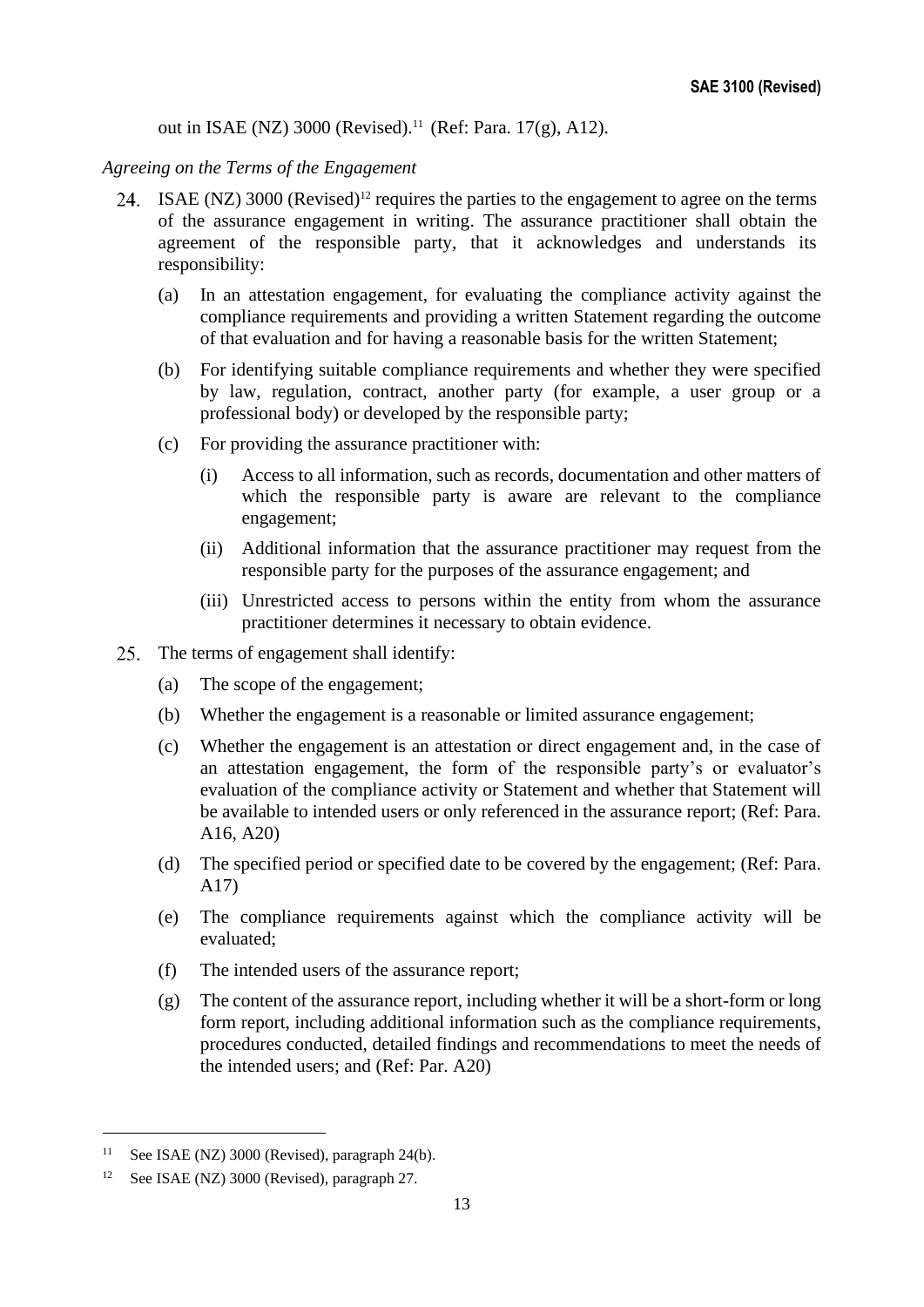out in ISAE (NZ) 3000 (Revised).[11] (Ref: Para. 17(g), A12).

*Agreeing on the Terms of the Engagement*

24. ISAE (NZ) 3000 (Revised)[12] requires the parties to the engagement to agree on the terms of the assurance engagement in writing. The assurance practitioner shall obtain the agreement of the responsible party, that it acknowledges and understands its responsibility:

    (a) In an attestation engagement, for evaluating the compliance activity against the compliance requirements and providing a written Statement regarding the outcome of that evaluation and for having a reasonable basis for the written Statement;

    (b) For identifying suitable compliance requirements and whether they were specified by law, regulation, contract, another party (for example, a user group or a professional body) or developed by the responsible party;

    (c) For providing the assurance practitioner with:

        (i) Access to all information, such as records, documentation and other matters of which the responsible party is aware are relevant to the compliance engagement;

        (ii) Additional information that the assurance practitioner may request from the responsible party for the purposes of the assurance engagement; and

        (iii) Unrestricted access to persons within the entity from whom the assurance practitioner determines it necessary to obtain evidence.

25. The terms of engagement shall identify:

    (a) The scope of the engagement;

    (b) Whether the engagement is a reasonable or limited assurance engagement;

    (c) Whether the engagement is an attestation or direct engagement and, in the case of an attestation engagement, the form of the responsible party's or evaluator's evaluation of the compliance activity or Statement and whether that Statement will be available to intended users or only referenced in the assurance report; (Ref: Para. A16, A20)

    (d) The specified period or specified date to be covered by the engagement; (Ref: Para. A17)

    (e) The compliance requirements against which the compliance activity will be evaluated;

    (f) The intended users of the assurance report;

    (g) The content of the assurance report, including whether it will be a short-form or long form report, including additional information such as the compliance requirements, procedures conducted, detailed findings and recommendations to meet the needs of the intended users; and (Ref: Par. A20)

---

[11] See ISAE (NZ) 3000 (Revised), paragraph 24(b).

[12] See ISAE (NZ) 3000 (Revised), paragraph 27.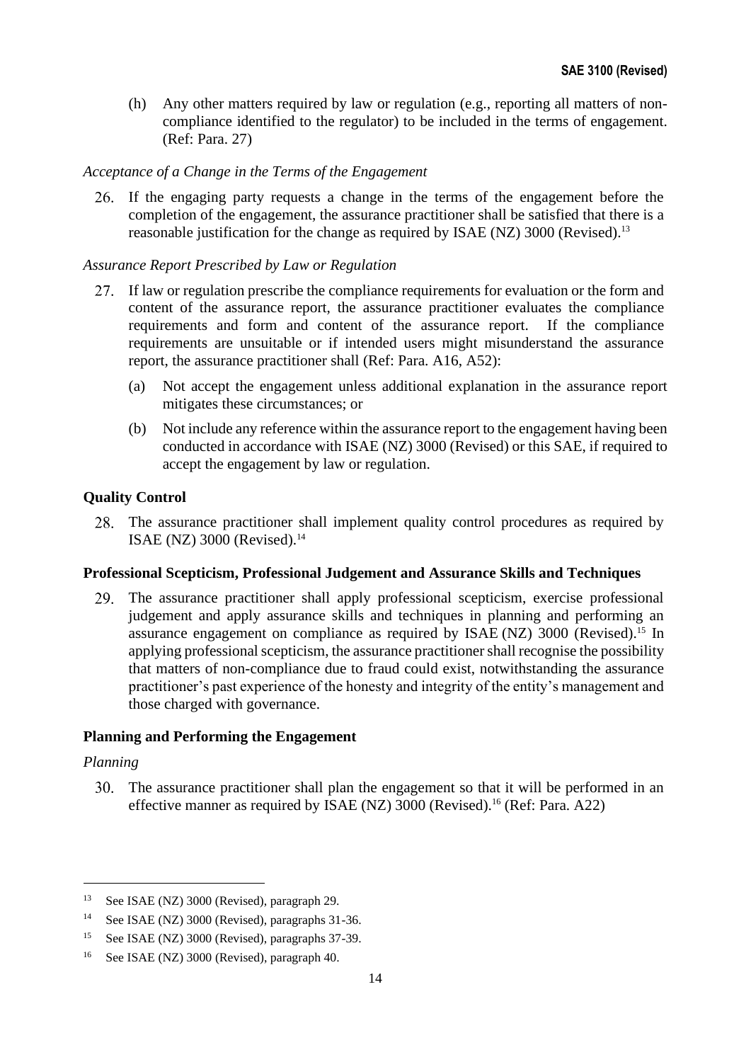(h) Any other matters required by law or regulation (e.g., reporting all matters of non-compliance identified to the regulator) to be included in the terms of engagement. (Ref: Para. 27)

*Acceptance of a Change in the Terms of the Engagement*

26. If the engaging party requests a change in the terms of the engagement before the completion of the engagement, the assurance practitioner shall be satisfied that there is a reasonable justification for the change as required by ISAE (NZ) 3000 (Revised).[13]

*Assurance Report Prescribed by Law or Regulation*

27. If law or regulation prescribe the compliance requirements for evaluation or the form and content of the assurance report, the assurance practitioner evaluates the compliance requirements and form and content of the assurance report. If the compliance requirements are unsuitable or if intended users might misunderstand the assurance report, the assurance practitioner shall (Ref: Para. A16, A52):

    (a) Not accept the engagement unless additional explanation in the assurance report mitigates these circumstances; or

    (b) Not include any reference within the assurance report to the engagement having been conducted in accordance with ISAE (NZ) 3000 (Revised) or this SAE, if required to accept the engagement by law or regulation.

**Quality Control**

28. The assurance practitioner shall implement quality control procedures as required by ISAE (NZ) 3000 (Revised).[14]

**Professional Scepticism, Professional Judgement and Assurance Skills and Techniques**

29. The assurance practitioner shall apply professional scepticism, exercise professional judgement and apply assurance skills and techniques in planning and performing an assurance engagement on compliance as required by ISAE (NZ) 3000 (Revised).[15] In applying professional scepticism, the assurance practitioner shall recognise the possibility that matters of non-compliance due to fraud could exist, notwithstanding the assurance practitioner's past experience of the honesty and integrity of the entity's management and those charged with governance.

**Planning and Performing the Engagement**

*Planning*

30. The assurance practitioner shall plan the engagement so that it will be performed in an effective manner as required by ISAE (NZ) 3000 (Revised).[16] (Ref: Para. A22)

---

[13] See ISAE (NZ) 3000 (Revised), paragraph 29.

[14] See ISAE (NZ) 3000 (Revised), paragraphs 31-36.

[15] See ISAE (NZ) 3000 (Revised), paragraphs 37-39.

[16] See ISAE (NZ) 3000 (Revised), paragraph 40.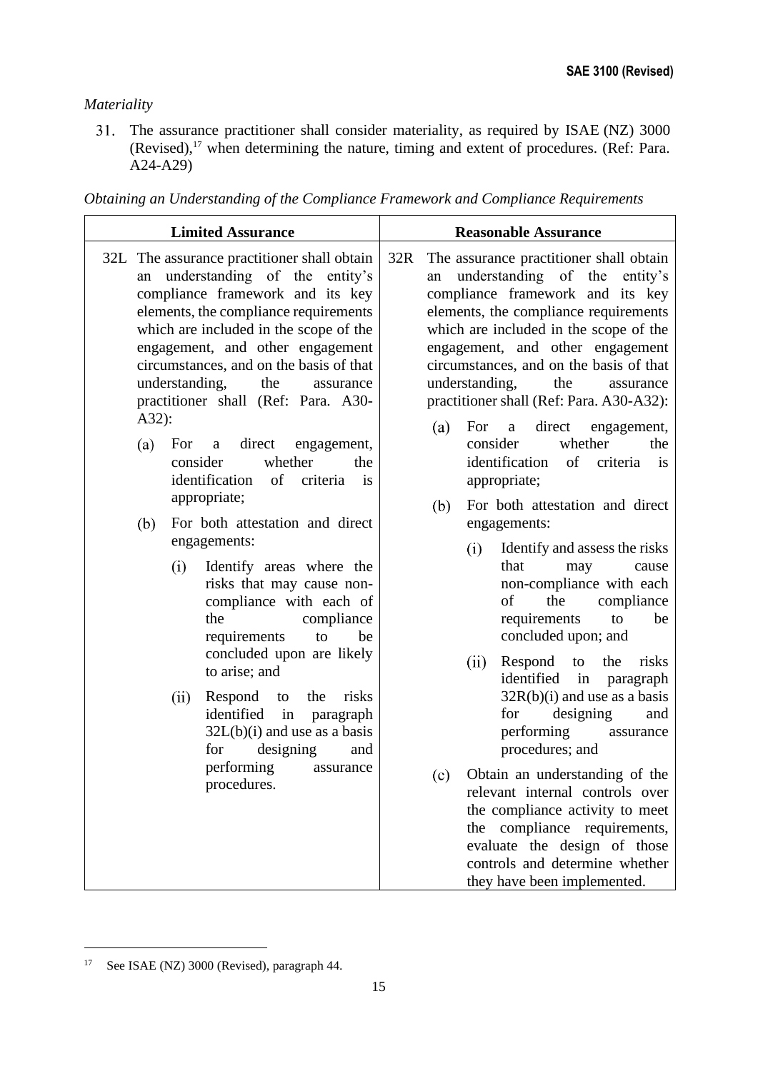*Materiality*

31. The assurance practitioner shall consider materiality, as required by ISAE (NZ) 3000 (Revised),[17] when determining the nature, timing and extent of procedures. (Ref: Para. A24-A29)

*Obtaining an Understanding of the Compliance Framework and Compliance Requirements*

| Limited Assurance | Reasonable Assurance |
|---|---|
| 32L The assurance practitioner shall obtain an understanding of the entity's compliance framework and its key elements, the compliance requirements which are included in the scope of the engagement, and other engagement circumstances, and on the basis of that understanding, the assurance practitioner shall (Ref: Para. A30-A32):<br>(a) For a direct engagement, consider whether the identification of criteria is appropriate;<br>(b) For both attestation and direct engagements:<br>(i) Identify areas where the risks that may cause non-compliance with each of the compliance requirements to be concluded upon are likely to arise; and<br>(ii) Respond to the risks identified in paragraph 32L(b)(i) and use as a basis for designing and performing assurance procedures. | 32R The assurance practitioner shall obtain an understanding of the entity's compliance framework and its key elements, the compliance requirements which are included in the scope of the engagement, and other engagement circumstances, and on the basis of that understanding, the assurance practitioner shall (Ref: Para. A30-A32):<br>(a) For a direct engagement, consider whether the identification of criteria is appropriate;<br>(b) For both attestation and direct engagements:<br>(i) Identify and assess the risks that may cause non-compliance with each of the compliance requirements to be concluded upon; and<br>(ii) Respond to the risks identified in paragraph 32R(b)(i) and use as a basis for designing and performing assurance procedures; and<br>(c) Obtain an understanding of the relevant internal controls over the compliance activity to meet the compliance requirements, evaluate the design of those controls and determine whether they have been implemented. |

[17] See ISAE (NZ) 3000 (Revised), paragraph 44.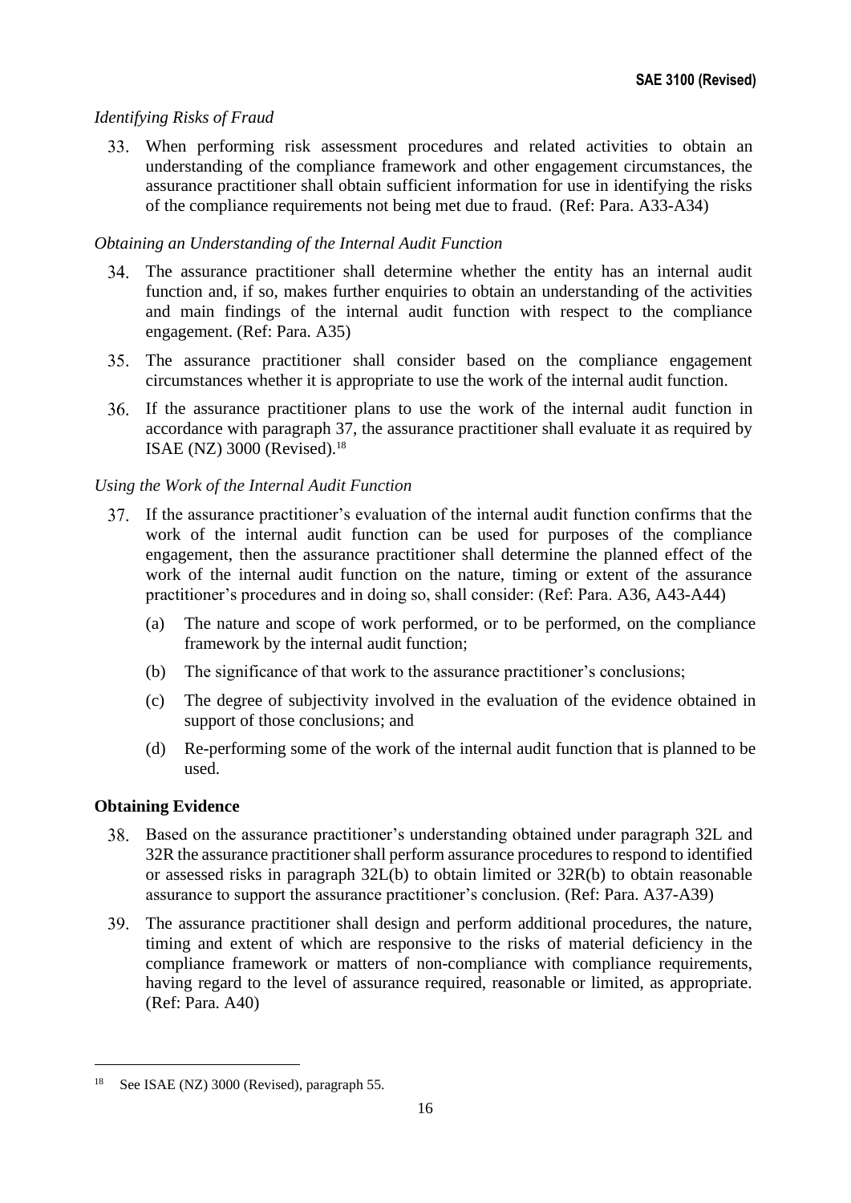*Identifying Risks of Fraud*

33. When performing risk assessment procedures and related activities to obtain an understanding of the compliance framework and other engagement circumstances, the assurance practitioner shall obtain sufficient information for use in identifying the risks of the compliance requirements not being met due to fraud. (Ref: Para. A33-A34)

*Obtaining an Understanding of the Internal Audit Function*

34. The assurance practitioner shall determine whether the entity has an internal audit function and, if so, makes further enquiries to obtain an understanding of the activities and main findings of the internal audit function with respect to the compliance engagement. (Ref: Para. A35)

35. The assurance practitioner shall consider based on the compliance engagement circumstances whether it is appropriate to use the work of the internal audit function.

36. If the assurance practitioner plans to use the work of the internal audit function in accordance with paragraph 37, the assurance practitioner shall evaluate it as required by ISAE (NZ) 3000 (Revised).[18]

*Using the Work of the Internal Audit Function*

37. If the assurance practitioner's evaluation of the internal audit function confirms that the work of the internal audit function can be used for purposes of the compliance engagement, then the assurance practitioner shall determine the planned effect of the work of the internal audit function on the nature, timing or extent of the assurance practitioner's procedures and in doing so, shall consider: (Ref: Para. A36, A43-A44)

    (a) The nature and scope of work performed, or to be performed, on the compliance framework by the internal audit function;

    (b) The significance of that work to the assurance practitioner's conclusions;

    (c) The degree of subjectivity involved in the evaluation of the evidence obtained in support of those conclusions; and

    (d) Re-performing some of the work of the internal audit function that is planned to be used.

**Obtaining Evidence**

38. Based on the assurance practitioner's understanding obtained under paragraph 32L and 32R the assurance practitioner shall perform assurance procedures to respond to identified or assessed risks in paragraph 32L(b) to obtain limited or 32R(b) to obtain reasonable assurance to support the assurance practitioner's conclusion. (Ref: Para. A37-A39)

39. The assurance practitioner shall design and perform additional procedures, the nature, timing and extent of which are responsive to the risks of material deficiency in the compliance framework or matters of non-compliance with compliance requirements, having regard to the level of assurance required, reasonable or limited, as appropriate. (Ref: Para. A40)

---

[18] See ISAE (NZ) 3000 (Revised), paragraph 55.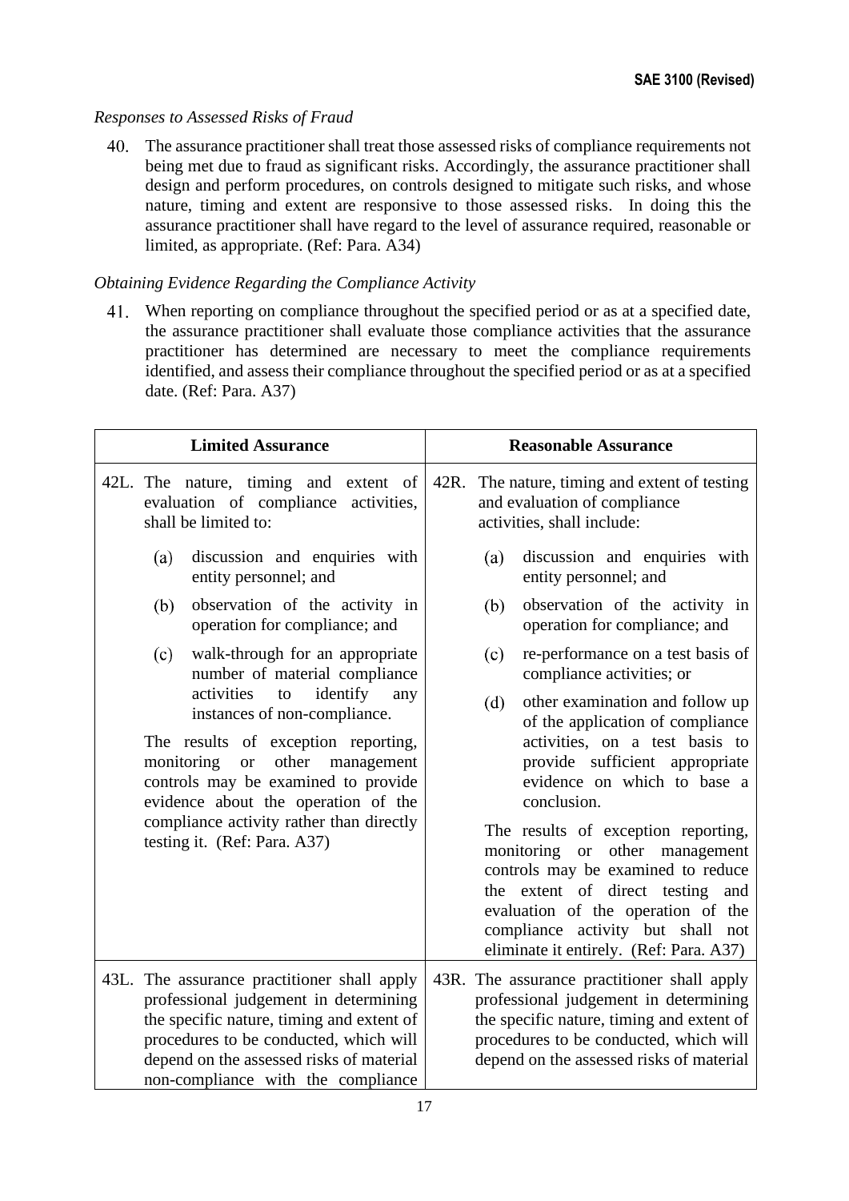*Responses to Assessed Risks of Fraud*

40. The assurance practitioner shall treat those assessed risks of compliance requirements not being met due to fraud as significant risks. Accordingly, the assurance practitioner shall design and perform procedures, on controls designed to mitigate such risks, and whose nature, timing and extent are responsive to those assessed risks. In doing this the assurance practitioner shall have regard to the level of assurance required, reasonable or limited, as appropriate. (Ref: Para. A34)

*Obtaining Evidence Regarding the Compliance Activity*

41. When reporting on compliance throughout the specified period or as at a specified date, the assurance practitioner shall evaluate those compliance activities that the assurance practitioner has determined are necessary to meet the compliance requirements identified, and assess their compliance throughout the specified period or as at a specified date. (Ref: Para. A37)

| Limited Assurance | Reasonable Assurance |
|---|---|
| 42L. The nature, timing and extent of evaluation of compliance activities, shall be limited to:<br>(a) discussion and enquiries with entity personnel; and<br>(b) observation of the activity in operation for compliance; and<br>(c) walk-through for an appropriate number of material compliance activities to identify any instances of non-compliance.<br>The results of exception reporting, monitoring or other management controls may be examined to provide evidence about the operation of the compliance activity rather than directly testing it. (Ref: Para. A37) | 42R. The nature, timing and extent of testing and evaluation of compliance activities, shall include:<br>(a) discussion and enquiries with entity personnel; and<br>(b) observation of the activity in operation for compliance; and<br>(c) re-performance on a test basis of compliance activities; or<br>(d) other examination and follow up of the application of compliance activities, on a test basis to provide sufficient appropriate evidence on which to base a conclusion.<br>The results of exception reporting, monitoring or other management controls may be examined to reduce the extent of direct testing and evaluation of the operation of the compliance activity but shall not eliminate it entirely. (Ref: Para. A37) |
| 43L. The assurance practitioner shall apply professional judgement in determining the specific nature, timing and extent of procedures to be conducted, which will depend on the assessed risks of material non-compliance with the compliance | 43R. The assurance practitioner shall apply professional judgement in determining the specific nature, timing and extent of procedures to be conducted, which will depend on the assessed risks of material |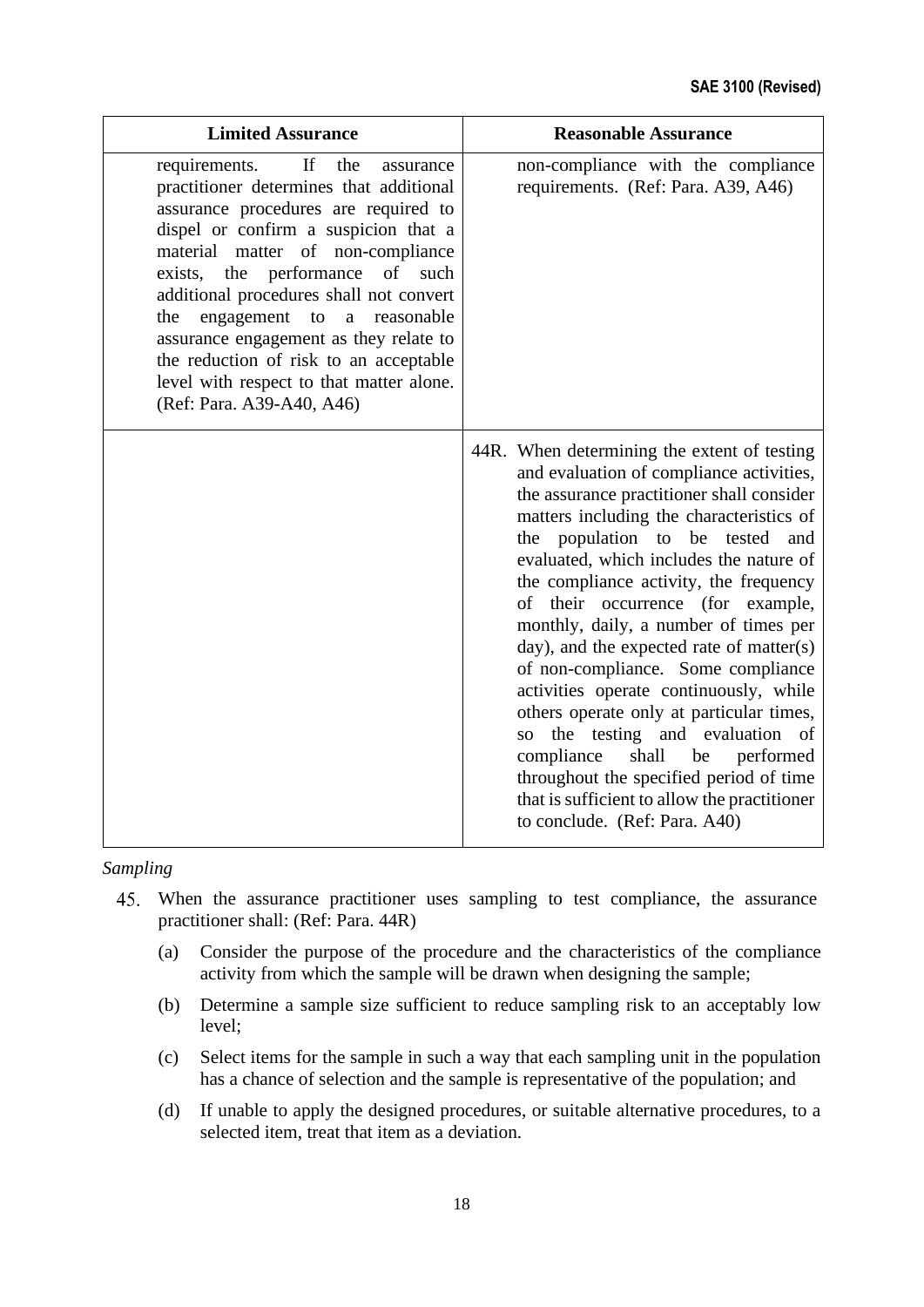| Limited Assurance | Reasonable Assurance |
|---|---|
| requirements. If the assurance practitioner determines that additional assurance procedures are required to dispel or confirm a suspicion that a material matter of non-compliance exists, the performance of such additional procedures shall not convert the engagement to a reasonable assurance engagement as they relate to the reduction of risk to an acceptable level with respect to that matter alone. (Ref: Para. A39-A40, A46) | non-compliance with the compliance requirements. (Ref: Para. A39, A46) |
| | 44R. When determining the extent of testing and evaluation of compliance activities, the assurance practitioner shall consider matters including the characteristics of the population to be tested and evaluated, which includes the nature of the compliance activity, the frequency of their occurrence (for example, monthly, daily, a number of times per day), and the expected rate of matter(s) of non-compliance. Some compliance activities operate continuously, while others operate only at particular times, so the testing and evaluation of compliance shall be performed throughout the specified period of time that is sufficient to allow the practitioner to conclude. (Ref: Para. A40) |

*Sampling*

45. When the assurance practitioner uses sampling to test compliance, the assurance practitioner shall: (Ref: Para. 44R)

    (a) Consider the purpose of the procedure and the characteristics of the compliance activity from which the sample will be drawn when designing the sample;

    (b) Determine a sample size sufficient to reduce sampling risk to an acceptably low level;

    (c) Select items for the sample in such a way that each sampling unit in the population has a chance of selection and the sample is representative of the population; and

    (d) If unable to apply the designed procedures, or suitable alternative procedures, to a selected item, treat that item as a deviation.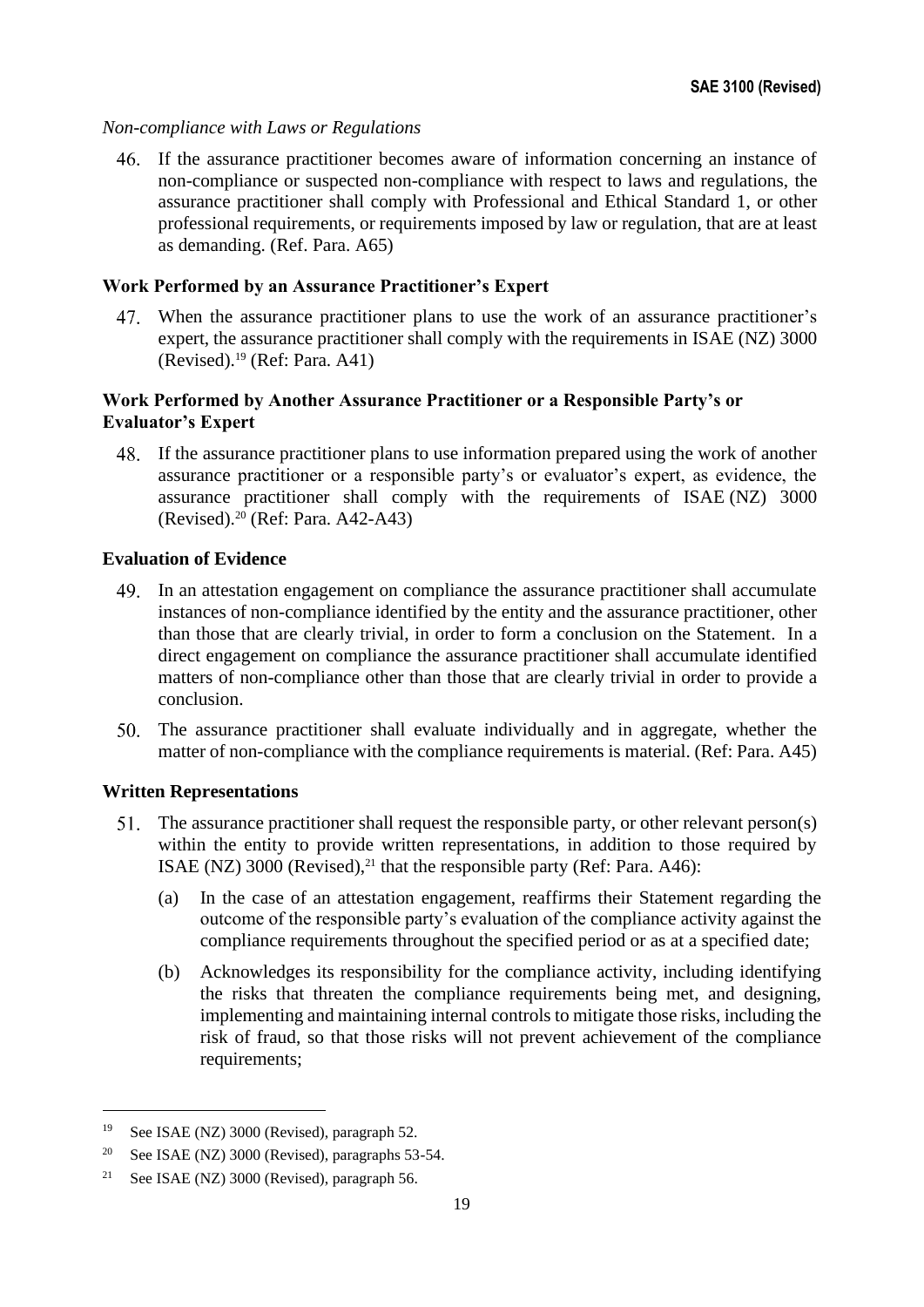*Non-compliance with Laws or Regulations*

46. If the assurance practitioner becomes aware of information concerning an instance of non-compliance or suspected non-compliance with respect to laws and regulations, the assurance practitioner shall comply with Professional and Ethical Standard 1, or other professional requirements, or requirements imposed by law or regulation, that are at least as demanding. (Ref. Para. A65)

### Work Performed by an Assurance Practitioner's Expert

47. When the assurance practitioner plans to use the work of an assurance practitioner's expert, the assurance practitioner shall comply with the requirements in ISAE (NZ) 3000 (Revised).[19] (Ref: Para. A41)

### Work Performed by Another Assurance Practitioner or a Responsible Party's or Evaluator's Expert

48. If the assurance practitioner plans to use information prepared using the work of another assurance practitioner or a responsible party's or evaluator's expert, as evidence, the assurance practitioner shall comply with the requirements of ISAE (NZ) 3000 (Revised).[20] (Ref: Para. A42-A43)

### Evaluation of Evidence

49. In an attestation engagement on compliance the assurance practitioner shall accumulate instances of non-compliance identified by the entity and the assurance practitioner, other than those that are clearly trivial, in order to form a conclusion on the Statement. In a direct engagement on compliance the assurance practitioner shall accumulate identified matters of non-compliance other than those that are clearly trivial in order to provide a conclusion.

50. The assurance practitioner shall evaluate individually and in aggregate, whether the matter of non-compliance with the compliance requirements is material. (Ref: Para. A45)

### Written Representations

51. The assurance practitioner shall request the responsible party, or other relevant person(s) within the entity to provide written representations, in addition to those required by ISAE (NZ) 3000 (Revised),[21] that the responsible party (Ref: Para. A46):

    (a) In the case of an attestation engagement, reaffirms their Statement regarding the outcome of the responsible party's evaluation of the compliance activity against the compliance requirements throughout the specified period or as at a specified date;

    (b) Acknowledges its responsibility for the compliance activity, including identifying the risks that threaten the compliance requirements being met, and designing, implementing and maintaining internal controls to mitigate those risks, including the risk of fraud, so that those risks will not prevent achievement of the compliance requirements;

---

[19] See ISAE (NZ) 3000 (Revised), paragraph 52.

[20] See ISAE (NZ) 3000 (Revised), paragraphs 53-54.

[21] See ISAE (NZ) 3000 (Revised), paragraph 56.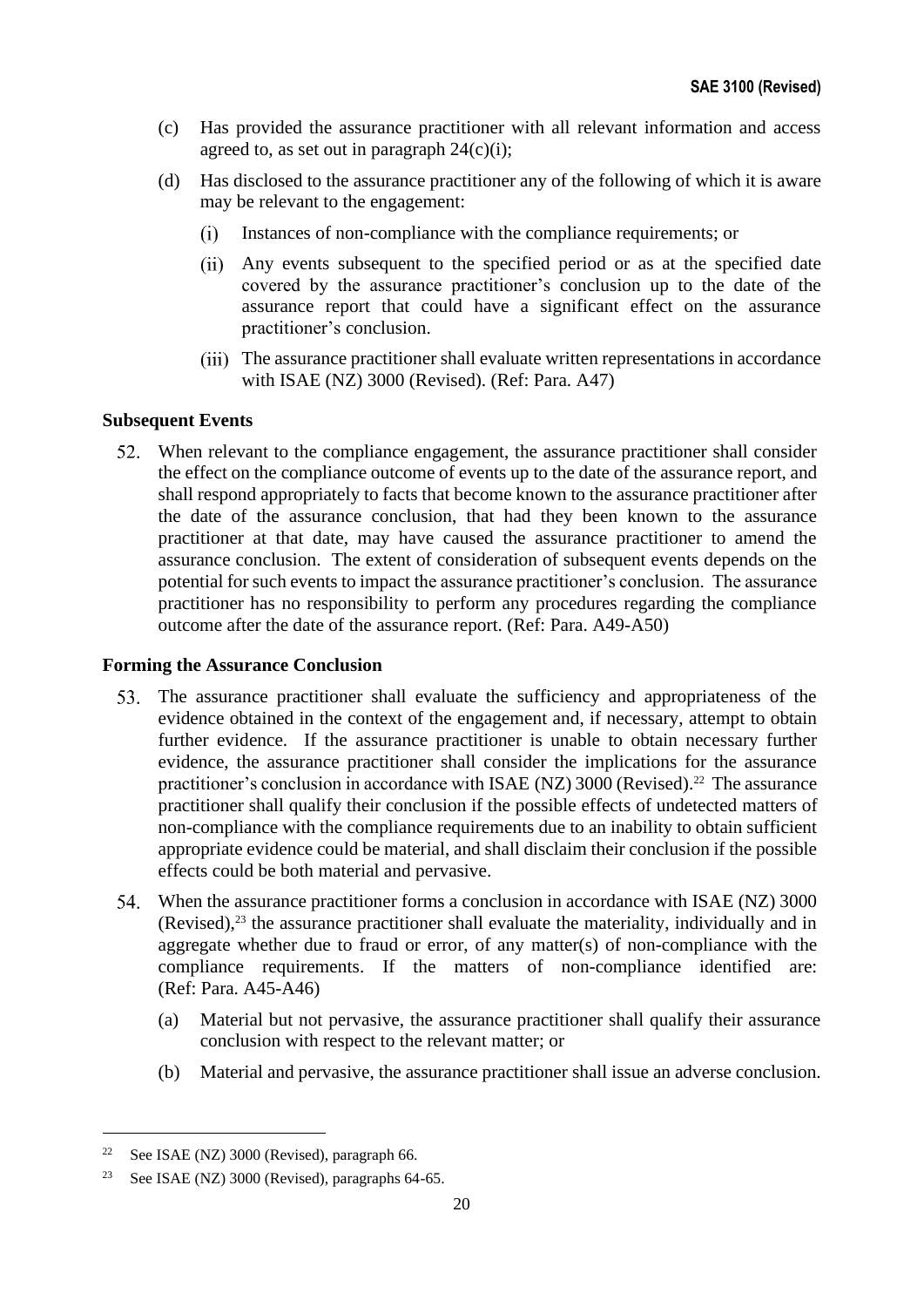(c) Has provided the assurance practitioner with all relevant information and access agreed to, as set out in paragraph 24(c)(i);

(d) Has disclosed to the assurance practitioner any of the following of which it is aware may be relevant to the engagement:

   (i) Instances of non-compliance with the compliance requirements; or

   (ii) Any events subsequent to the specified period or as at the specified date covered by the assurance practitioner's conclusion up to the date of the assurance report that could have a significant effect on the assurance practitioner's conclusion.

   (iii) The assurance practitioner shall evaluate written representations in accordance with ISAE (NZ) 3000 (Revised). (Ref: Para. A47)

**Subsequent Events**

52. When relevant to the compliance engagement, the assurance practitioner shall consider the effect on the compliance outcome of events up to the date of the assurance report, and shall respond appropriately to facts that become known to the assurance practitioner after the date of the assurance conclusion, that had they been known to the assurance practitioner at that date, may have caused the assurance practitioner to amend the assurance conclusion. The extent of consideration of subsequent events depends on the potential for such events to impact the assurance practitioner's conclusion. The assurance practitioner has no responsibility to perform any procedures regarding the compliance outcome after the date of the assurance report. (Ref: Para. A49-A50)

**Forming the Assurance Conclusion**

53. The assurance practitioner shall evaluate the sufficiency and appropriateness of the evidence obtained in the context of the engagement and, if necessary, attempt to obtain further evidence. If the assurance practitioner is unable to obtain necessary further evidence, the assurance practitioner shall consider the implications for the assurance practitioner's conclusion in accordance with ISAE (NZ) 3000 (Revised).[22] The assurance practitioner shall qualify their conclusion if the possible effects of undetected matters of non-compliance with the compliance requirements due to an inability to obtain sufficient appropriate evidence could be material, and shall disclaim their conclusion if the possible effects could be both material and pervasive.

54. When the assurance practitioner forms a conclusion in accordance with ISAE (NZ) 3000 (Revised),[23] the assurance practitioner shall evaluate the materiality, individually and in aggregate whether due to fraud or error, of any matter(s) of non-compliance with the compliance requirements. If the matters of non-compliance identified are: (Ref: Para. A45-A46)

   (a) Material but not pervasive, the assurance practitioner shall qualify their assurance conclusion with respect to the relevant matter; or

   (b) Material and pervasive, the assurance practitioner shall issue an adverse conclusion.

---

[22] See ISAE (NZ) 3000 (Revised), paragraph 66.

[23] See ISAE (NZ) 3000 (Revised), paragraphs 64-65.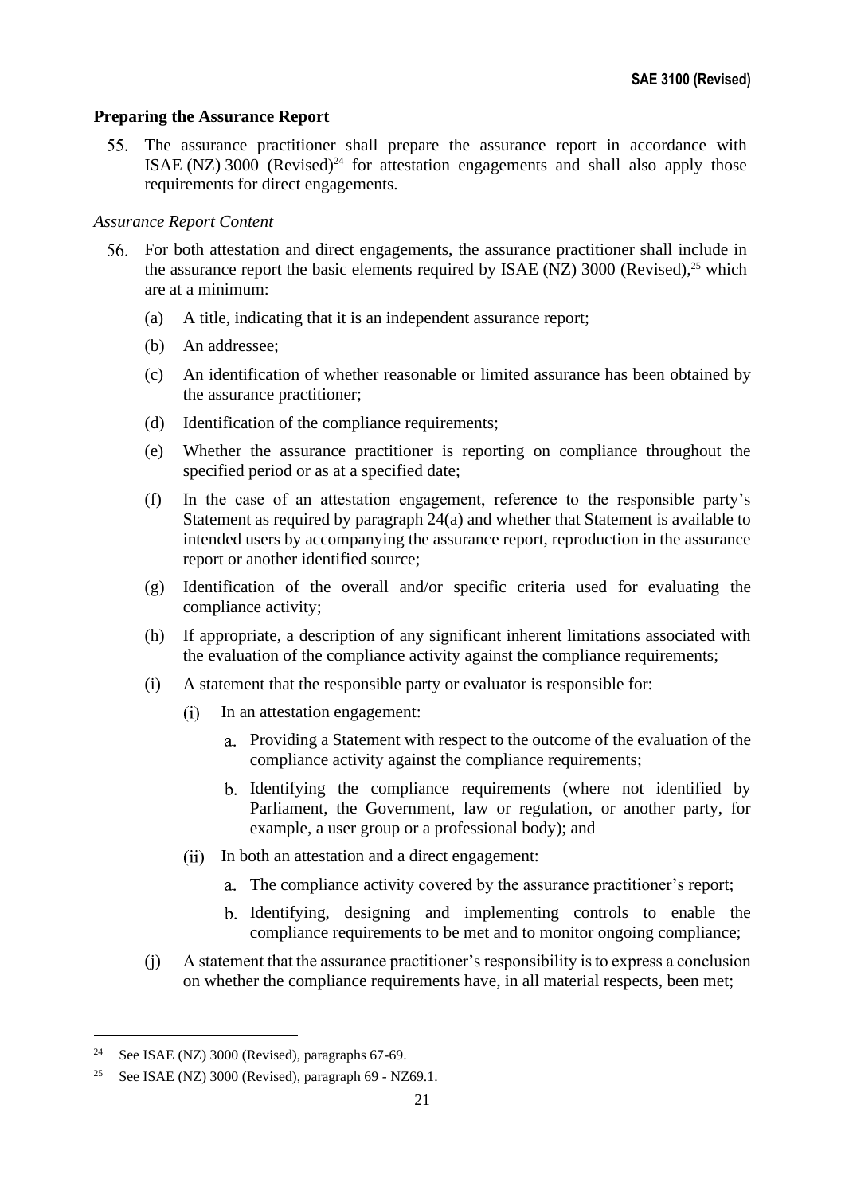## Preparing the Assurance Report

55. The assurance practitioner shall prepare the assurance report in accordance with ISAE (NZ) 3000 (Revised)[24] for attestation engagements and shall also apply those requirements for direct engagements.

*Assurance Report Content*

56. For both attestation and direct engagements, the assurance practitioner shall include in the assurance report the basic elements required by ISAE (NZ) 3000 (Revised),[25] which are at a minimum:

    (a) A title, indicating that it is an independent assurance report;

    (b) An addressee;

    (c) An identification of whether reasonable or limited assurance has been obtained by the assurance practitioner;

    (d) Identification of the compliance requirements;

    (e) Whether the assurance practitioner is reporting on compliance throughout the specified period or as at a specified date;

    (f) In the case of an attestation engagement, reference to the responsible party's Statement as required by paragraph 24(a) and whether that Statement is available to intended users by accompanying the assurance report, reproduction in the assurance report or another identified source;

    (g) Identification of the overall and/or specific criteria used for evaluating the compliance activity;

    (h) If appropriate, a description of any significant inherent limitations associated with the evaluation of the compliance activity against the compliance requirements;

    (i) A statement that the responsible party or evaluator is responsible for:

        (i) In an attestation engagement:

            a. Providing a Statement with respect to the outcome of the evaluation of the compliance activity against the compliance requirements;

            b. Identifying the compliance requirements (where not identified by Parliament, the Government, law or regulation, or another party, for example, a user group or a professional body); and

        (ii) In both an attestation and a direct engagement:

            a. The compliance activity covered by the assurance practitioner's report;

            b. Identifying, designing and implementing controls to enable the compliance requirements to be met and to monitor ongoing compliance;

    (j) A statement that the assurance practitioner's responsibility is to express a conclusion on whether the compliance requirements have, in all material respects, been met;

---

[24] See ISAE (NZ) 3000 (Revised), paragraphs 67-69.

[25] See ISAE (NZ) 3000 (Revised), paragraph 69 - NZ69.1.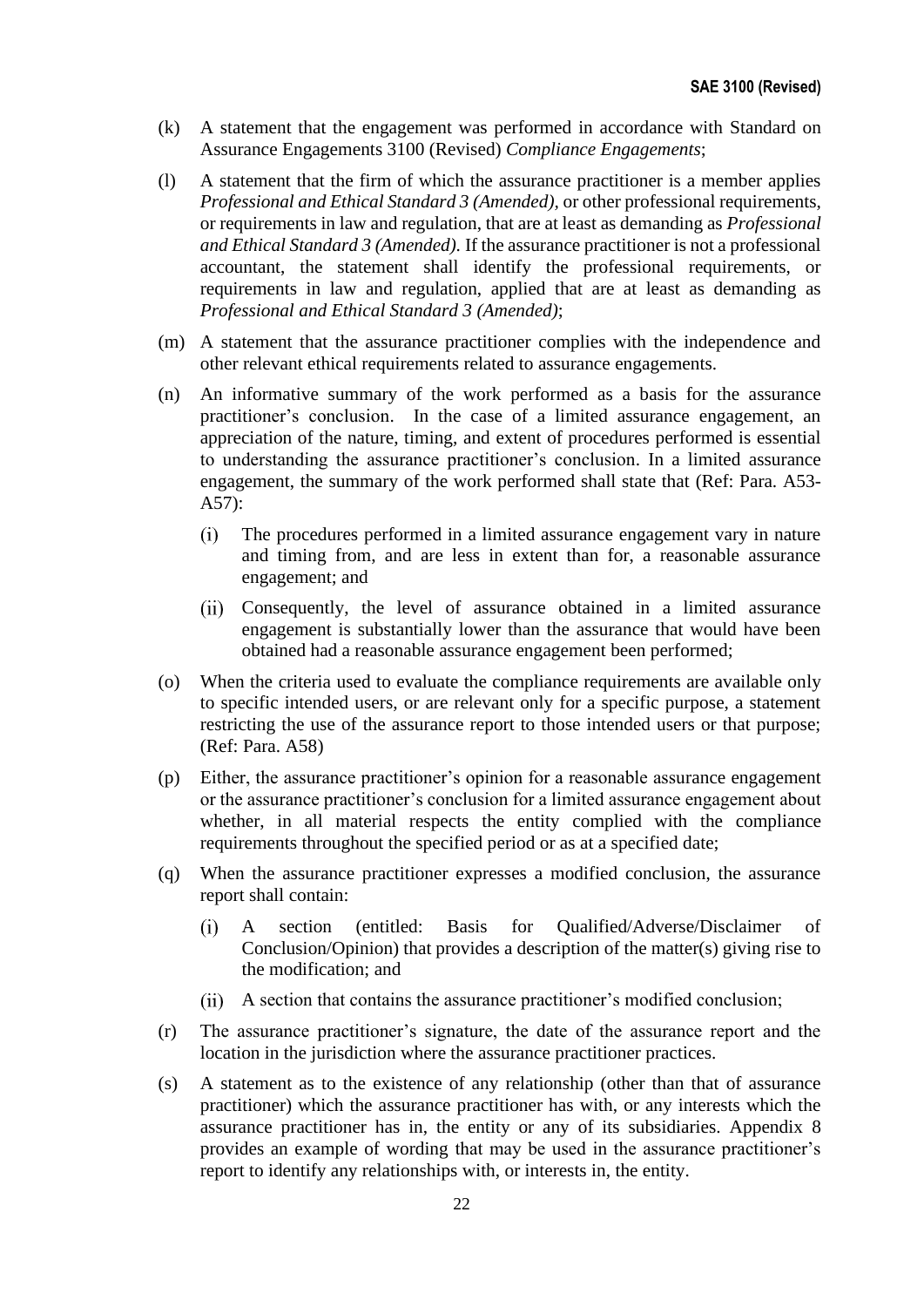(k) A statement that the engagement was performed in accordance with Standard on Assurance Engagements 3100 (Revised) *Compliance Engagements*;

(l) A statement that the firm of which the assurance practitioner is a member applies *Professional and Ethical Standard 3 (Amended)*, or other professional requirements, or requirements in law and regulation, that are at least as demanding as *Professional and Ethical Standard 3 (Amended)*. If the assurance practitioner is not a professional accountant, the statement shall identify the professional requirements, or requirements in law and regulation, applied that are at least as demanding as *Professional and Ethical Standard 3 (Amended)*;

(m) A statement that the assurance practitioner complies with the independence and other relevant ethical requirements related to assurance engagements.

(n) An informative summary of the work performed as a basis for the assurance practitioner's conclusion. In the case of a limited assurance engagement, an appreciation of the nature, timing, and extent of procedures performed is essential to understanding the assurance practitioner's conclusion. In a limited assurance engagement, the summary of the work performed shall state that (Ref: Para. A53-A57):

    (i) The procedures performed in a limited assurance engagement vary in nature and timing from, and are less in extent than for, a reasonable assurance engagement; and

    (ii) Consequently, the level of assurance obtained in a limited assurance engagement is substantially lower than the assurance that would have been obtained had a reasonable assurance engagement been performed;

(o) When the criteria used to evaluate the compliance requirements are available only to specific intended users, or are relevant only for a specific purpose, a statement restricting the use of the assurance report to those intended users or that purpose; (Ref: Para. A58)

(p) Either, the assurance practitioner's opinion for a reasonable assurance engagement or the assurance practitioner's conclusion for a limited assurance engagement about whether, in all material respects the entity complied with the compliance requirements throughout the specified period or as at a specified date;

(q) When the assurance practitioner expresses a modified conclusion, the assurance report shall contain:

    (i) A section (entitled: Basis for Qualified/Adverse/Disclaimer of Conclusion/Opinion) that provides a description of the matter(s) giving rise to the modification; and

    (ii) A section that contains the assurance practitioner's modified conclusion;

(r) The assurance practitioner's signature, the date of the assurance report and the location in the jurisdiction where the assurance practitioner practices.

(s) A statement as to the existence of any relationship (other than that of assurance practitioner) which the assurance practitioner has with, or any interests which the assurance practitioner has in, the entity or any of its subsidiaries. Appendix 8 provides an example of wording that may be used in the assurance practitioner's report to identify any relationships with, or interests in, the entity.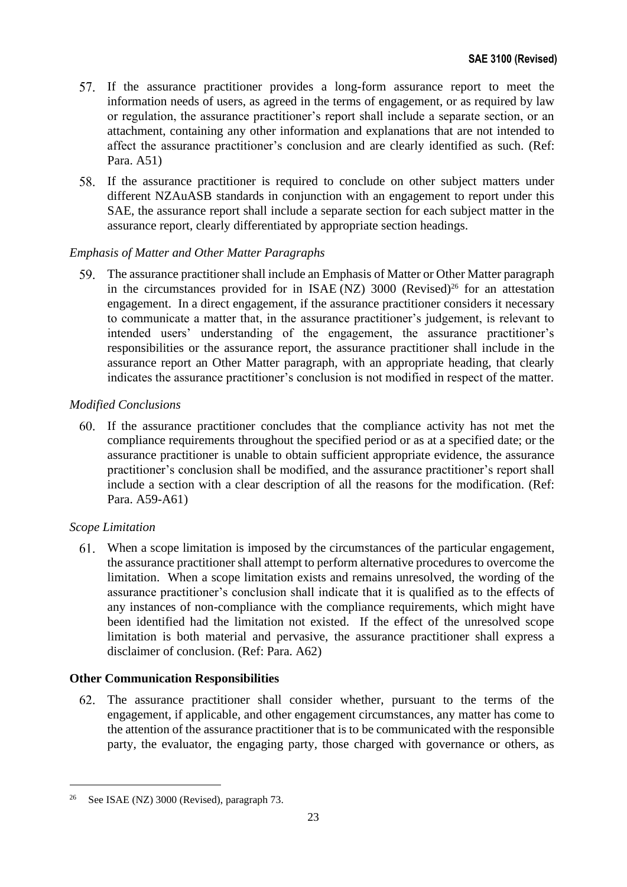57. If the assurance practitioner provides a long-form assurance report to meet the information needs of users, as agreed in the terms of engagement, or as required by law or regulation, the assurance practitioner's report shall include a separate section, or an attachment, containing any other information and explanations that are not intended to affect the assurance practitioner's conclusion and are clearly identified as such. (Ref: Para. A51)

58. If the assurance practitioner is required to conclude on other subject matters under different NZAuASB standards in conjunction with an engagement to report under this SAE, the assurance report shall include a separate section for each subject matter in the assurance report, clearly differentiated by appropriate section headings.

*Emphasis of Matter and Other Matter Paragraphs*

59. The assurance practitioner shall include an Emphasis of Matter or Other Matter paragraph in the circumstances provided for in ISAE (NZ) 3000 (Revised)[26] for an attestation engagement. In a direct engagement, if the assurance practitioner considers it necessary to communicate a matter that, in the assurance practitioner's judgement, is relevant to intended users' understanding of the engagement, the assurance practitioner's responsibilities or the assurance report, the assurance practitioner shall include in the assurance report an Other Matter paragraph, with an appropriate heading, that clearly indicates the assurance practitioner's conclusion is not modified in respect of the matter.

*Modified Conclusions*

60. If the assurance practitioner concludes that the compliance activity has not met the compliance requirements throughout the specified period or as at a specified date; or the assurance practitioner is unable to obtain sufficient appropriate evidence, the assurance practitioner's conclusion shall be modified, and the assurance practitioner's report shall include a section with a clear description of all the reasons for the modification. (Ref: Para. A59-A61)

*Scope Limitation*

61. When a scope limitation is imposed by the circumstances of the particular engagement, the assurance practitioner shall attempt to perform alternative procedures to overcome the limitation. When a scope limitation exists and remains unresolved, the wording of the assurance practitioner's conclusion shall indicate that it is qualified as to the effects of any instances of non-compliance with the compliance requirements, which might have been identified had the limitation not existed. If the effect of the unresolved scope limitation is both material and pervasive, the assurance practitioner shall express a disclaimer of conclusion. (Ref: Para. A62)

**Other Communication Responsibilities**

62. The assurance practitioner shall consider whether, pursuant to the terms of the engagement, if applicable, and other engagement circumstances, any matter has come to the attention of the assurance practitioner that is to be communicated with the responsible party, the evaluator, the engaging party, those charged with governance or others, as

[26] See ISAE (NZ) 3000 (Revised), paragraph 73.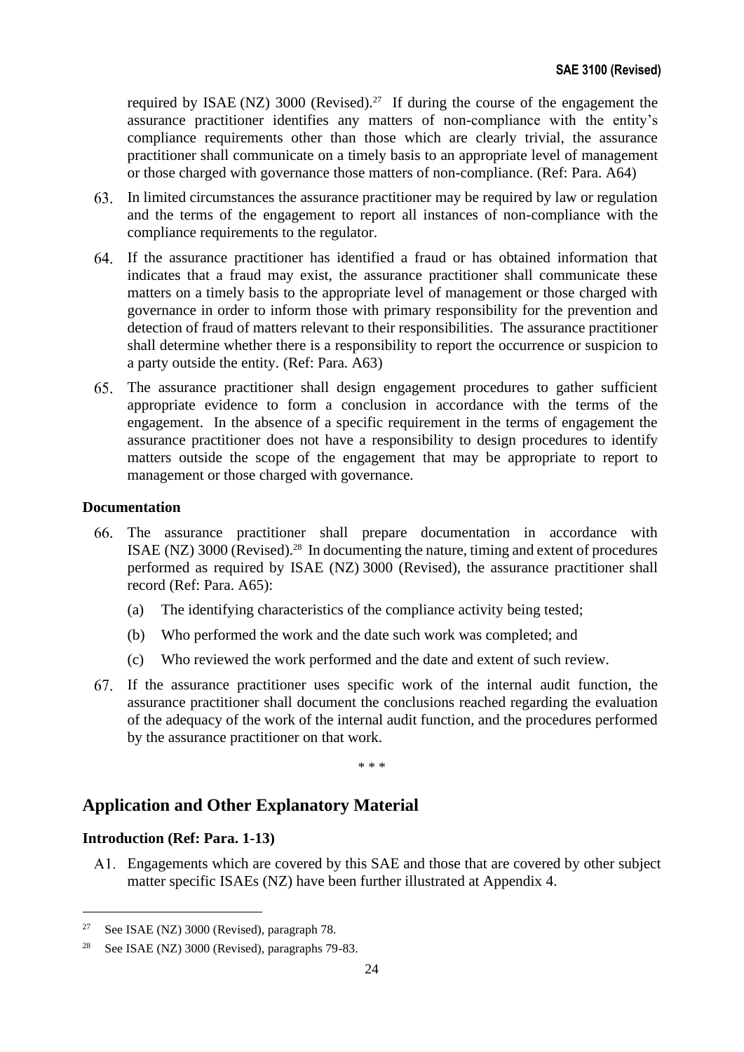required by ISAE (NZ) 3000 (Revised).[27] If during the course of the engagement the assurance practitioner identifies any matters of non-compliance with the entity's compliance requirements other than those which are clearly trivial, the assurance practitioner shall communicate on a timely basis to an appropriate level of management or those charged with governance those matters of non-compliance. (Ref: Para. A64)

63. In limited circumstances the assurance practitioner may be required by law or regulation and the terms of the engagement to report all instances of non-compliance with the compliance requirements to the regulator.

64. If the assurance practitioner has identified a fraud or has obtained information that indicates that a fraud may exist, the assurance practitioner shall communicate these matters on a timely basis to the appropriate level of management or those charged with governance in order to inform those with primary responsibility for the prevention and detection of fraud of matters relevant to their responsibilities. The assurance practitioner shall determine whether there is a responsibility to report the occurrence or suspicion to a party outside the entity. (Ref: Para. A63)

65. The assurance practitioner shall design engagement procedures to gather sufficient appropriate evidence to form a conclusion in accordance with the terms of the engagement. In the absence of a specific requirement in the terms of engagement the assurance practitioner does not have a responsibility to design procedures to identify matters outside the scope of the engagement that may be appropriate to report to management or those charged with governance.

### Documentation

66. The assurance practitioner shall prepare documentation in accordance with ISAE (NZ) 3000 (Revised).[28] In documenting the nature, timing and extent of procedures performed as required by ISAE (NZ) 3000 (Revised), the assurance practitioner shall record (Ref: Para. A65):
    (a) The identifying characteristics of the compliance activity being tested;
    (b) Who performed the work and the date such work was completed; and
    (c) Who reviewed the work performed and the date and extent of such review.

67. If the assurance practitioner uses specific work of the internal audit function, the assurance practitioner shall document the conclusions reached regarding the evaluation of the adequacy of the work of the internal audit function, and the procedures performed by the assurance practitioner on that work.

\* \* \*

## Application and Other Explanatory Material

### Introduction (Ref: Para. 1-13)

A1. Engagements which are covered by this SAE and those that are covered by other subject matter specific ISAEs (NZ) have been further illustrated at Appendix 4.

---

[27] See ISAE (NZ) 3000 (Revised), paragraph 78.

[28] See ISAE (NZ) 3000 (Revised), paragraphs 79-83.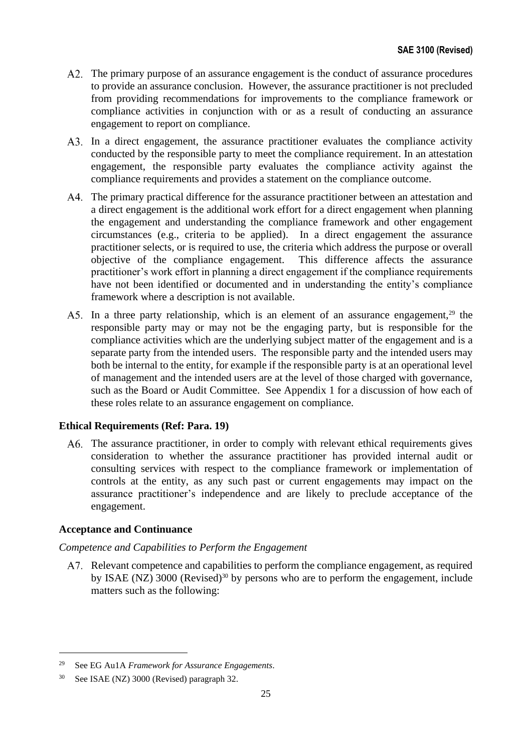A2. The primary purpose of an assurance engagement is the conduct of assurance procedures to provide an assurance conclusion. However, the assurance practitioner is not precluded from providing recommendations for improvements to the compliance framework or compliance activities in conjunction with or as a result of conducting an assurance engagement to report on compliance.

A3. In a direct engagement, the assurance practitioner evaluates the compliance activity conducted by the responsible party to meet the compliance requirement. In an attestation engagement, the responsible party evaluates the compliance activity against the compliance requirements and provides a statement on the compliance outcome.

A4. The primary practical difference for the assurance practitioner between an attestation and a direct engagement is the additional work effort for a direct engagement when planning the engagement and understanding the compliance framework and other engagement circumstances (e.g., criteria to be applied). In a direct engagement the assurance practitioner selects, or is required to use, the criteria which address the purpose or overall objective of the compliance engagement. This difference affects the assurance practitioner's work effort in planning a direct engagement if the compliance requirements have not been identified or documented and in understanding the entity's compliance framework where a description is not available.

A5. In a three party relationship, which is an element of an assurance engagement,[29] the responsible party may or may not be the engaging party, but is responsible for the compliance activities which are the underlying subject matter of the engagement and is a separate party from the intended users. The responsible party and the intended users may both be internal to the entity, for example if the responsible party is at an operational level of management and the intended users are at the level of those charged with governance, such as the Board or Audit Committee. See Appendix 1 for a discussion of how each of these roles relate to an assurance engagement on compliance.

### Ethical Requirements (Ref: Para. 19)

A6. The assurance practitioner, in order to comply with relevant ethical requirements gives consideration to whether the assurance practitioner has provided internal audit or consulting services with respect to the compliance framework or implementation of controls at the entity, as any such past or current engagements may impact on the assurance practitioner's independence and are likely to preclude acceptance of the engagement.

### Acceptance and Continuance

*Competence and Capabilities to Perform the Engagement*

A7. Relevant competence and capabilities to perform the compliance engagement, as required by ISAE (NZ) 3000 (Revised)[30] by persons who are to perform the engagement, include matters such as the following:

---

[29] See EG Au1A *Framework for Assurance Engagements*.

[30] See ISAE (NZ) 3000 (Revised) paragraph 32.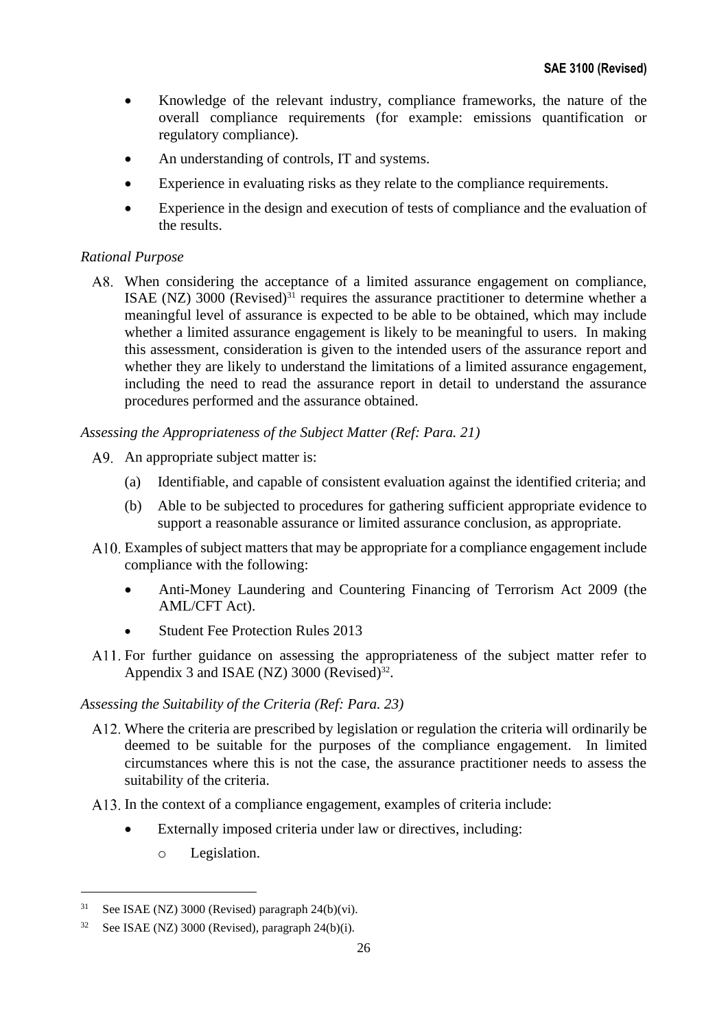- Knowledge of the relevant industry, compliance frameworks, the nature of the overall compliance requirements (for example: emissions quantification or regulatory compliance).
- An understanding of controls, IT and systems.
- Experience in evaluating risks as they relate to the compliance requirements.
- Experience in the design and execution of tests of compliance and the evaluation of the results.

*Rational Purpose*

A8. When considering the acceptance of a limited assurance engagement on compliance, ISAE (NZ) 3000 (Revised)[31] requires the assurance practitioner to determine whether a meaningful level of assurance is expected to be able to be obtained, which may include whether a limited assurance engagement is likely to be meaningful to users. In making this assessment, consideration is given to the intended users of the assurance report and whether they are likely to understand the limitations of a limited assurance engagement, including the need to read the assurance report in detail to understand the assurance procedures performed and the assurance obtained.

*Assessing the Appropriateness of the Subject Matter (Ref: Para. 21)*

A9. An appropriate subject matter is:

(a) Identifiable, and capable of consistent evaluation against the identified criteria; and

(b) Able to be subjected to procedures for gathering sufficient appropriate evidence to support a reasonable assurance or limited assurance conclusion, as appropriate.

A10. Examples of subject matters that may be appropriate for a compliance engagement include compliance with the following:

- Anti-Money Laundering and Countering Financing of Terrorism Act 2009 (the AML/CFT Act).
- Student Fee Protection Rules 2013

A11. For further guidance on assessing the appropriateness of the subject matter refer to Appendix 3 and ISAE (NZ) 3000 (Revised)[32].

*Assessing the Suitability of the Criteria (Ref: Para. 23)*

A12. Where the criteria are prescribed by legislation or regulation the criteria will ordinarily be deemed to be suitable for the purposes of the compliance engagement. In limited circumstances where this is not the case, the assurance practitioner needs to assess the suitability of the criteria.

A13. In the context of a compliance engagement, examples of criteria include:

- Externally imposed criteria under law or directives, including:
    - Legislation.

---

[31] See ISAE (NZ) 3000 (Revised) paragraph 24(b)(vi).

[32] See ISAE (NZ) 3000 (Revised), paragraph 24(b)(i).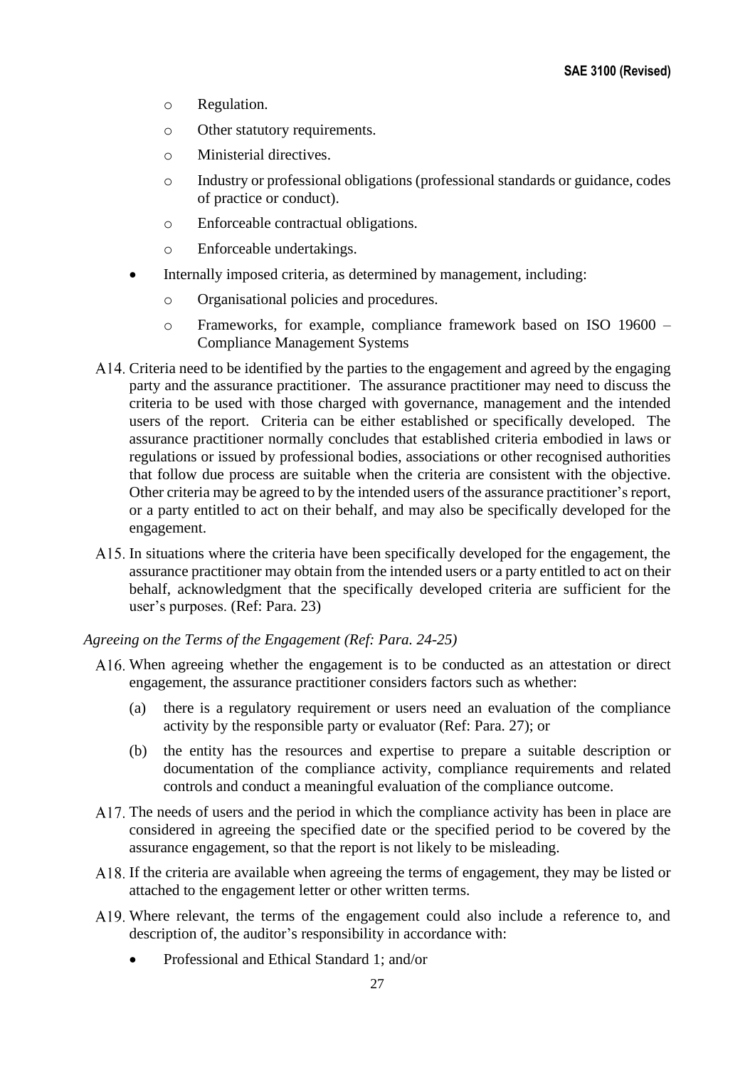- Regulation.
    - Other statutory requirements.
    - Ministerial directives.
    - Industry or professional obligations (professional standards or guidance, codes of practice or conduct).
    - Enforceable contractual obligations.
    - Enforceable undertakings.
- Internally imposed criteria, as determined by management, including:
    - Organisational policies and procedures.
    - Frameworks, for example, compliance framework based on ISO 19600 – Compliance Management Systems

A14. Criteria need to be identified by the parties to the engagement and agreed by the engaging party and the assurance practitioner. The assurance practitioner may need to discuss the criteria to be used with those charged with governance, management and the intended users of the report. Criteria can be either established or specifically developed. The assurance practitioner normally concludes that established criteria embodied in laws or regulations or issued by professional bodies, associations or other recognised authorities that follow due process are suitable when the criteria are consistent with the objective. Other criteria may be agreed to by the intended users of the assurance practitioner's report, or a party entitled to act on their behalf, and may also be specifically developed for the engagement.

A15. In situations where the criteria have been specifically developed for the engagement, the assurance practitioner may obtain from the intended users or a party entitled to act on their behalf, acknowledgment that the specifically developed criteria are sufficient for the user's purposes. (Ref: Para. 23)

*Agreeing on the Terms of the Engagement (Ref: Para. 24-25)*

A16. When agreeing whether the engagement is to be conducted as an attestation or direct engagement, the assurance practitioner considers factors such as whether:

(a) there is a regulatory requirement or users need an evaluation of the compliance activity by the responsible party or evaluator (Ref: Para. 27); or

(b) the entity has the resources and expertise to prepare a suitable description or documentation of the compliance activity, compliance requirements and related controls and conduct a meaningful evaluation of the compliance outcome.

A17. The needs of users and the period in which the compliance activity has been in place are considered in agreeing the specified date or the specified period to be covered by the assurance engagement, so that the report is not likely to be misleading.

A18. If the criteria are available when agreeing the terms of engagement, they may be listed or attached to the engagement letter or other written terms.

A19. Where relevant, the terms of the engagement could also include a reference to, and description of, the auditor's responsibility in accordance with:

- Professional and Ethical Standard 1; and/or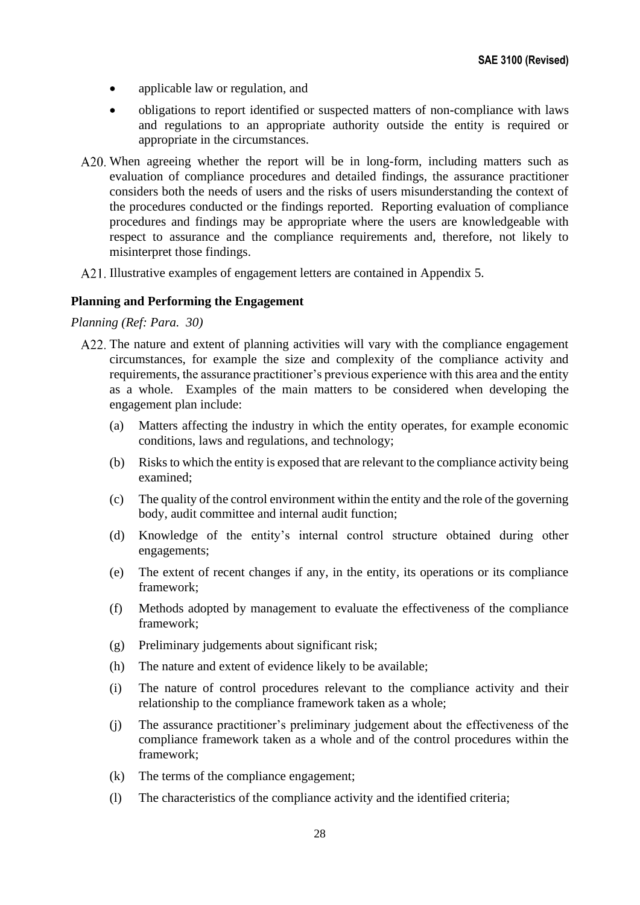- applicable law or regulation, and
- obligations to report identified or suspected matters of non-compliance with laws and regulations to an appropriate authority outside the entity is required or appropriate in the circumstances.

A20. When agreeing whether the report will be in long-form, including matters such as evaluation of compliance procedures and detailed findings, the assurance practitioner considers both the needs of users and the risks of users misunderstanding the context of the procedures conducted or the findings reported. Reporting evaluation of compliance procedures and findings may be appropriate where the users are knowledgeable with respect to assurance and the compliance requirements and, therefore, not likely to misinterpret those findings.

A21. Illustrative examples of engagement letters are contained in Appendix 5.

### Planning and Performing the Engagement

*Planning (Ref: Para. 30)*

A22. The nature and extent of planning activities will vary with the compliance engagement circumstances, for example the size and complexity of the compliance activity and requirements, the assurance practitioner's previous experience with this area and the entity as a whole. Examples of the main matters to be considered when developing the engagement plan include:

(a) Matters affecting the industry in which the entity operates, for example economic conditions, laws and regulations, and technology;

(b) Risks to which the entity is exposed that are relevant to the compliance activity being examined;

(c) The quality of the control environment within the entity and the role of the governing body, audit committee and internal audit function;

(d) Knowledge of the entity's internal control structure obtained during other engagements;

(e) The extent of recent changes if any, in the entity, its operations or its compliance framework;

(f) Methods adopted by management to evaluate the effectiveness of the compliance framework;

(g) Preliminary judgements about significant risk;

(h) The nature and extent of evidence likely to be available;

(i) The nature of control procedures relevant to the compliance activity and their relationship to the compliance framework taken as a whole;

(j) The assurance practitioner's preliminary judgement about the effectiveness of the compliance framework taken as a whole and of the control procedures within the framework;

(k) The terms of the compliance engagement;

(l) The characteristics of the compliance activity and the identified criteria;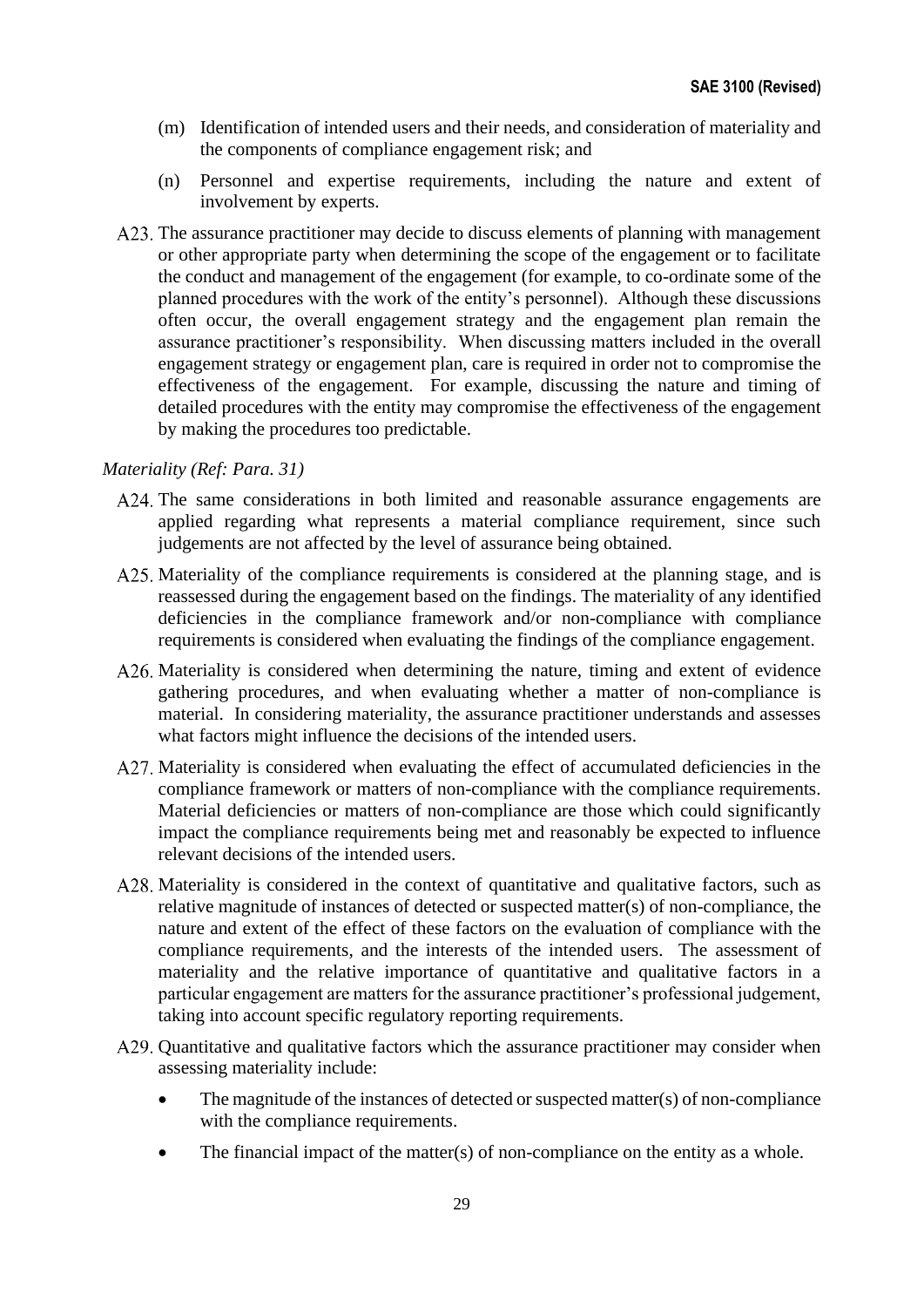(m) Identification of intended users and their needs, and consideration of materiality and the components of compliance engagement risk; and

(n) Personnel and expertise requirements, including the nature and extent of involvement by experts.

A23. The assurance practitioner may decide to discuss elements of planning with management or other appropriate party when determining the scope of the engagement or to facilitate the conduct and management of the engagement (for example, to co-ordinate some of the planned procedures with the work of the entity's personnel). Although these discussions often occur, the overall engagement strategy and the engagement plan remain the assurance practitioner's responsibility. When discussing matters included in the overall engagement strategy or engagement plan, care is required in order not to compromise the effectiveness of the engagement. For example, discussing the nature and timing of detailed procedures with the entity may compromise the effectiveness of the engagement by making the procedures too predictable.

*Materiality (Ref: Para. 31)*

A24. The same considerations in both limited and reasonable assurance engagements are applied regarding what represents a material compliance requirement, since such judgements are not affected by the level of assurance being obtained.

A25. Materiality of the compliance requirements is considered at the planning stage, and is reassessed during the engagement based on the findings. The materiality of any identified deficiencies in the compliance framework and/or non-compliance with compliance requirements is considered when evaluating the findings of the compliance engagement.

A26. Materiality is considered when determining the nature, timing and extent of evidence gathering procedures, and when evaluating whether a matter of non-compliance is material. In considering materiality, the assurance practitioner understands and assesses what factors might influence the decisions of the intended users.

A27. Materiality is considered when evaluating the effect of accumulated deficiencies in the compliance framework or matters of non-compliance with the compliance requirements. Material deficiencies or matters of non-compliance are those which could significantly impact the compliance requirements being met and reasonably be expected to influence relevant decisions of the intended users.

A28. Materiality is considered in the context of quantitative and qualitative factors, such as relative magnitude of instances of detected or suspected matter(s) of non-compliance, the nature and extent of the effect of these factors on the evaluation of compliance with the compliance requirements, and the interests of the intended users. The assessment of materiality and the relative importance of quantitative and qualitative factors in a particular engagement are matters for the assurance practitioner's professional judgement, taking into account specific regulatory reporting requirements.

A29. Quantitative and qualitative factors which the assurance practitioner may consider when assessing materiality include:

- The magnitude of the instances of detected or suspected matter(s) of non-compliance with the compliance requirements.
- The financial impact of the matter(s) of non-compliance on the entity as a whole.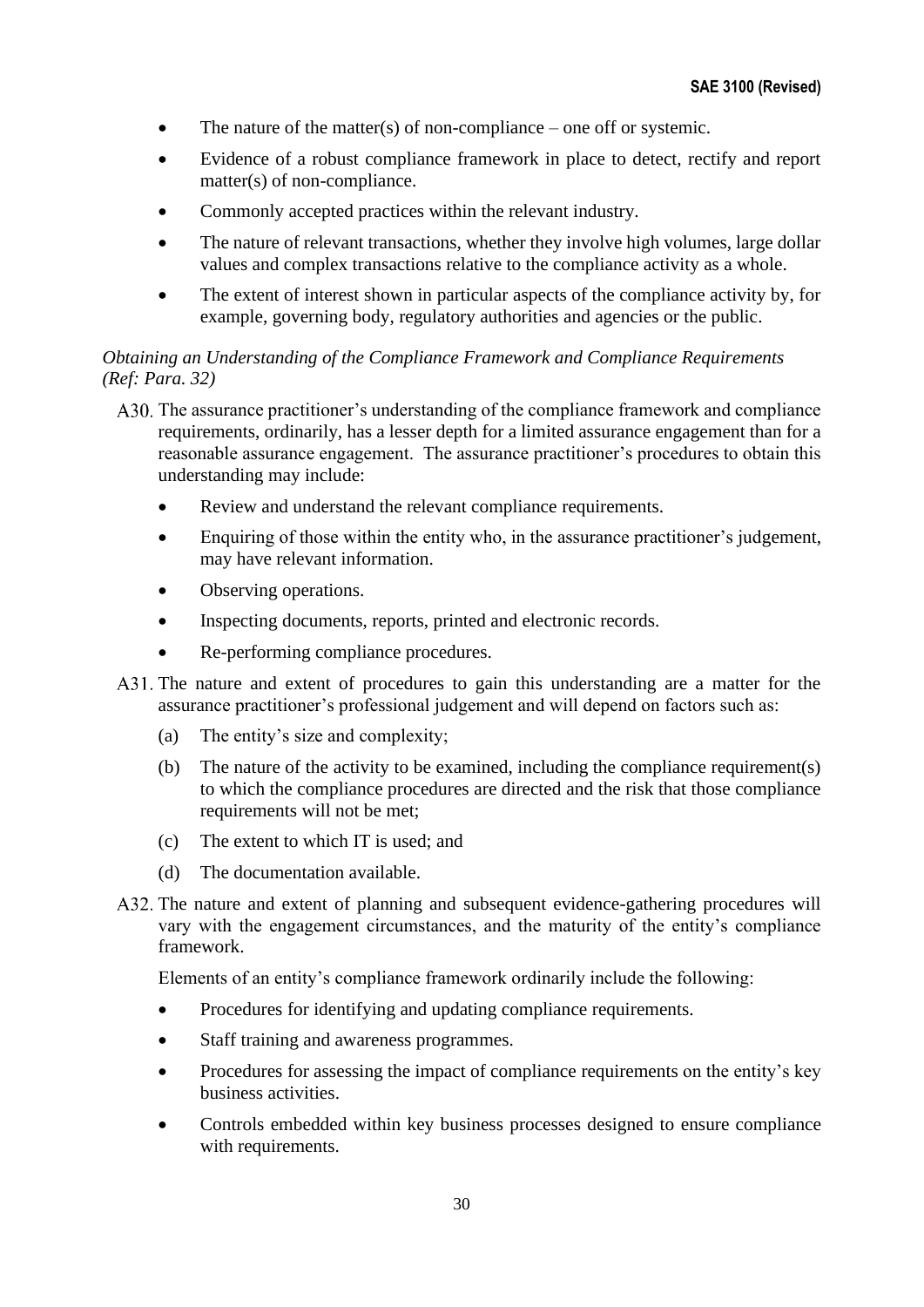- The nature of the matter(s) of non-compliance – one off or systemic.
- Evidence of a robust compliance framework in place to detect, rectify and report matter(s) of non-compliance.
- Commonly accepted practices within the relevant industry.
- The nature of relevant transactions, whether they involve high volumes, large dollar values and complex transactions relative to the compliance activity as a whole.
- The extent of interest shown in particular aspects of the compliance activity by, for example, governing body, regulatory authorities and agencies or the public.

*Obtaining an Understanding of the Compliance Framework and Compliance Requirements (Ref: Para. 32)*

A30. The assurance practitioner's understanding of the compliance framework and compliance requirements, ordinarily, has a lesser depth for a limited assurance engagement than for a reasonable assurance engagement. The assurance practitioner's procedures to obtain this understanding may include:

- Review and understand the relevant compliance requirements.
- Enquiring of those within the entity who, in the assurance practitioner's judgement, may have relevant information.
- Observing operations.
- Inspecting documents, reports, printed and electronic records.
- Re-performing compliance procedures.

A31. The nature and extent of procedures to gain this understanding are a matter for the assurance practitioner's professional judgement and will depend on factors such as:

(a) The entity's size and complexity;

(b) The nature of the activity to be examined, including the compliance requirement(s) to which the compliance procedures are directed and the risk that those compliance requirements will not be met;

(c) The extent to which IT is used; and

(d) The documentation available.

A32. The nature and extent of planning and subsequent evidence-gathering procedures will vary with the engagement circumstances, and the maturity of the entity's compliance framework.

Elements of an entity's compliance framework ordinarily include the following:

- Procedures for identifying and updating compliance requirements.
- Staff training and awareness programmes.
- Procedures for assessing the impact of compliance requirements on the entity's key business activities.
- Controls embedded within key business processes designed to ensure compliance with requirements.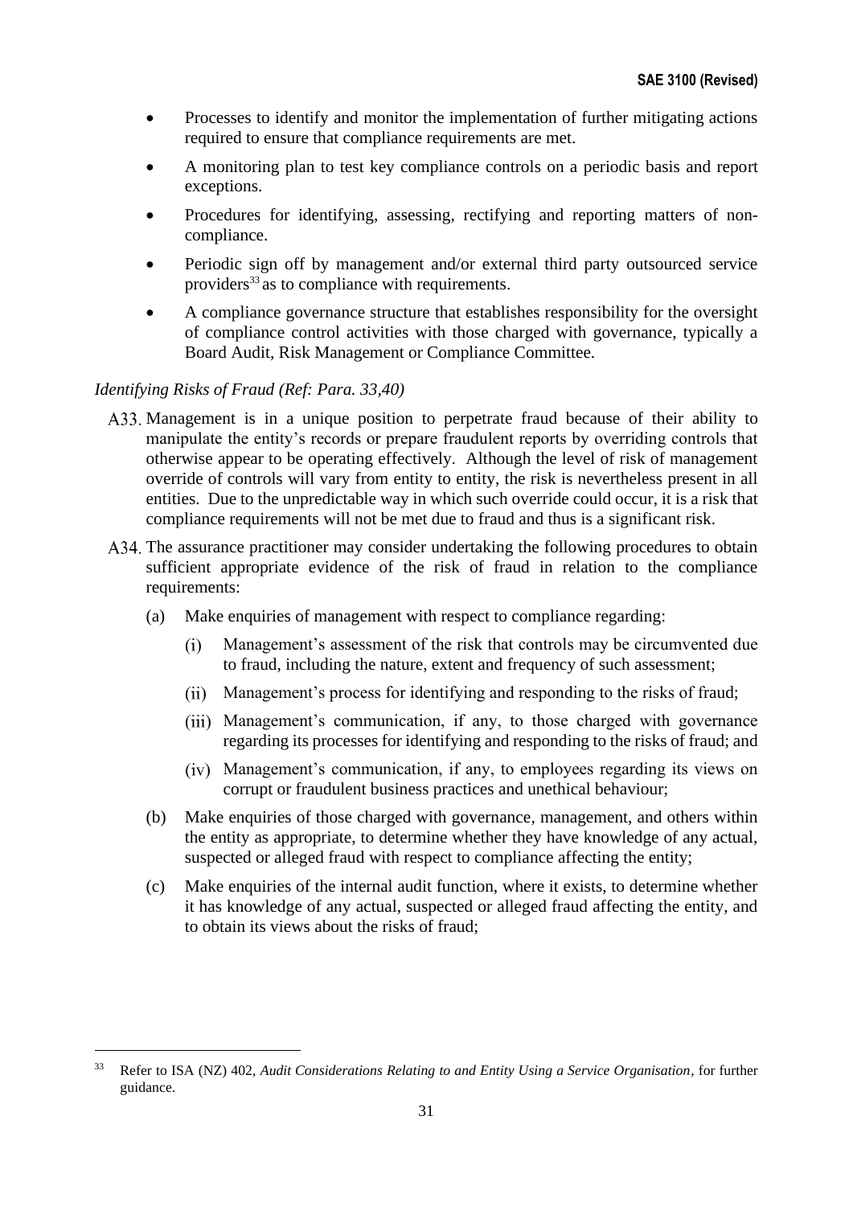- Processes to identify and monitor the implementation of further mitigating actions required to ensure that compliance requirements are met.
- A monitoring plan to test key compliance controls on a periodic basis and report exceptions.
- Procedures for identifying, assessing, rectifying and reporting matters of non-compliance.
- Periodic sign off by management and/or external third party outsourced service providers[33] as to compliance with requirements.
- A compliance governance structure that establishes responsibility for the oversight of compliance control activities with those charged with governance, typically a Board Audit, Risk Management or Compliance Committee.

*Identifying Risks of Fraud (Ref: Para. 33,40)*

A33. Management is in a unique position to perpetrate fraud because of their ability to manipulate the entity's records or prepare fraudulent reports by overriding controls that otherwise appear to be operating effectively. Although the level of risk of management override of controls will vary from entity to entity, the risk is nevertheless present in all entities. Due to the unpredictable way in which such override could occur, it is a risk that compliance requirements will not be met due to fraud and thus is a significant risk.

A34. The assurance practitioner may consider undertaking the following procedures to obtain sufficient appropriate evidence of the risk of fraud in relation to the compliance requirements:

(a) Make enquiries of management with respect to compliance regarding:

(i) Management's assessment of the risk that controls may be circumvented due to fraud, including the nature, extent and frequency of such assessment;

(ii) Management's process for identifying and responding to the risks of fraud;

(iii) Management's communication, if any, to those charged with governance regarding its processes for identifying and responding to the risks of fraud; and

(iv) Management's communication, if any, to employees regarding its views on corrupt or fraudulent business practices and unethical behaviour;

(b) Make enquiries of those charged with governance, management, and others within the entity as appropriate, to determine whether they have knowledge of any actual, suspected or alleged fraud with respect to compliance affecting the entity;

(c) Make enquiries of the internal audit function, where it exists, to determine whether it has knowledge of any actual, suspected or alleged fraud affecting the entity, and to obtain its views about the risks of fraud;

[33] Refer to ISA (NZ) 402, *Audit Considerations Relating to and Entity Using a Service Organisation*, for further guidance.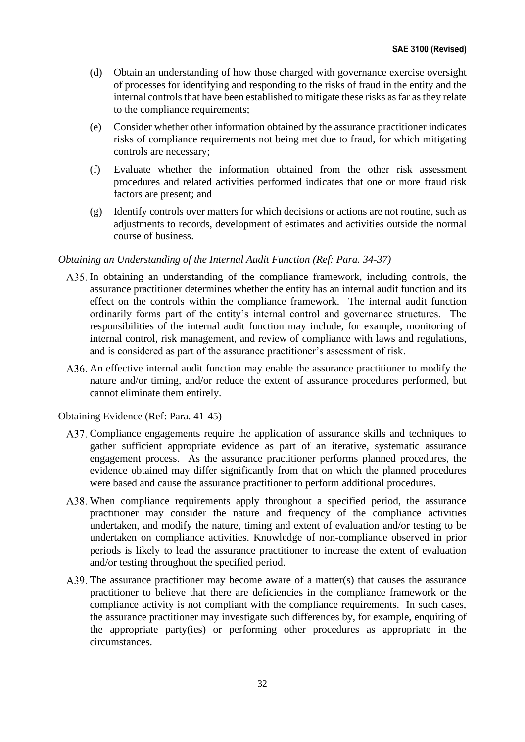(d) Obtain an understanding of how those charged with governance exercise oversight of processes for identifying and responding to the risks of fraud in the entity and the internal controls that have been established to mitigate these risks as far as they relate to the compliance requirements;

(e) Consider whether other information obtained by the assurance practitioner indicates risks of compliance requirements not being met due to fraud, for which mitigating controls are necessary;

(f) Evaluate whether the information obtained from the other risk assessment procedures and related activities performed indicates that one or more fraud risk factors are present; and

(g) Identify controls over matters for which decisions or actions are not routine, such as adjustments to records, development of estimates and activities outside the normal course of business.

*Obtaining an Understanding of the Internal Audit Function (Ref: Para. 34-37)*

A35. In obtaining an understanding of the compliance framework, including controls, the assurance practitioner determines whether the entity has an internal audit function and its effect on the controls within the compliance framework. The internal audit function ordinarily forms part of the entity's internal control and governance structures. The responsibilities of the internal audit function may include, for example, monitoring of internal control, risk management, and review of compliance with laws and regulations, and is considered as part of the assurance practitioner's assessment of risk.

A36. An effective internal audit function may enable the assurance practitioner to modify the nature and/or timing, and/or reduce the extent of assurance procedures performed, but cannot eliminate them entirely.

Obtaining Evidence (Ref: Para. 41-45)

A37. Compliance engagements require the application of assurance skills and techniques to gather sufficient appropriate evidence as part of an iterative, systematic assurance engagement process. As the assurance practitioner performs planned procedures, the evidence obtained may differ significantly from that on which the planned procedures were based and cause the assurance practitioner to perform additional procedures.

A38. When compliance requirements apply throughout a specified period, the assurance practitioner may consider the nature and frequency of the compliance activities undertaken, and modify the nature, timing and extent of evaluation and/or testing to be undertaken on compliance activities. Knowledge of non-compliance observed in prior periods is likely to lead the assurance practitioner to increase the extent of evaluation and/or testing throughout the specified period.

A39. The assurance practitioner may become aware of a matter(s) that causes the assurance practitioner to believe that there are deficiencies in the compliance framework or the compliance activity is not compliant with the compliance requirements. In such cases, the assurance practitioner may investigate such differences by, for example, enquiring of the appropriate party(ies) or performing other procedures as appropriate in the circumstances.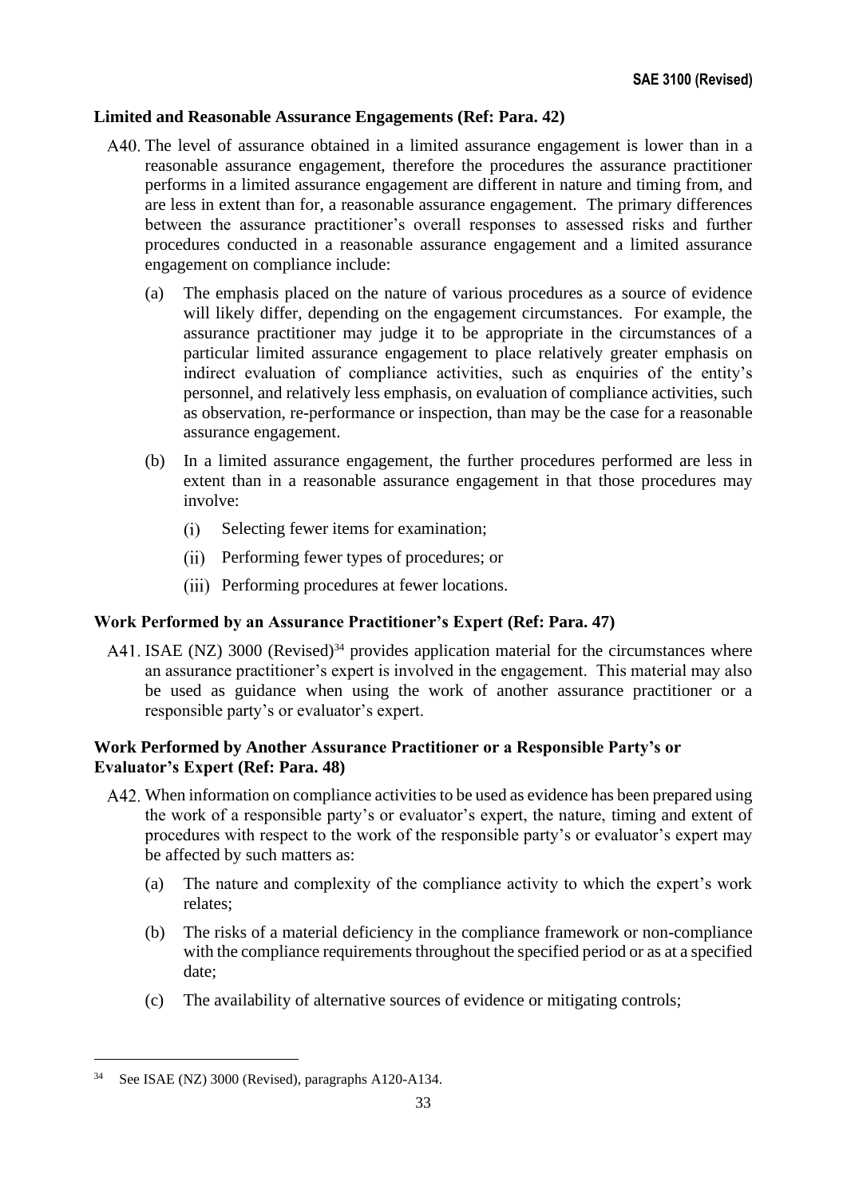### Limited and Reasonable Assurance Engagements (Ref: Para. 42)

A40. The level of assurance obtained in a limited assurance engagement is lower than in a reasonable assurance engagement, therefore the procedures the assurance practitioner performs in a limited assurance engagement are different in nature and timing from, and are less in extent than for, a reasonable assurance engagement. The primary differences between the assurance practitioner's overall responses to assessed risks and further procedures conducted in a reasonable assurance engagement and a limited assurance engagement on compliance include:

(a) The emphasis placed on the nature of various procedures as a source of evidence will likely differ, depending on the engagement circumstances. For example, the assurance practitioner may judge it to be appropriate in the circumstances of a particular limited assurance engagement to place relatively greater emphasis on indirect evaluation of compliance activities, such as enquiries of the entity's personnel, and relatively less emphasis, on evaluation of compliance activities, such as observation, re-performance or inspection, than may be the case for a reasonable assurance engagement.

(b) In a limited assurance engagement, the further procedures performed are less in extent than in a reasonable assurance engagement in that those procedures may involve:

(i) Selecting fewer items for examination;

(ii) Performing fewer types of procedures; or

(iii) Performing procedures at fewer locations.

### Work Performed by an Assurance Practitioner's Expert (Ref: Para. 47)

A41. ISAE (NZ) 3000 (Revised)[34] provides application material for the circumstances where an assurance practitioner's expert is involved in the engagement. This material may also be used as guidance when using the work of another assurance practitioner or a responsible party's or evaluator's expert.

### Work Performed by Another Assurance Practitioner or a Responsible Party's or Evaluator's Expert (Ref: Para. 48)

A42. When information on compliance activities to be used as evidence has been prepared using the work of a responsible party's or evaluator's expert, the nature, timing and extent of procedures with respect to the work of the responsible party's or evaluator's expert may be affected by such matters as:

(a) The nature and complexity of the compliance activity to which the expert's work relates;

(b) The risks of a material deficiency in the compliance framework or non-compliance with the compliance requirements throughout the specified period or as at a specified date;

(c) The availability of alternative sources of evidence or mitigating controls;

---

[34] See ISAE (NZ) 3000 (Revised), paragraphs A120-A134.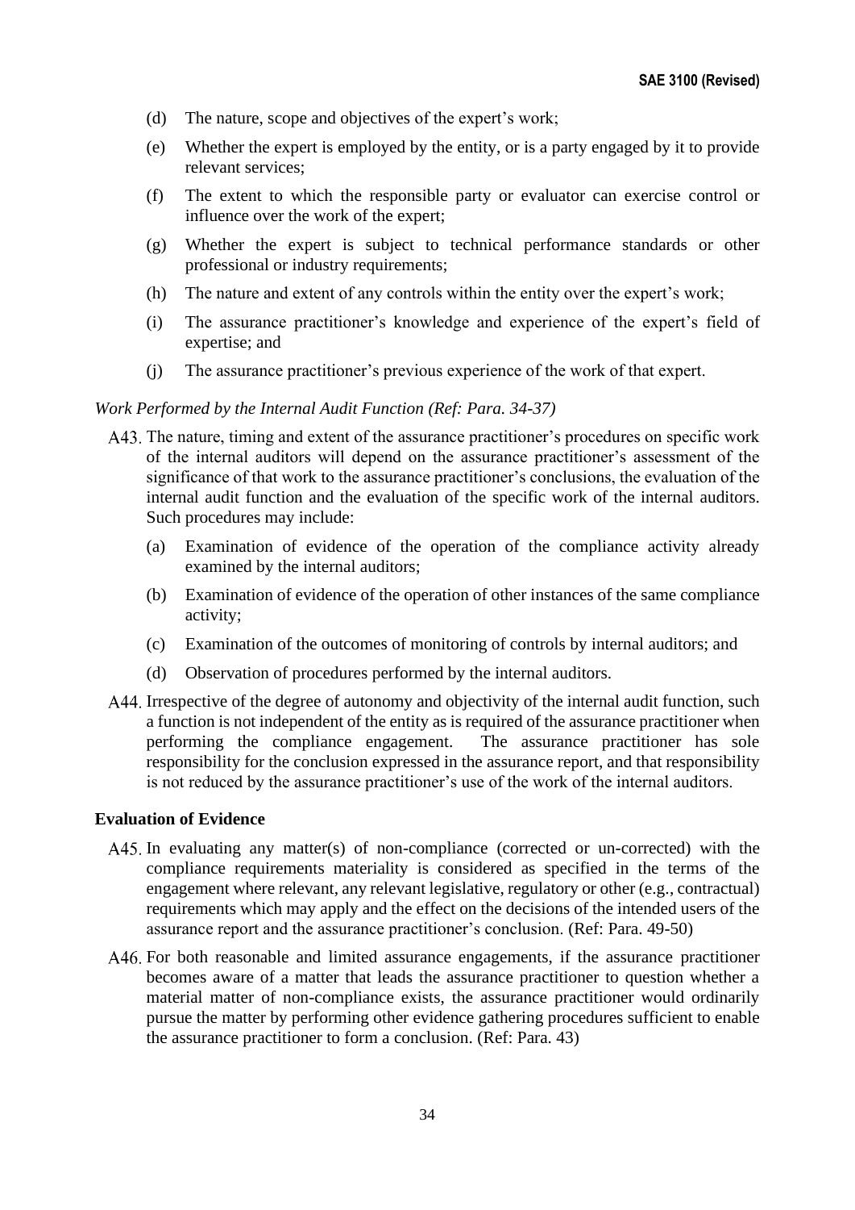(d) The nature, scope and objectives of the expert's work;

(e) Whether the expert is employed by the entity, or is a party engaged by it to provide relevant services;

(f) The extent to which the responsible party or evaluator can exercise control or influence over the work of the expert;

(g) Whether the expert is subject to technical performance standards or other professional or industry requirements;

(h) The nature and extent of any controls within the entity over the expert's work;

(i) The assurance practitioner's knowledge and experience of the expert's field of expertise; and

(j) The assurance practitioner's previous experience of the work of that expert.

*Work Performed by the Internal Audit Function (Ref: Para. 34-37)*

A43. The nature, timing and extent of the assurance practitioner's procedures on specific work of the internal auditors will depend on the assurance practitioner's assessment of the significance of that work to the assurance practitioner's conclusions, the evaluation of the internal audit function and the evaluation of the specific work of the internal auditors. Such procedures may include:

(a) Examination of evidence of the operation of the compliance activity already examined by the internal auditors;

(b) Examination of evidence of the operation of other instances of the same compliance activity;

(c) Examination of the outcomes of monitoring of controls by internal auditors; and

(d) Observation of procedures performed by the internal auditors.

A44. Irrespective of the degree of autonomy and objectivity of the internal audit function, such a function is not independent of the entity as is required of the assurance practitioner when performing the compliance engagement. The assurance practitioner has sole responsibility for the conclusion expressed in the assurance report, and that responsibility is not reduced by the assurance practitioner's use of the work of the internal auditors.

**Evaluation of Evidence**

A45. In evaluating any matter(s) of non-compliance (corrected or un-corrected) with the compliance requirements materiality is considered as specified in the terms of the engagement where relevant, any relevant legislative, regulatory or other (e.g., contractual) requirements which may apply and the effect on the decisions of the intended users of the assurance report and the assurance practitioner's conclusion. (Ref: Para. 49-50)

A46. For both reasonable and limited assurance engagements, if the assurance practitioner becomes aware of a matter that leads the assurance practitioner to question whether a material matter of non-compliance exists, the assurance practitioner would ordinarily pursue the matter by performing other evidence gathering procedures sufficient to enable the assurance practitioner to form a conclusion. (Ref: Para. 43)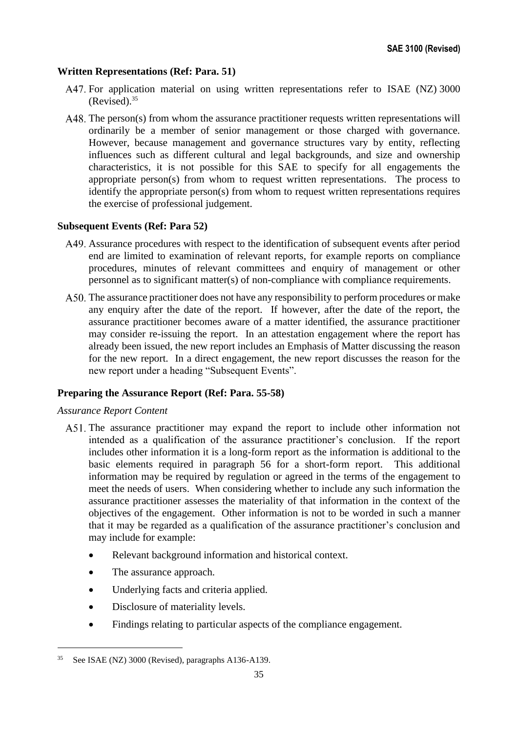### Written Representations (Ref: Para. 51)

A47. For application material on using written representations refer to ISAE (NZ) 3000 (Revised).[35]

A48. The person(s) from whom the assurance practitioner requests written representations will ordinarily be a member of senior management or those charged with governance. However, because management and governance structures vary by entity, reflecting influences such as different cultural and legal backgrounds, and size and ownership characteristics, it is not possible for this SAE to specify for all engagements the appropriate person(s) from whom to request written representations. The process to identify the appropriate person(s) from whom to request written representations requires the exercise of professional judgement.

### Subsequent Events (Ref: Para 52)

A49. Assurance procedures with respect to the identification of subsequent events after period end are limited to examination of relevant reports, for example reports on compliance procedures, minutes of relevant committees and enquiry of management or other personnel as to significant matter(s) of non-compliance with compliance requirements.

A50. The assurance practitioner does not have any responsibility to perform procedures or make any enquiry after the date of the report. If however, after the date of the report, the assurance practitioner becomes aware of a matter identified, the assurance practitioner may consider re-issuing the report. In an attestation engagement where the report has already been issued, the new report includes an Emphasis of Matter discussing the reason for the new report. In a direct engagement, the new report discusses the reason for the new report under a heading "Subsequent Events".

### Preparing the Assurance Report (Ref: Para. 55-58)

*Assurance Report Content*

A51. The assurance practitioner may expand the report to include other information not intended as a qualification of the assurance practitioner's conclusion. If the report includes other information it is a long-form report as the information is additional to the basic elements required in paragraph 56 for a short-form report. This additional information may be required by regulation or agreed in the terms of the engagement to meet the needs of users. When considering whether to include any such information the assurance practitioner assesses the materiality of that information in the context of the objectives of the engagement. Other information is not to be worded in such a manner that it may be regarded as a qualification of the assurance practitioner's conclusion and may include for example:

- Relevant background information and historical context.
- The assurance approach.
- Underlying facts and criteria applied.
- Disclosure of materiality levels.
- Findings relating to particular aspects of the compliance engagement.

[35] See ISAE (NZ) 3000 (Revised), paragraphs A136-A139.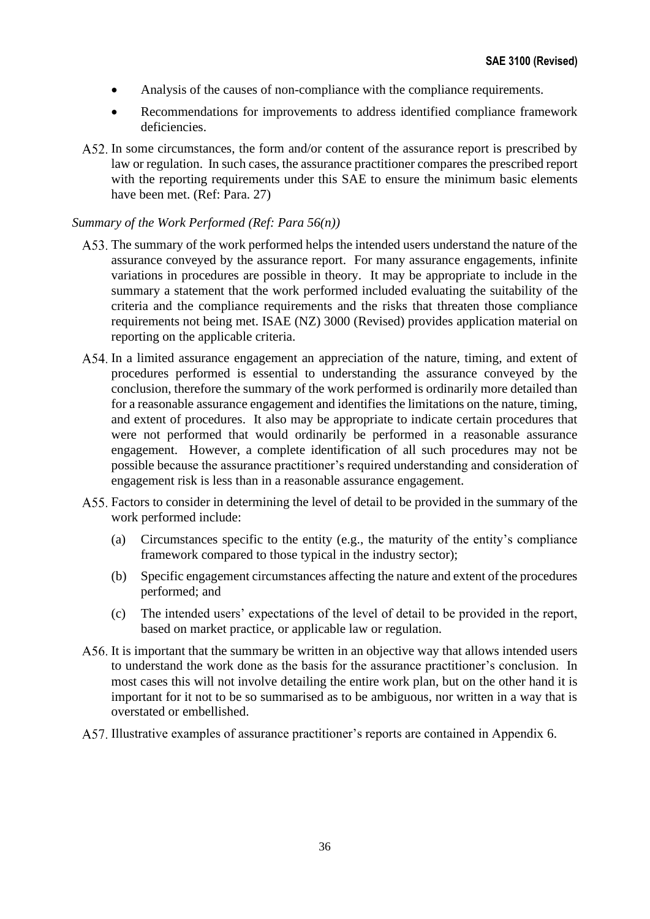- Analysis of the causes of non-compliance with the compliance requirements.
- Recommendations for improvements to address identified compliance framework deficiencies.

A52. In some circumstances, the form and/or content of the assurance report is prescribed by law or regulation. In such cases, the assurance practitioner compares the prescribed report with the reporting requirements under this SAE to ensure the minimum basic elements have been met. (Ref: Para. 27)

*Summary of the Work Performed (Ref: Para 56(n))*

A53. The summary of the work performed helps the intended users understand the nature of the assurance conveyed by the assurance report. For many assurance engagements, infinite variations in procedures are possible in theory. It may be appropriate to include in the summary a statement that the work performed included evaluating the suitability of the criteria and the compliance requirements and the risks that threaten those compliance requirements not being met. ISAE (NZ) 3000 (Revised) provides application material on reporting on the applicable criteria.

A54. In a limited assurance engagement an appreciation of the nature, timing, and extent of procedures performed is essential to understanding the assurance conveyed by the conclusion, therefore the summary of the work performed is ordinarily more detailed than for a reasonable assurance engagement and identifies the limitations on the nature, timing, and extent of procedures. It also may be appropriate to indicate certain procedures that were not performed that would ordinarily be performed in a reasonable assurance engagement. However, a complete identification of all such procedures may not be possible because the assurance practitioner's required understanding and consideration of engagement risk is less than in a reasonable assurance engagement.

A55. Factors to consider in determining the level of detail to be provided in the summary of the work performed include:

(a) Circumstances specific to the entity (e.g., the maturity of the entity's compliance framework compared to those typical in the industry sector);

(b) Specific engagement circumstances affecting the nature and extent of the procedures performed; and

(c) The intended users' expectations of the level of detail to be provided in the report, based on market practice, or applicable law or regulation.

A56. It is important that the summary be written in an objective way that allows intended users to understand the work done as the basis for the assurance practitioner's conclusion. In most cases this will not involve detailing the entire work plan, but on the other hand it is important for it not to be so summarised as to be ambiguous, nor written in a way that is overstated or embellished.

A57. Illustrative examples of assurance practitioner's reports are contained in Appendix 6.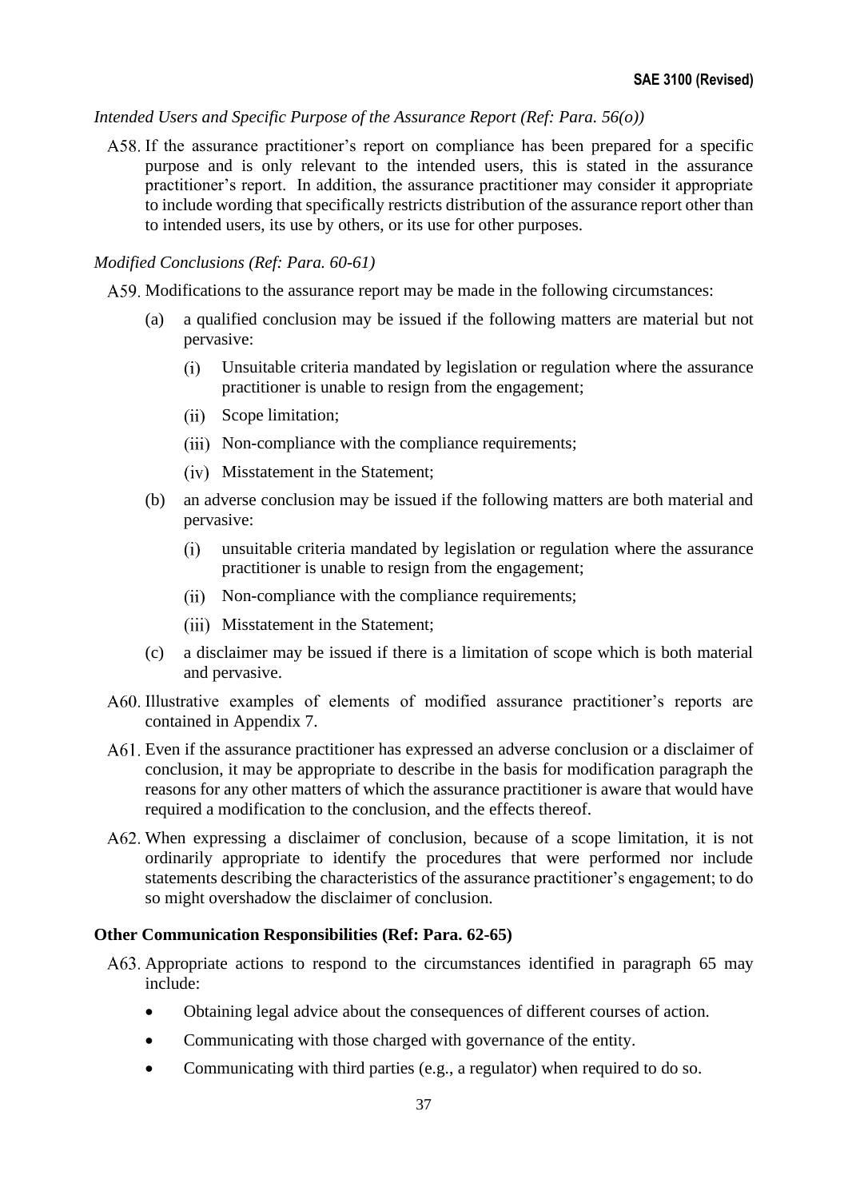*Intended Users and Specific Purpose of the Assurance Report (Ref: Para. 56(o))*

A58. If the assurance practitioner's report on compliance has been prepared for a specific purpose and is only relevant to the intended users, this is stated in the assurance practitioner's report. In addition, the assurance practitioner may consider it appropriate to include wording that specifically restricts distribution of the assurance report other than to intended users, its use by others, or its use for other purposes.

*Modified Conclusions (Ref: Para. 60-61)*

A59. Modifications to the assurance report may be made in the following circumstances:

(a) a qualified conclusion may be issued if the following matters are material but not pervasive:

  (i) Unsuitable criteria mandated by legislation or regulation where the assurance practitioner is unable to resign from the engagement;

  (ii) Scope limitation;

  (iii) Non-compliance with the compliance requirements;

  (iv) Misstatement in the Statement;

(b) an adverse conclusion may be issued if the following matters are both material and pervasive:

  (i) unsuitable criteria mandated by legislation or regulation where the assurance practitioner is unable to resign from the engagement;

  (ii) Non-compliance with the compliance requirements;

  (iii) Misstatement in the Statement;

(c) a disclaimer may be issued if there is a limitation of scope which is both material and pervasive.

A60. Illustrative examples of elements of modified assurance practitioner's reports are contained in Appendix 7.

A61. Even if the assurance practitioner has expressed an adverse conclusion or a disclaimer of conclusion, it may be appropriate to describe in the basis for modification paragraph the reasons for any other matters of which the assurance practitioner is aware that would have required a modification to the conclusion, and the effects thereof.

A62. When expressing a disclaimer of conclusion, because of a scope limitation, it is not ordinarily appropriate to identify the procedures that were performed nor include statements describing the characteristics of the assurance practitioner's engagement; to do so might overshadow the disclaimer of conclusion.

**Other Communication Responsibilities (Ref: Para. 62-65)**

A63. Appropriate actions to respond to the circumstances identified in paragraph 65 may include:

- Obtaining legal advice about the consequences of different courses of action.
- Communicating with those charged with governance of the entity.
- Communicating with third parties (e.g., a regulator) when required to do so.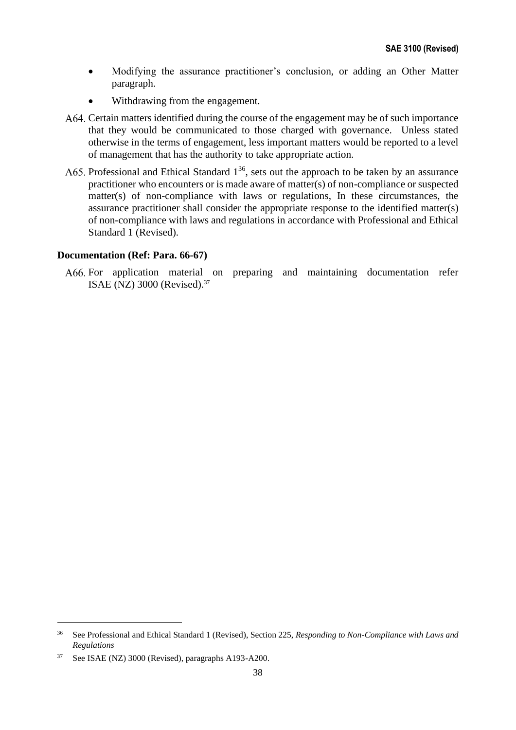- Modifying the assurance practitioner's conclusion, or adding an Other Matter paragraph.
- Withdrawing from the engagement.

A64. Certain matters identified during the course of the engagement may be of such importance that they would be communicated to those charged with governance. Unless stated otherwise in the terms of engagement, less important matters would be reported to a level of management that has the authority to take appropriate action.

A65. Professional and Ethical Standard 1[36], sets out the approach to be taken by an assurance practitioner who encounters or is made aware of matter(s) of non-compliance or suspected matter(s) of non-compliance with laws or regulations, In these circumstances, the assurance practitioner shall consider the appropriate response to the identified matter(s) of non-compliance with laws and regulations in accordance with Professional and Ethical Standard 1 (Revised).

### Documentation (Ref: Para. 66-67)

A66. For application material on preparing and maintaining documentation refer ISAE (NZ) 3000 (Revised).[37]

---

[36] See Professional and Ethical Standard 1 (Revised), Section 225, *Responding to Non-Compliance with Laws and Regulations*

[37] See ISAE (NZ) 3000 (Revised), paragraphs A193-A200.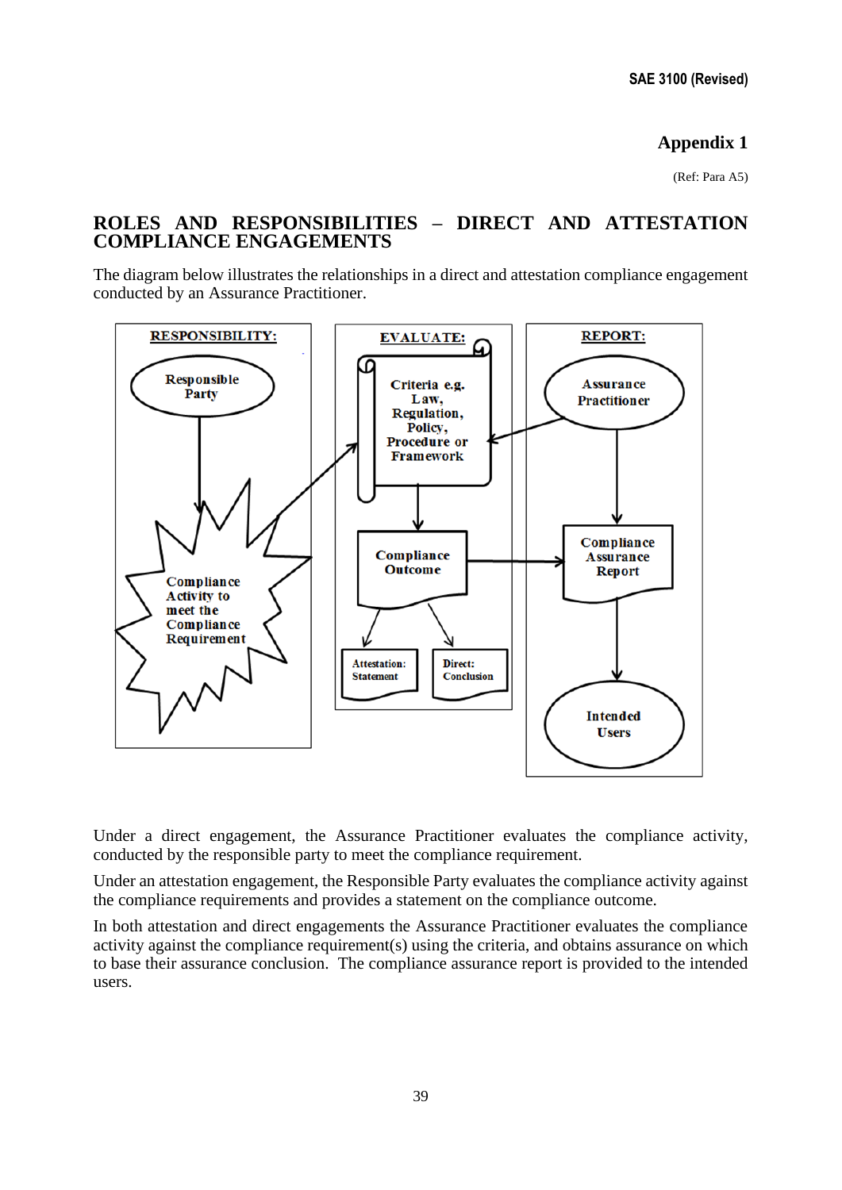## Appendix 1

(Ref: Para A5)

# ROLES AND RESPONSIBILITIES – DIRECT AND ATTESTATION COMPLIANCE ENGAGEMENTS

The diagram below illustrates the relationships in a direct and attestation compliance engagement conducted by an Assurance Practitioner.

RESPONSIBILITY:

Responsible Party

Compliance Activity to meet the Compliance Requirement

EVALUATE:

Criteria e.g. Law, Regulation, Policy, Procedure or Framework

Compliance Outcome

Attestation: Statement

Direct: Conclusion

REPORT:

Assurance Practitioner

Compliance Assurance Report

Intended Users

Under a direct engagement, the Assurance Practitioner evaluates the compliance activity, conducted by the responsible party to meet the compliance requirement.

Under an attestation engagement, the Responsible Party evaluates the compliance activity against the compliance requirements and provides a statement on the compliance outcome.

In both attestation and direct engagements the Assurance Practitioner evaluates the compliance activity against the compliance requirement(s) using the criteria, and obtains assurance on which to base their assurance conclusion. The compliance assurance report is provided to the intended users.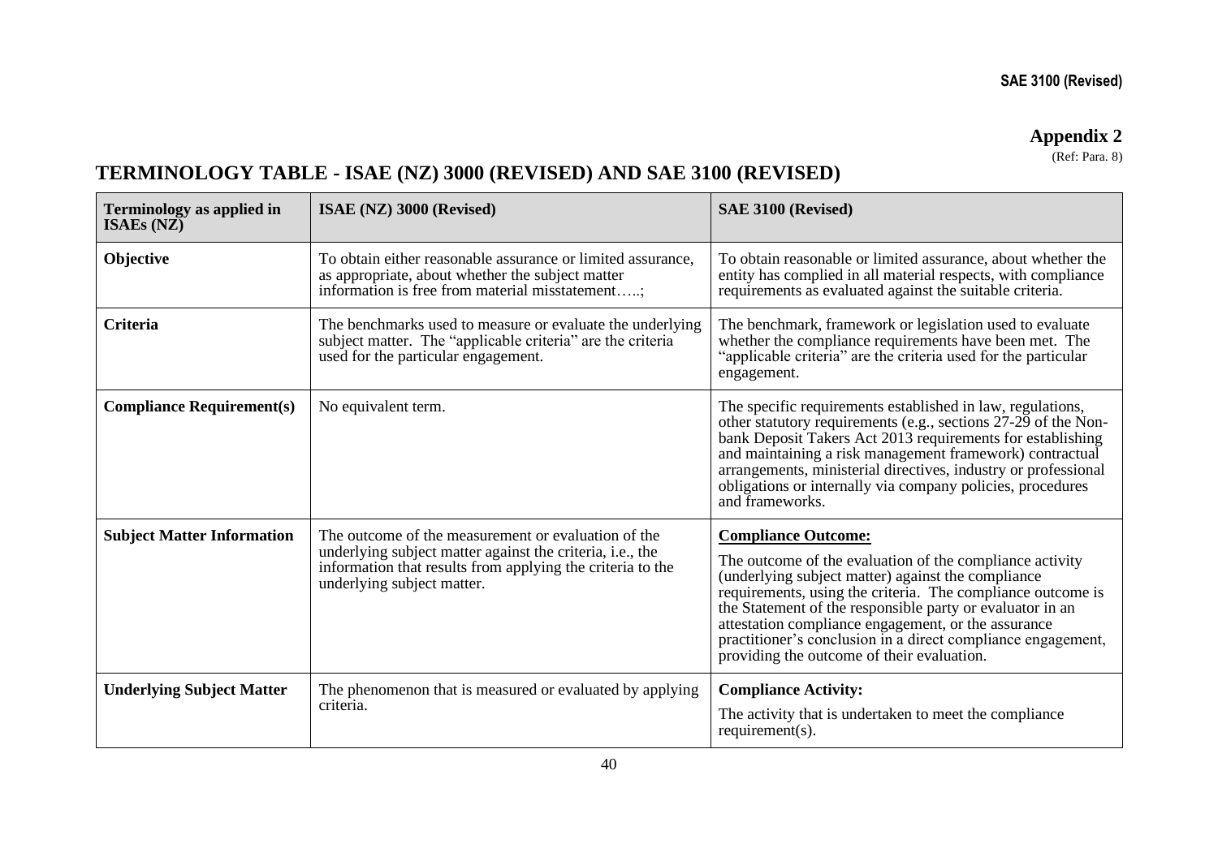## Appendix 2

(Ref: Para. 8)

# TERMINOLOGY TABLE - ISAE (NZ) 3000 (REVISED) AND SAE 3100 (REVISED)

| Terminology as applied in ISAEs (NZ) | ISAE (NZ) 3000 (Revised) | SAE 3100 (Revised) |
|---|---|---|
| **Objective** | To obtain either reasonable assurance or limited assurance, as appropriate, about whether the subject matter information is free from material misstatement…..; | To obtain reasonable or limited assurance, about whether the entity has complied in all material respects, with compliance requirements as evaluated against the suitable criteria. |
| **Criteria** | The benchmarks used to measure or evaluate the underlying subject matter. The "applicable criteria" are the criteria used for the particular engagement. | The benchmark, framework or legislation used to evaluate whether the compliance requirements have been met. The "applicable criteria" are the criteria used for the particular engagement. |
| **Compliance Requirement(s)** | No equivalent term. | The specific requirements established in law, regulations, other statutory requirements (e.g., sections 27-29 of the Non-bank Deposit Takers Act 2013 requirements for establishing and maintaining a risk management framework) contractual arrangements, ministerial directives, industry or professional obligations or internally via company policies, procedures and frameworks. |
| **Subject Matter Information** | The outcome of the measurement or evaluation of the underlying subject matter against the criteria, i.e., the information that results from applying the criteria to the underlying subject matter. | **<u>Compliance Outcome:</u>**<br><br>The outcome of the evaluation of the compliance activity (underlying subject matter) against the compliance requirements, using the criteria. The compliance outcome is the Statement of the responsible party or evaluator in an attestation compliance engagement, or the assurance practitioner's conclusion in a direct compliance engagement, providing the outcome of their evaluation. |
| **Underlying Subject Matter** | The phenomenon that is measured or evaluated by applying criteria. | **Compliance Activity:**<br><br>The activity that is undertaken to meet the compliance requirement(s). |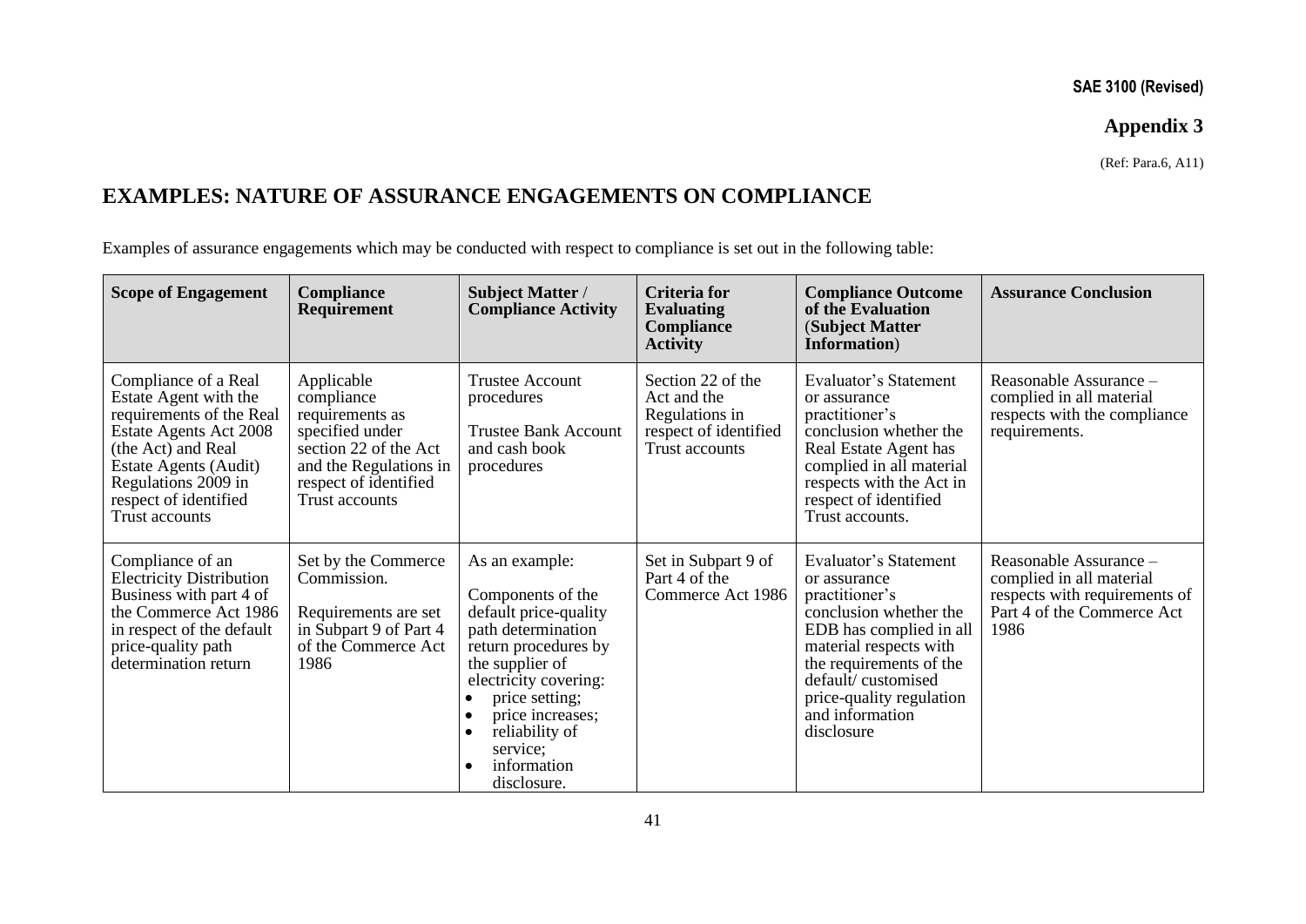**Appendix 3**

(Ref: Para.6, A11)

# EXAMPLES: NATURE OF ASSURANCE ENGAGEMENTS ON COMPLIANCE

Examples of assurance engagements which may be conducted with respect to compliance is set out in the following table:

| Scope of Engagement | Compliance Requirement | Subject Matter / Compliance Activity | Criteria for Evaluating Compliance Activity | Compliance Outcome of the Evaluation (Subject Matter Information) | Assurance Conclusion |
|---|---|---|---|---|---|
| Compliance of a Real Estate Agent with the requirements of the Real Estate Agents Act 2008 (the Act) and Real Estate Agents (Audit) Regulations 2009 in respect of identified Trust accounts | Applicable compliance requirements as specified under section 22 of the Act and the Regulations in respect of identified Trust accounts | Trustee Account procedures<br><br>Trustee Bank Account and cash book procedures | Section 22 of the Act and the Regulations in respect of identified Trust accounts | Evaluator's Statement or assurance practitioner's conclusion whether the Real Estate Agent has complied in all material respects with the Act in respect of identified Trust accounts. | Reasonable Assurance – complied in all material respects with the compliance requirements. |
| Compliance of an Electricity Distribution Business with part 4 of the Commerce Act 1986 in respect of the default price-quality path determination return | Set by the Commerce Commission.<br><br>Requirements are set in Subpart 9 of Part 4 of the Commerce Act 1986 | As an example:<br><br>Components of the default price-quality path determination return procedures by the supplier of electricity covering:<br>• price setting;<br>• price increases;<br>• reliability of service;<br>• information disclosure. | Set in Subpart 9 of Part 4 of the Commerce Act 1986 | Evaluator's Statement or assurance practitioner's conclusion whether the EDB has complied in all material respects with the requirements of the default/ customised price-quality regulation and information disclosure | Reasonable Assurance – complied in all material respects with requirements of Part 4 of the Commerce Act 1986 |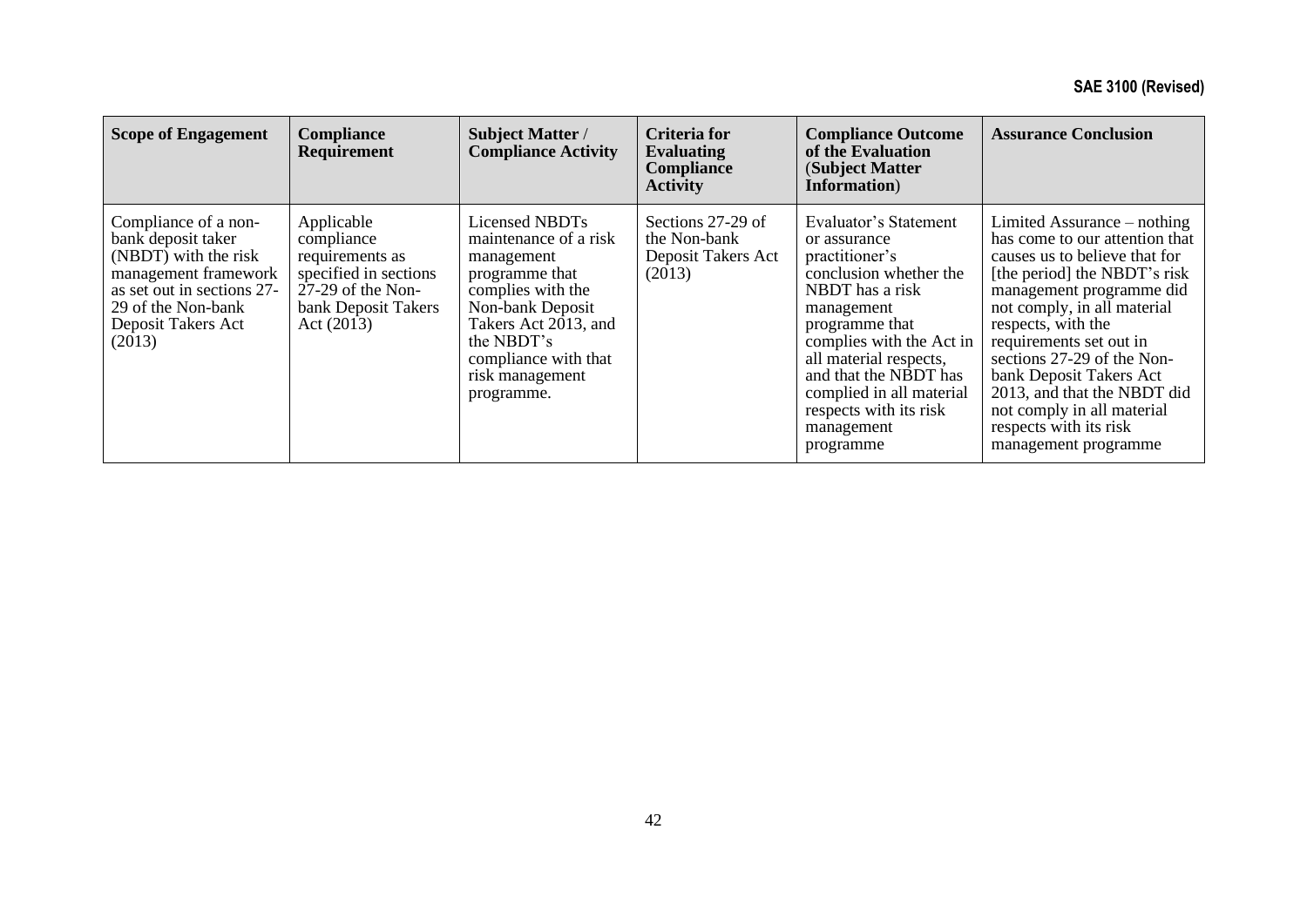| **Scope of Engagement** | **Compliance Requirement** | **Subject Matter / Compliance Activity** | **Criteria for Evaluating Compliance Activity** | **Compliance Outcome of the Evaluation (Subject Matter Information)** | **Assurance Conclusion** |
|---|---|---|---|---|---|
| Compliance of a non-bank deposit taker (NBDT) with the risk management framework as set out in sections 27-29 of the Non-bank Deposit Takers Act (2013) | Applicable compliance requirements as specified in sections 27-29 of the Non-bank Deposit Takers Act (2013) | Licensed NBDTs maintenance of a risk management programme that complies with the Non-bank Deposit Takers Act 2013, and the NBDT's compliance with that risk management programme. | Sections 27-29 of the Non-bank Deposit Takers Act (2013) | Evaluator's Statement or assurance practitioner's conclusion whether the NBDT has a risk management programme that complies with the Act in all material respects, and that the NBDT has complied in all material respects with its risk management programme | Limited Assurance – nothing has come to our attention that causes us to believe that for [the period] the NBDT's risk management programme did not comply, in all material respects, with the requirements set out in sections 27-29 of the Non-bank Deposit Takers Act 2013, and that the NBDT did not comply in all material respects with its risk management programme |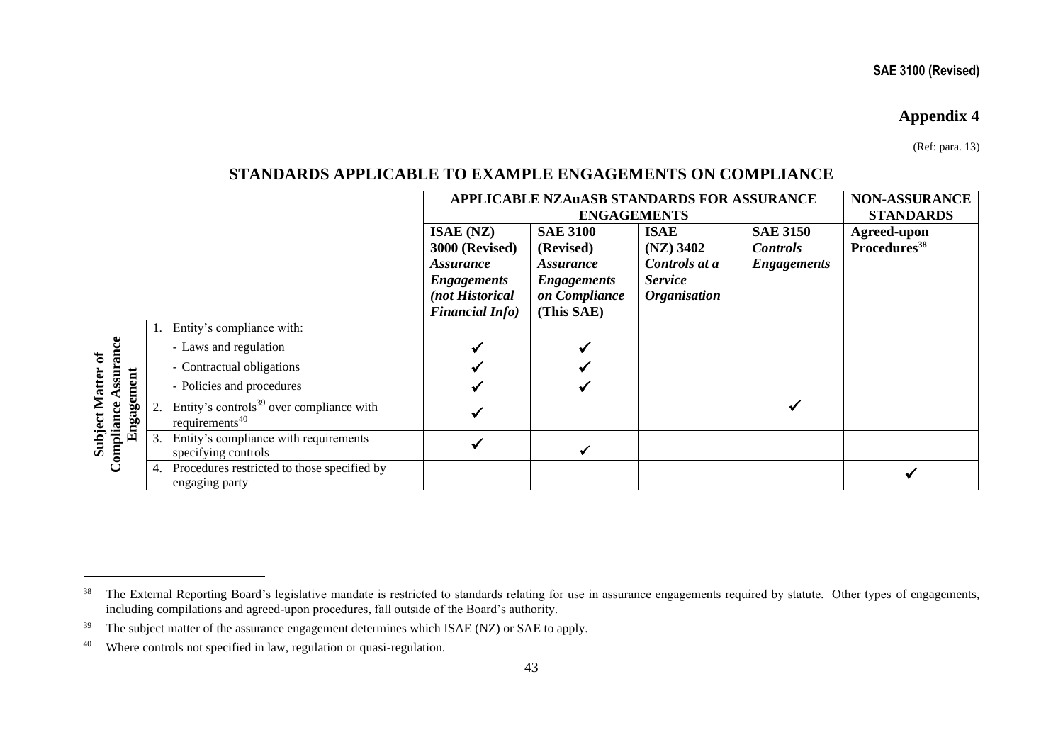# Appendix 4

(Ref: para. 13)

## STANDARDS APPLICABLE TO EXAMPLE ENGAGEMENTS ON COMPLIANCE

| | | APPLICABLE NZAuASB STANDARDS FOR ASSURANCE ENGAGEMENTS | | | | NON-ASSURANCE STANDARDS |
|---|---|---|---|---|---|---|
| | | **ISAE (NZ) 3000 (Revised)** *Assurance Engagements (not Historical Financial Info)* | **SAE 3100 (Revised)** *Assurance Engagements on Compliance* **(This SAE)** | **ISAE (NZ) 3402** *Controls at a Service Organisation* | **SAE 3150** *Controls Engagements* | **Agreed-upon Procedures**[38] |
| **Subject Matter of Compliance Assurance Engagement** | 1. Entity's compliance with: | | | | | |
| | - Laws and regulation | ✓ | ✓ | | | |
| | - Contractual obligations | ✓ | ✓ | | | |
| | - Policies and procedures | ✓ | ✓ | | | |
| | 2. Entity's controls[39] over compliance with requirements[40] | ✓ | | | ✓ | |
| | 3. Entity's compliance with requirements specifying controls | ✓ | ✓ | | | |
| | 4. Procedures restricted to those specified by engaging party | | | | | ✓ |

[38] The External Reporting Board's legislative mandate is restricted to standards relating for use in assurance engagements required by statute. Other types of engagements, including compilations and agreed-upon procedures, fall outside of the Board's authority.

[39] The subject matter of the assurance engagement determines which ISAE (NZ) or SAE to apply.

[40] Where controls not specified in law, regulation or quasi-regulation.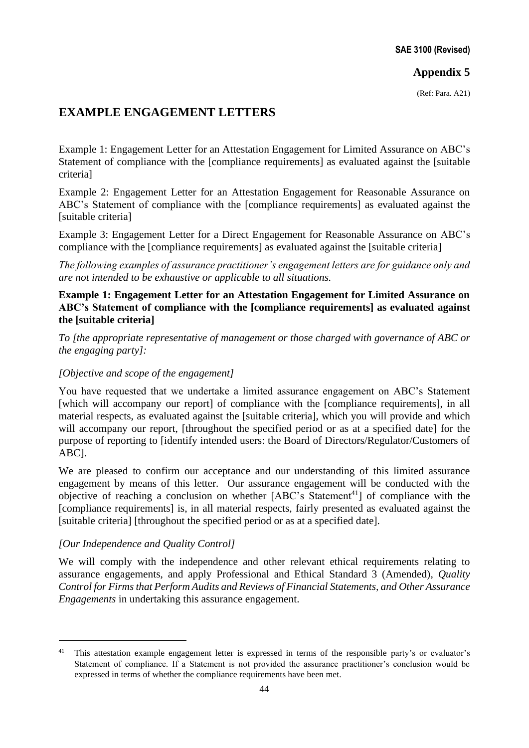## Appendix 5

(Ref: Para. A21)

# EXAMPLE ENGAGEMENT LETTERS

Example 1: Engagement Letter for an Attestation Engagement for Limited Assurance on ABC's Statement of compliance with the [compliance requirements] as evaluated against the [suitable criteria]

Example 2: Engagement Letter for an Attestation Engagement for Reasonable Assurance on ABC's Statement of compliance with the [compliance requirements] as evaluated against the [suitable criteria]

Example 3: Engagement Letter for a Direct Engagement for Reasonable Assurance on ABC's compliance with the [compliance requirements] as evaluated against the [suitable criteria]

*The following examples of assurance practitioner's engagement letters are for guidance only and are not intended to be exhaustive or applicable to all situations.*

**Example 1: Engagement Letter for an Attestation Engagement for Limited Assurance on ABC's Statement of compliance with the [compliance requirements] as evaluated against the [suitable criteria]**

*To [the appropriate representative of management or those charged with governance of ABC or the engaging party]:*

*[Objective and scope of the engagement]*

You have requested that we undertake a limited assurance engagement on ABC's Statement [which will accompany our report] of compliance with the [compliance requirements], in all material respects, as evaluated against the [suitable criteria], which you will provide and which will accompany our report, [throughout the specified period or as at a specified date] for the purpose of reporting to [identify intended users: the Board of Directors/Regulator/Customers of ABC].

We are pleased to confirm our acceptance and our understanding of this limited assurance engagement by means of this letter. Our assurance engagement will be conducted with the objective of reaching a conclusion on whether [ABC's Statement[41]] of compliance with the [compliance requirements] is, in all material respects, fairly presented as evaluated against the [suitable criteria] [throughout the specified period or as at a specified date].

*[Our Independence and Quality Control]*

We will comply with the independence and other relevant ethical requirements relating to assurance engagements, and apply Professional and Ethical Standard 3 (Amended), *Quality Control for Firms that Perform Audits and Reviews of Financial Statements, and Other Assurance Engagements* in undertaking this assurance engagement.

---

[41] This attestation example engagement letter is expressed in terms of the responsible party's or evaluator's Statement of compliance. If a Statement is not provided the assurance practitioner's conclusion would be expressed in terms of whether the compliance requirements have been met.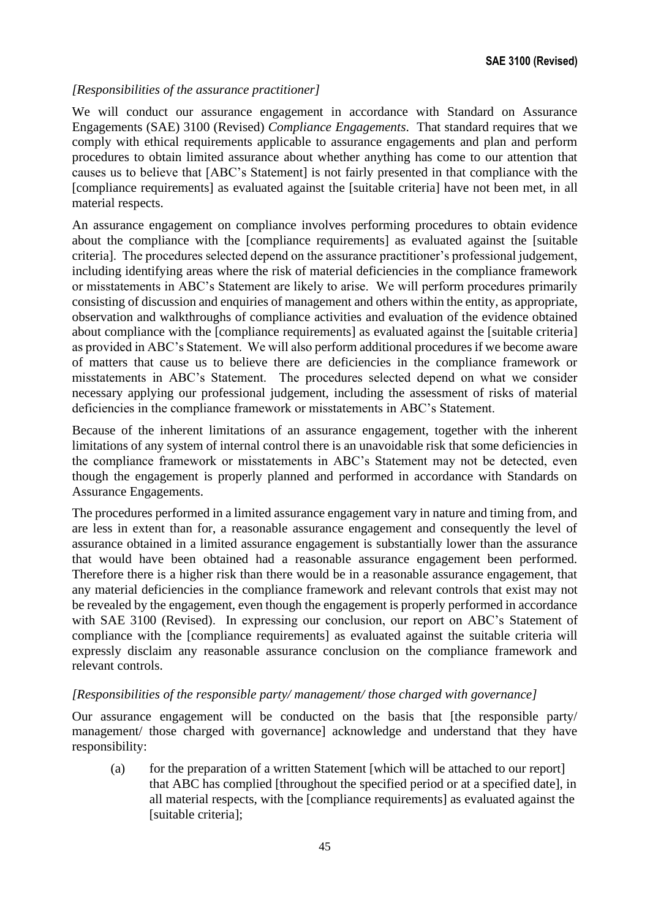*[Responsibilities of the assurance practitioner]*

We will conduct our assurance engagement in accordance with Standard on Assurance Engagements (SAE) 3100 (Revised) *Compliance Engagements*. That standard requires that we comply with ethical requirements applicable to assurance engagements and plan and perform procedures to obtain limited assurance about whether anything has come to our attention that causes us to believe that [ABC's Statement] is not fairly presented in that compliance with the [compliance requirements] as evaluated against the [suitable criteria] have not been met, in all material respects.

An assurance engagement on compliance involves performing procedures to obtain evidence about the compliance with the [compliance requirements] as evaluated against the [suitable criteria]. The procedures selected depend on the assurance practitioner's professional judgement, including identifying areas where the risk of material deficiencies in the compliance framework or misstatements in ABC's Statement are likely to arise. We will perform procedures primarily consisting of discussion and enquiries of management and others within the entity, as appropriate, observation and walkthroughs of compliance activities and evaluation of the evidence obtained about compliance with the [compliance requirements] as evaluated against the [suitable criteria] as provided in ABC's Statement. We will also perform additional procedures if we become aware of matters that cause us to believe there are deficiencies in the compliance framework or misstatements in ABC's Statement. The procedures selected depend on what we consider necessary applying our professional judgement, including the assessment of risks of material deficiencies in the compliance framework or misstatements in ABC's Statement.

Because of the inherent limitations of an assurance engagement, together with the inherent limitations of any system of internal control there is an unavoidable risk that some deficiencies in the compliance framework or misstatements in ABC's Statement may not be detected, even though the engagement is properly planned and performed in accordance with Standards on Assurance Engagements.

The procedures performed in a limited assurance engagement vary in nature and timing from, and are less in extent than for, a reasonable assurance engagement and consequently the level of assurance obtained in a limited assurance engagement is substantially lower than the assurance that would have been obtained had a reasonable assurance engagement been performed. Therefore there is a higher risk than there would be in a reasonable assurance engagement, that any material deficiencies in the compliance framework and relevant controls that exist may not be revealed by the engagement, even though the engagement is properly performed in accordance with SAE 3100 (Revised). In expressing our conclusion, our report on ABC's Statement of compliance with the [compliance requirements] as evaluated against the suitable criteria will expressly disclaim any reasonable assurance conclusion on the compliance framework and relevant controls.

*[Responsibilities of the responsible party/ management/ those charged with governance]*

Our assurance engagement will be conducted on the basis that [the responsible party/ management/ those charged with governance] acknowledge and understand that they have responsibility:

(a) for the preparation of a written Statement [which will be attached to our report] that ABC has complied [throughout the specified period or at a specified date], in all material respects, with the [compliance requirements] as evaluated against the [suitable criteria];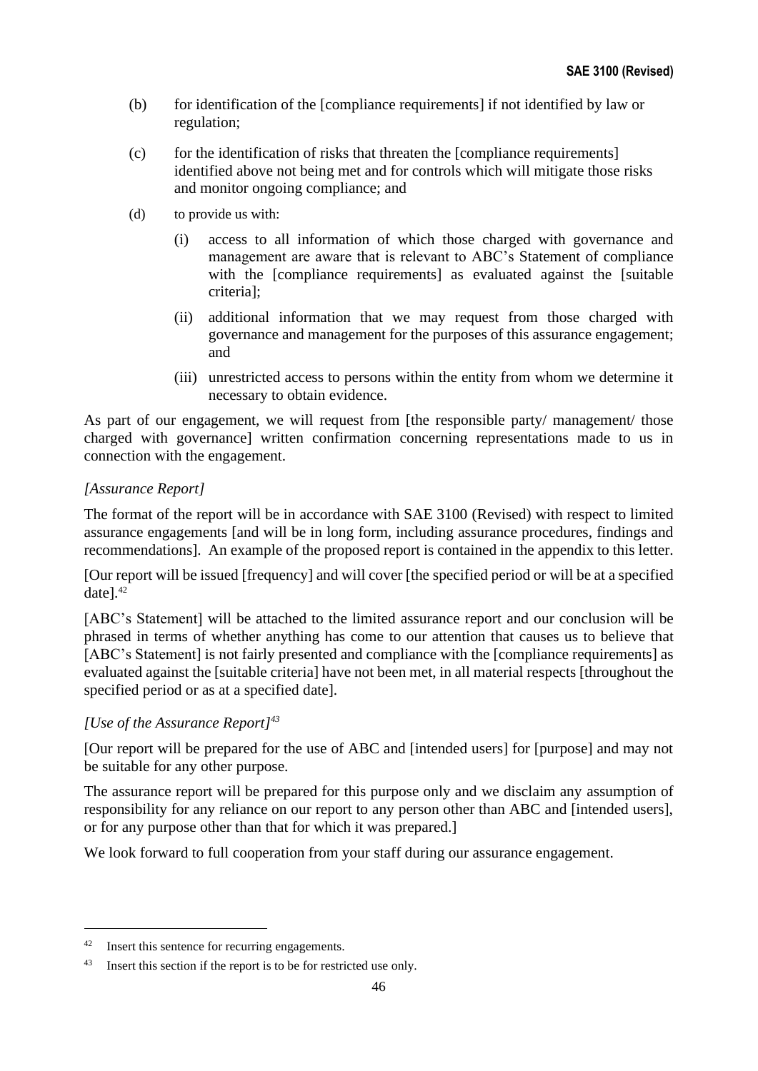(b) for identification of the [compliance requirements] if not identified by law or regulation;

(c) for the identification of risks that threaten the [compliance requirements] identified above not being met and for controls which will mitigate those risks and monitor ongoing compliance; and

(d) to provide us with:

   (i) access to all information of which those charged with governance and management are aware that is relevant to ABC's Statement of compliance with the [compliance requirements] as evaluated against the [suitable criteria];

   (ii) additional information that we may request from those charged with governance and management for the purposes of this assurance engagement; and

   (iii) unrestricted access to persons within the entity from whom we determine it necessary to obtain evidence.

As part of our engagement, we will request from [the responsible party/ management/ those charged with governance] written confirmation concerning representations made to us in connection with the engagement.

*[Assurance Report]*

The format of the report will be in accordance with SAE 3100 (Revised) with respect to limited assurance engagements [and will be in long form, including assurance procedures, findings and recommendations]. An example of the proposed report is contained in the appendix to this letter.

[Our report will be issued [frequency] and will cover [the specified period or will be at a specified date].[42]

[ABC's Statement] will be attached to the limited assurance report and our conclusion will be phrased in terms of whether anything has come to our attention that causes us to believe that [ABC's Statement] is not fairly presented and compliance with the [compliance requirements] as evaluated against the [suitable criteria] have not been met, in all material respects [throughout the specified period or as at a specified date].

*[Use of the Assurance Report]*[43]

[Our report will be prepared for the use of ABC and [intended users] for [purpose] and may not be suitable for any other purpose.

The assurance report will be prepared for this purpose only and we disclaim any assumption of responsibility for any reliance on our report to any person other than ABC and [intended users], or for any purpose other than that for which it was prepared.]

We look forward to full cooperation from your staff during our assurance engagement.

---

[42] Insert this sentence for recurring engagements.

[43] Insert this section if the report is to be for restricted use only.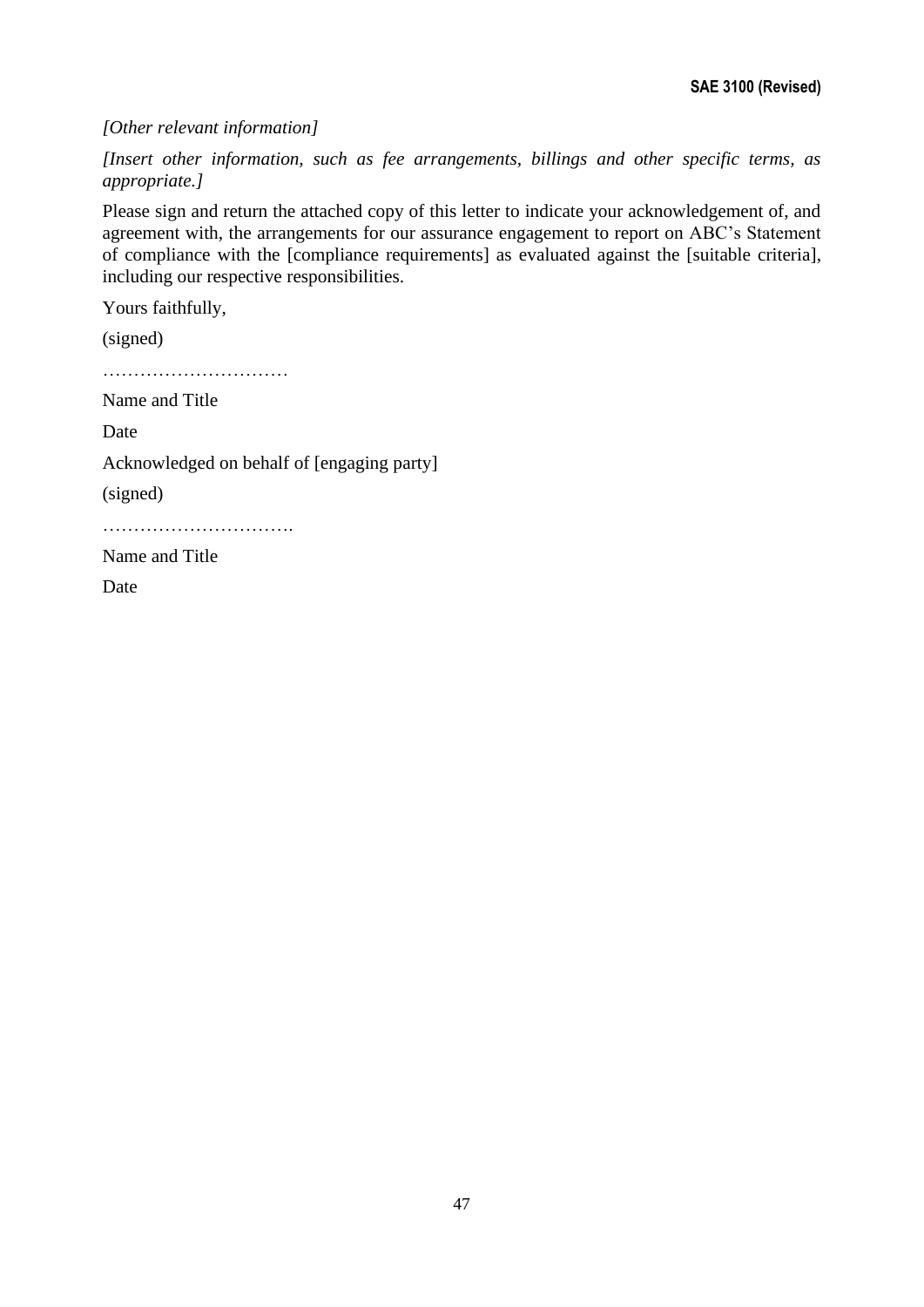*[Other relevant information]*

*[Insert other information, such as fee arrangements, billings and other specific terms, as appropriate.]*

Please sign and return the attached copy of this letter to indicate your acknowledgement of, and agreement with, the arrangements for our assurance engagement to report on ABC's Statement of compliance with the [compliance requirements] as evaluated against the [suitable criteria], including our respective responsibilities.

Yours faithfully,

(signed)

…………………………

Name and Title

Date

Acknowledged on behalf of [engaging party]

(signed)

………………………….

Name and Title

Date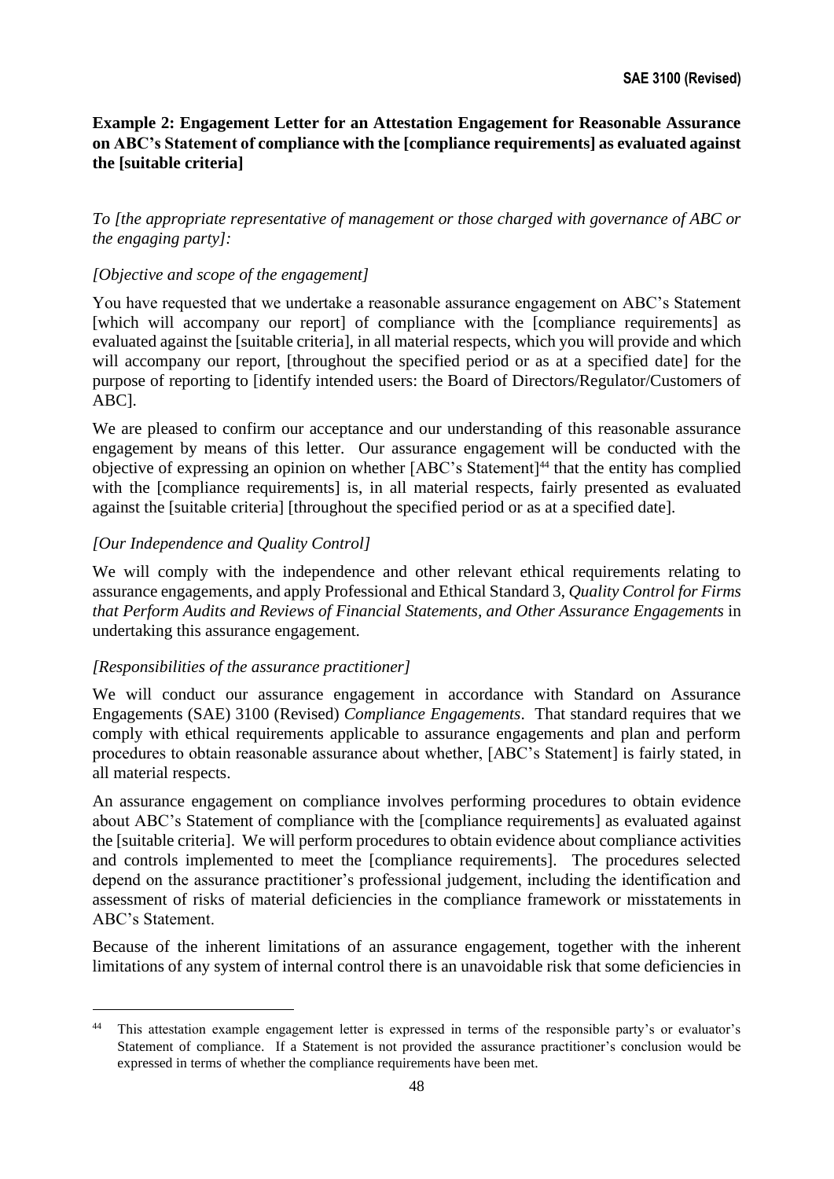**Example 2: Engagement Letter for an Attestation Engagement for Reasonable Assurance on ABC's Statement of compliance with the [compliance requirements] as evaluated against the [suitable criteria]**

*To [the appropriate representative of management or those charged with governance of ABC or the engaging party]:*

*[Objective and scope of the engagement]*

You have requested that we undertake a reasonable assurance engagement on ABC's Statement [which will accompany our report] of compliance with the [compliance requirements] as evaluated against the [suitable criteria], in all material respects, which you will provide and which will accompany our report, [throughout the specified period or as at a specified date] for the purpose of reporting to [identify intended users: the Board of Directors/Regulator/Customers of ABC].

We are pleased to confirm our acceptance and our understanding of this reasonable assurance engagement by means of this letter. Our assurance engagement will be conducted with the objective of expressing an opinion on whether [ABC's Statement][44] that the entity has complied with the [compliance requirements] is, in all material respects, fairly presented as evaluated against the [suitable criteria] [throughout the specified period or as at a specified date].

*[Our Independence and Quality Control]*

We will comply with the independence and other relevant ethical requirements relating to assurance engagements, and apply Professional and Ethical Standard 3, *Quality Control for Firms that Perform Audits and Reviews of Financial Statements, and Other Assurance Engagements* in undertaking this assurance engagement.

*[Responsibilities of the assurance practitioner]*

We will conduct our assurance engagement in accordance with Standard on Assurance Engagements (SAE) 3100 (Revised) *Compliance Engagements*. That standard requires that we comply with ethical requirements applicable to assurance engagements and plan and perform procedures to obtain reasonable assurance about whether, [ABC's Statement] is fairly stated, in all material respects.

An assurance engagement on compliance involves performing procedures to obtain evidence about ABC's Statement of compliance with the [compliance requirements] as evaluated against the [suitable criteria]. We will perform procedures to obtain evidence about compliance activities and controls implemented to meet the [compliance requirements]. The procedures selected depend on the assurance practitioner's professional judgement, including the identification and assessment of risks of material deficiencies in the compliance framework or misstatements in ABC's Statement.

Because of the inherent limitations of an assurance engagement, together with the inherent limitations of any system of internal control there is an unavoidable risk that some deficiencies in

---

[44] This attestation example engagement letter is expressed in terms of the responsible party's or evaluator's Statement of compliance. If a Statement is not provided the assurance practitioner's conclusion would be expressed in terms of whether the compliance requirements have been met.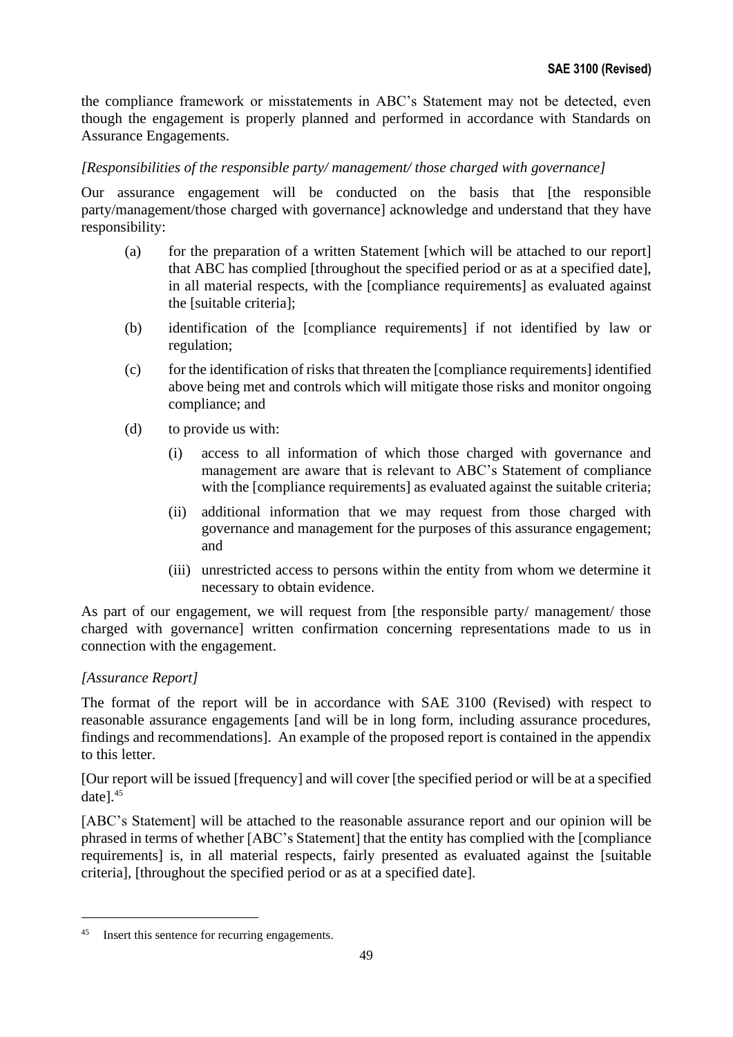the compliance framework or misstatements in ABC's Statement may not be detected, even though the engagement is properly planned and performed in accordance with Standards on Assurance Engagements.

*[Responsibilities of the responsible party/ management/ those charged with governance]*

Our assurance engagement will be conducted on the basis that [the responsible party/management/those charged with governance] acknowledge and understand that they have responsibility:

(a) for the preparation of a written Statement [which will be attached to our report] that ABC has complied [throughout the specified period or as at a specified date], in all material respects, with the [compliance requirements] as evaluated against the [suitable criteria];

(b) identification of the [compliance requirements] if not identified by law or regulation;

(c) for the identification of risks that threaten the [compliance requirements] identified above being met and controls which will mitigate those risks and monitor ongoing compliance; and

(d) to provide us with:

   (i) access to all information of which those charged with governance and management are aware that is relevant to ABC's Statement of compliance with the [compliance requirements] as evaluated against the suitable criteria;

   (ii) additional information that we may request from those charged with governance and management for the purposes of this assurance engagement; and

   (iii) unrestricted access to persons within the entity from whom we determine it necessary to obtain evidence.

As part of our engagement, we will request from [the responsible party/ management/ those charged with governance] written confirmation concerning representations made to us in connection with the engagement.

*[Assurance Report]*

The format of the report will be in accordance with SAE 3100 (Revised) with respect to reasonable assurance engagements [and will be in long form, including assurance procedures, findings and recommendations]. An example of the proposed report is contained in the appendix to this letter.

[Our report will be issued [frequency] and will cover [the specified period or will be at a specified date].[45]

[ABC's Statement] will be attached to the reasonable assurance report and our opinion will be phrased in terms of whether [ABC's Statement] that the entity has complied with the [compliance requirements] is, in all material respects, fairly presented as evaluated against the [suitable criteria], [throughout the specified period or as at a specified date].

---

[45] Insert this sentence for recurring engagements.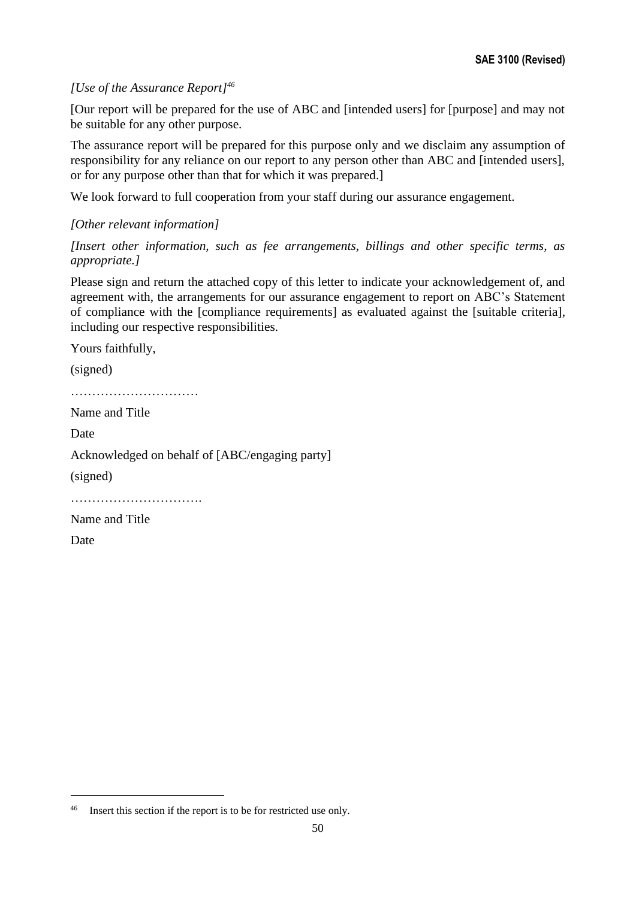*[Use of the Assurance Report][46]*

[Our report will be prepared for the use of ABC and [intended users] for [purpose] and may not be suitable for any other purpose.

The assurance report will be prepared for this purpose only and we disclaim any assumption of responsibility for any reliance on our report to any person other than ABC and [intended users], or for any purpose other than that for which it was prepared.]

We look forward to full cooperation from your staff during our assurance engagement.

*[Other relevant information]*

*[Insert other information, such as fee arrangements, billings and other specific terms, as appropriate.]*

Please sign and return the attached copy of this letter to indicate your acknowledgement of, and agreement with, the arrangements for our assurance engagement to report on ABC's Statement of compliance with the [compliance requirements] as evaluated against the [suitable criteria], including our respective responsibilities.

Yours faithfully,

(signed)

…………………………

Name and Title

Date

Acknowledged on behalf of [ABC/engaging party]

(signed)

………………………….

Name and Title

Date

---

[46] Insert this section if the report is to be for restricted use only.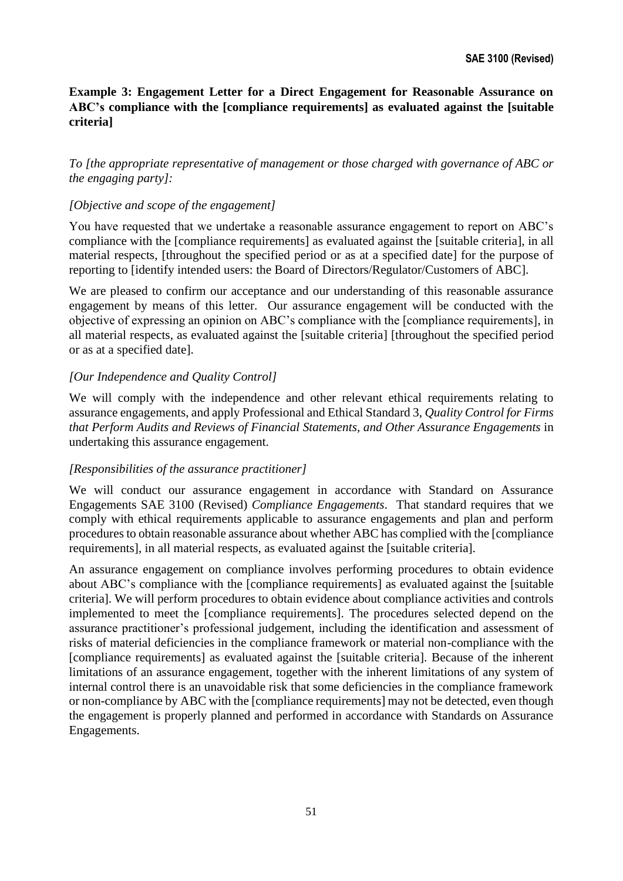### Example 3: Engagement Letter for a Direct Engagement for Reasonable Assurance on ABC's compliance with the [compliance requirements] as evaluated against the [suitable criteria]

*To [the appropriate representative of management or those charged with governance of ABC or the engaging party]:*

*[Objective and scope of the engagement]*

You have requested that we undertake a reasonable assurance engagement to report on ABC's compliance with the [compliance requirements] as evaluated against the [suitable criteria], in all material respects, [throughout the specified period or as at a specified date] for the purpose of reporting to [identify intended users: the Board of Directors/Regulator/Customers of ABC].

We are pleased to confirm our acceptance and our understanding of this reasonable assurance engagement by means of this letter. Our assurance engagement will be conducted with the objective of expressing an opinion on ABC's compliance with the [compliance requirements], in all material respects, as evaluated against the [suitable criteria] [throughout the specified period or as at a specified date].

*[Our Independence and Quality Control]*

We will comply with the independence and other relevant ethical requirements relating to assurance engagements, and apply Professional and Ethical Standard 3, *Quality Control for Firms that Perform Audits and Reviews of Financial Statements, and Other Assurance Engagements* in undertaking this assurance engagement.

*[Responsibilities of the assurance practitioner]*

We will conduct our assurance engagement in accordance with Standard on Assurance Engagements SAE 3100 (Revised) *Compliance Engagements*. That standard requires that we comply with ethical requirements applicable to assurance engagements and plan and perform procedures to obtain reasonable assurance about whether ABC has complied with the [compliance requirements], in all material respects, as evaluated against the [suitable criteria].

An assurance engagement on compliance involves performing procedures to obtain evidence about ABC's compliance with the [compliance requirements] as evaluated against the [suitable criteria]. We will perform procedures to obtain evidence about compliance activities and controls implemented to meet the [compliance requirements]. The procedures selected depend on the assurance practitioner's professional judgement, including the identification and assessment of risks of material deficiencies in the compliance framework or material non-compliance with the [compliance requirements] as evaluated against the [suitable criteria]. Because of the inherent limitations of an assurance engagement, together with the inherent limitations of any system of internal control there is an unavoidable risk that some deficiencies in the compliance framework or non-compliance by ABC with the [compliance requirements] may not be detected, even though the engagement is properly planned and performed in accordance with Standards on Assurance Engagements.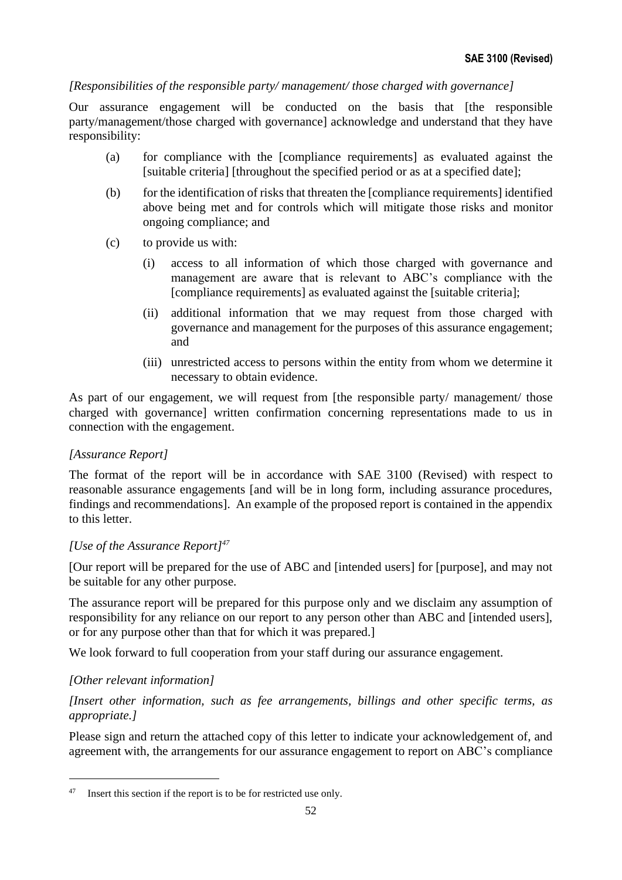*[Responsibilities of the responsible party/ management/ those charged with governance]*

Our assurance engagement will be conducted on the basis that [the responsible party/management/those charged with governance] acknowledge and understand that they have responsibility:

(a) for compliance with the [compliance requirements] as evaluated against the [suitable criteria] [throughout the specified period or as at a specified date];

(b) for the identification of risks that threaten the [compliance requirements] identified above being met and for controls which will mitigate those risks and monitor ongoing compliance; and

(c) to provide us with:

  (i) access to all information of which those charged with governance and management are aware that is relevant to ABC's compliance with the [compliance requirements] as evaluated against the [suitable criteria];

  (ii) additional information that we may request from those charged with governance and management for the purposes of this assurance engagement; and

  (iii) unrestricted access to persons within the entity from whom we determine it necessary to obtain evidence.

As part of our engagement, we will request from [the responsible party/ management/ those charged with governance] written confirmation concerning representations made to us in connection with the engagement.

*[Assurance Report]*

The format of the report will be in accordance with SAE 3100 (Revised) with respect to reasonable assurance engagements [and will be in long form, including assurance procedures, findings and recommendations]. An example of the proposed report is contained in the appendix to this letter.

*[Use of the Assurance Report]*[47]

[Our report will be prepared for the use of ABC and [intended users] for [purpose], and may not be suitable for any other purpose.

The assurance report will be prepared for this purpose only and we disclaim any assumption of responsibility for any reliance on our report to any person other than ABC and [intended users], or for any purpose other than that for which it was prepared.]

We look forward to full cooperation from your staff during our assurance engagement.

*[Other relevant information]*

*[Insert other information, such as fee arrangements, billings and other specific terms, as appropriate.]*

Please sign and return the attached copy of this letter to indicate your acknowledgement of, and agreement with, the arrangements for our assurance engagement to report on ABC's compliance

[47] Insert this section if the report is to be for restricted use only.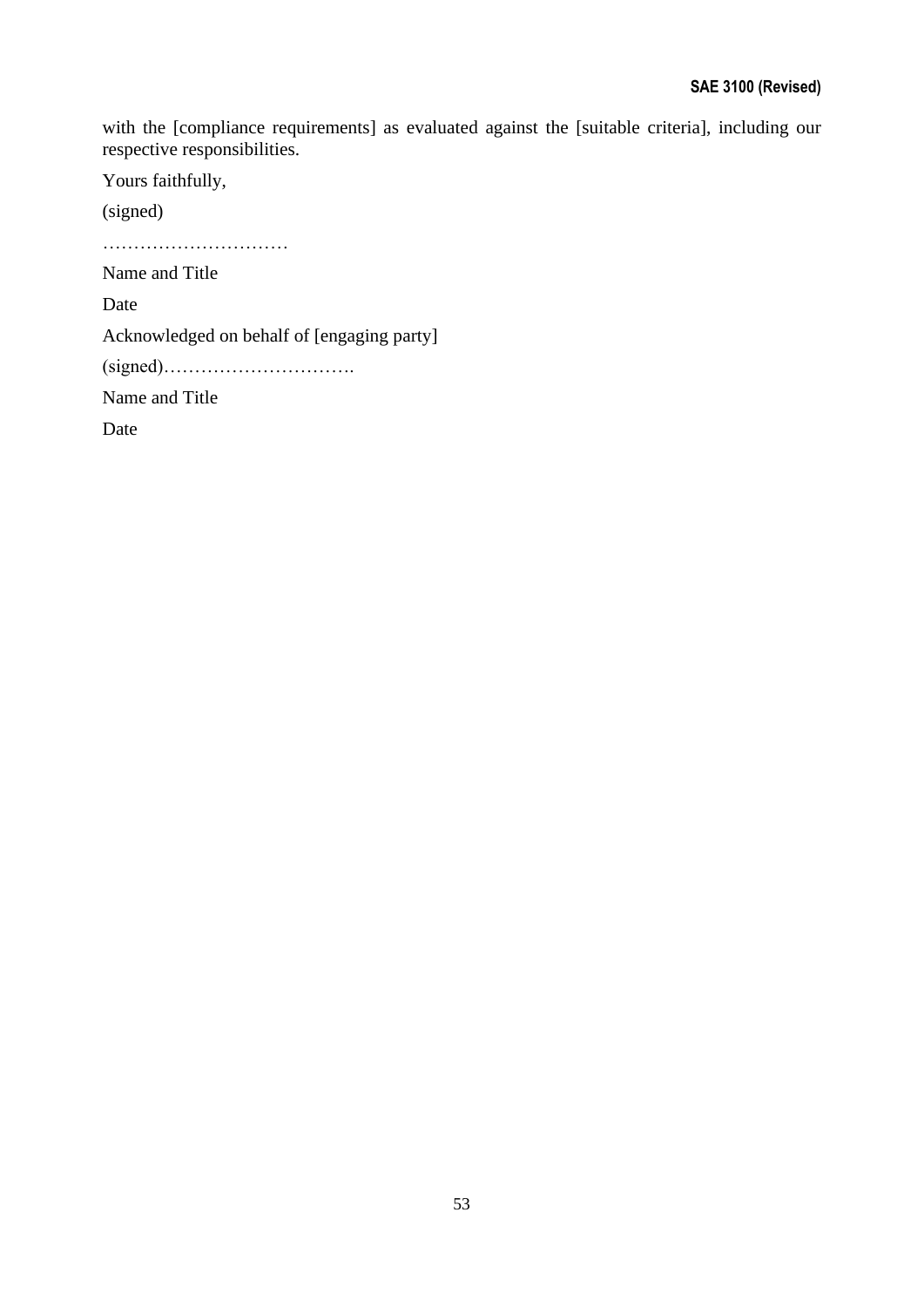with the [compliance requirements] as evaluated against the [suitable criteria], including our respective responsibilities.

Yours faithfully,

(signed)

…………………………

Name and Title

Date

Acknowledged on behalf of [engaging party]

(signed)………………………….

Name and Title

Date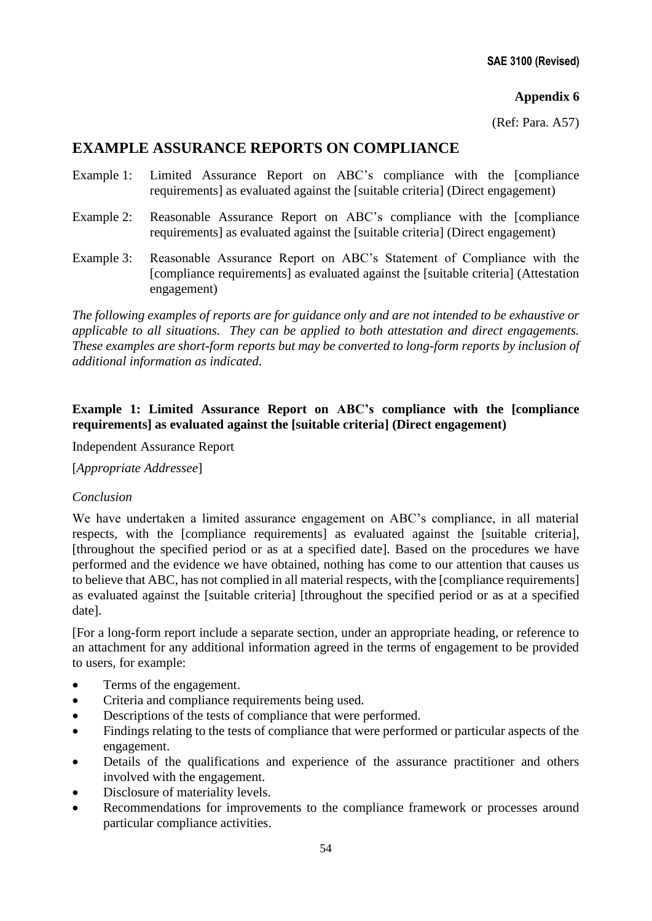**Appendix 6**

(Ref: Para. A57)

# EXAMPLE ASSURANCE REPORTS ON COMPLIANCE

Example 1: Limited Assurance Report on ABC's compliance with the [compliance requirements] as evaluated against the [suitable criteria] (Direct engagement)

Example 2: Reasonable Assurance Report on ABC's compliance with the [compliance requirements] as evaluated against the [suitable criteria] (Direct engagement)

Example 3: Reasonable Assurance Report on ABC's Statement of Compliance with the [compliance requirements] as evaluated against the [suitable criteria] (Attestation engagement)

*The following examples of reports are for guidance only and are not intended to be exhaustive or applicable to all situations. They can be applied to both attestation and direct engagements. These examples are short-form reports but may be converted to long-form reports by inclusion of additional information as indicated.*

## Example 1: Limited Assurance Report on ABC's compliance with the [compliance requirements] as evaluated against the [suitable criteria] (Direct engagement)

Independent Assurance Report

[*Appropriate Addressee*]

*Conclusion*

We have undertaken a limited assurance engagement on ABC's compliance, in all material respects, with the [compliance requirements] as evaluated against the [suitable criteria], [throughout the specified period or as at a specified date]. Based on the procedures we have performed and the evidence we have obtained, nothing has come to our attention that causes us to believe that ABC, has not complied in all material respects, with the [compliance requirements] as evaluated against the [suitable criteria] [throughout the specified period or as at a specified date].

[For a long-form report include a separate section, under an appropriate heading, or reference to an attachment for any additional information agreed in the terms of engagement to be provided to users, for example:

- Terms of the engagement.
- Criteria and compliance requirements being used.
- Descriptions of the tests of compliance that were performed.
- Findings relating to the tests of compliance that were performed or particular aspects of the engagement.
- Details of the qualifications and experience of the assurance practitioner and others involved with the engagement.
- Disclosure of materiality levels.
- Recommendations for improvements to the compliance framework or processes around particular compliance activities.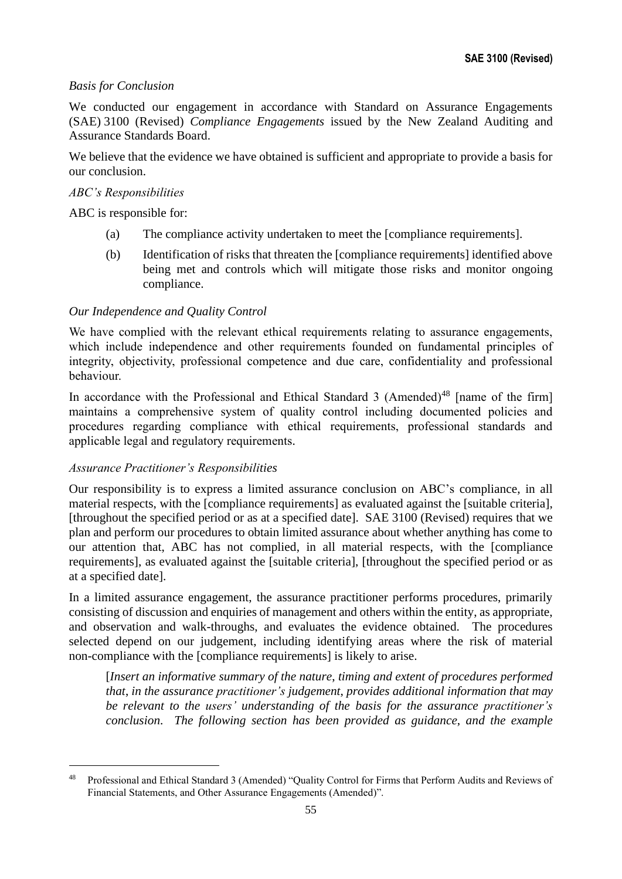*Basis for Conclusion*

We conducted our engagement in accordance with Standard on Assurance Engagements (SAE) 3100 (Revised) *Compliance Engagements* issued by the New Zealand Auditing and Assurance Standards Board.

We believe that the evidence we have obtained is sufficient and appropriate to provide a basis for our conclusion.

*ABC's Responsibilities*

ABC is responsible for:

(a) The compliance activity undertaken to meet the [compliance requirements].

(b) Identification of risks that threaten the [compliance requirements] identified above being met and controls which will mitigate those risks and monitor ongoing compliance.

*Our Independence and Quality Control*

We have complied with the relevant ethical requirements relating to assurance engagements, which include independence and other requirements founded on fundamental principles of integrity, objectivity, professional competence and due care, confidentiality and professional behaviour.

In accordance with the Professional and Ethical Standard 3 (Amended)[48] [name of the firm] maintains a comprehensive system of quality control including documented policies and procedures regarding compliance with ethical requirements, professional standards and applicable legal and regulatory requirements.

*Assurance Practitioner's Responsibilities*

Our responsibility is to express a limited assurance conclusion on ABC's compliance, in all material respects, with the [compliance requirements] as evaluated against the [suitable criteria], [throughout the specified period or as at a specified date]. SAE 3100 (Revised) requires that we plan and perform our procedures to obtain limited assurance about whether anything has come to our attention that, ABC has not complied, in all material respects, with the [compliance requirements], as evaluated against the [suitable criteria], [throughout the specified period or as at a specified date].

In a limited assurance engagement, the assurance practitioner performs procedures, primarily consisting of discussion and enquiries of management and others within the entity, as appropriate, and observation and walk-throughs, and evaluates the evidence obtained. The procedures selected depend on our judgement, including identifying areas where the risk of material non-compliance with the [compliance requirements] is likely to arise.

[*Insert an informative summary of the nature, timing and extent of procedures performed that, in the assurance practitioner's judgement, provides additional information that may be relevant to the users' understanding of the basis for the assurance practitioner's conclusion. The following section has been provided as guidance, and the example*

---

[48] Professional and Ethical Standard 3 (Amended) "Quality Control for Firms that Perform Audits and Reviews of Financial Statements, and Other Assurance Engagements (Amended)".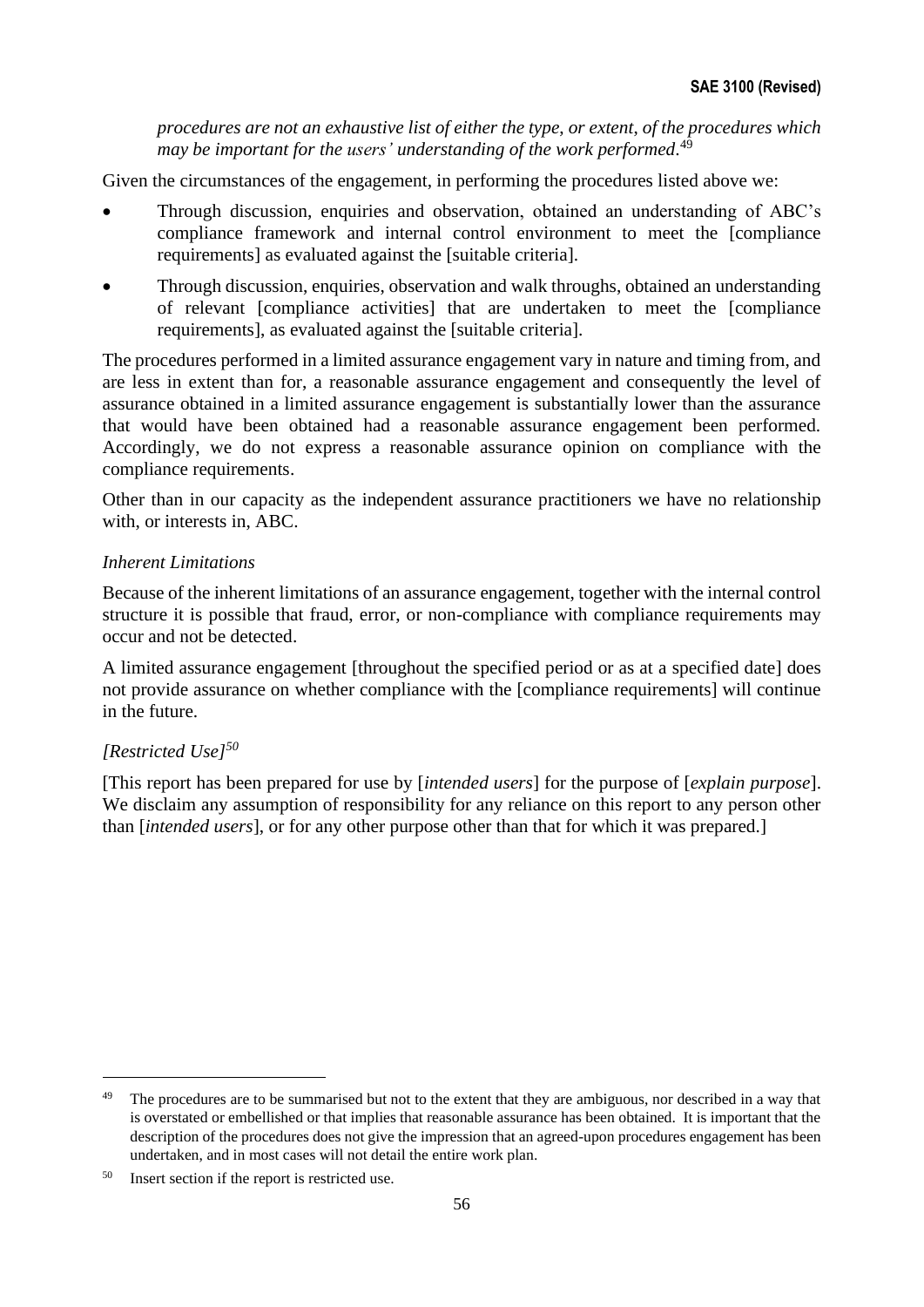*procedures are not an exhaustive list of either the type, or extent, of the procedures which may be important for the users' understanding of the work performed*.[49]

Given the circumstances of the engagement, in performing the procedures listed above we:

- Through discussion, enquiries and observation, obtained an understanding of ABC's compliance framework and internal control environment to meet the [compliance requirements] as evaluated against the [suitable criteria].
- Through discussion, enquiries, observation and walk throughs, obtained an understanding of relevant [compliance activities] that are undertaken to meet the [compliance requirements], as evaluated against the [suitable criteria].

The procedures performed in a limited assurance engagement vary in nature and timing from, and are less in extent than for, a reasonable assurance engagement and consequently the level of assurance obtained in a limited assurance engagement is substantially lower than the assurance that would have been obtained had a reasonable assurance engagement been performed. Accordingly, we do not express a reasonable assurance opinion on compliance with the compliance requirements.

Other than in our capacity as the independent assurance practitioners we have no relationship with, or interests in, ABC.

*Inherent Limitations*

Because of the inherent limitations of an assurance engagement, together with the internal control structure it is possible that fraud, error, or non-compliance with compliance requirements may occur and not be detected.

A limited assurance engagement [throughout the specified period or as at a specified date] does not provide assurance on whether compliance with the [compliance requirements] will continue in the future.

*[Restricted Use]*[50]

[This report has been prepared for use by [*intended users*] for the purpose of [*explain purpose*]. We disclaim any assumption of responsibility for any reliance on this report to any person other than [*intended users*], or for any other purpose other than that for which it was prepared.]

---

[49] The procedures are to be summarised but not to the extent that they are ambiguous, nor described in a way that is overstated or embellished or that implies that reasonable assurance has been obtained. It is important that the description of the procedures does not give the impression that an agreed-upon procedures engagement has been undertaken, and in most cases will not detail the entire work plan.

[50] Insert section if the report is restricted use.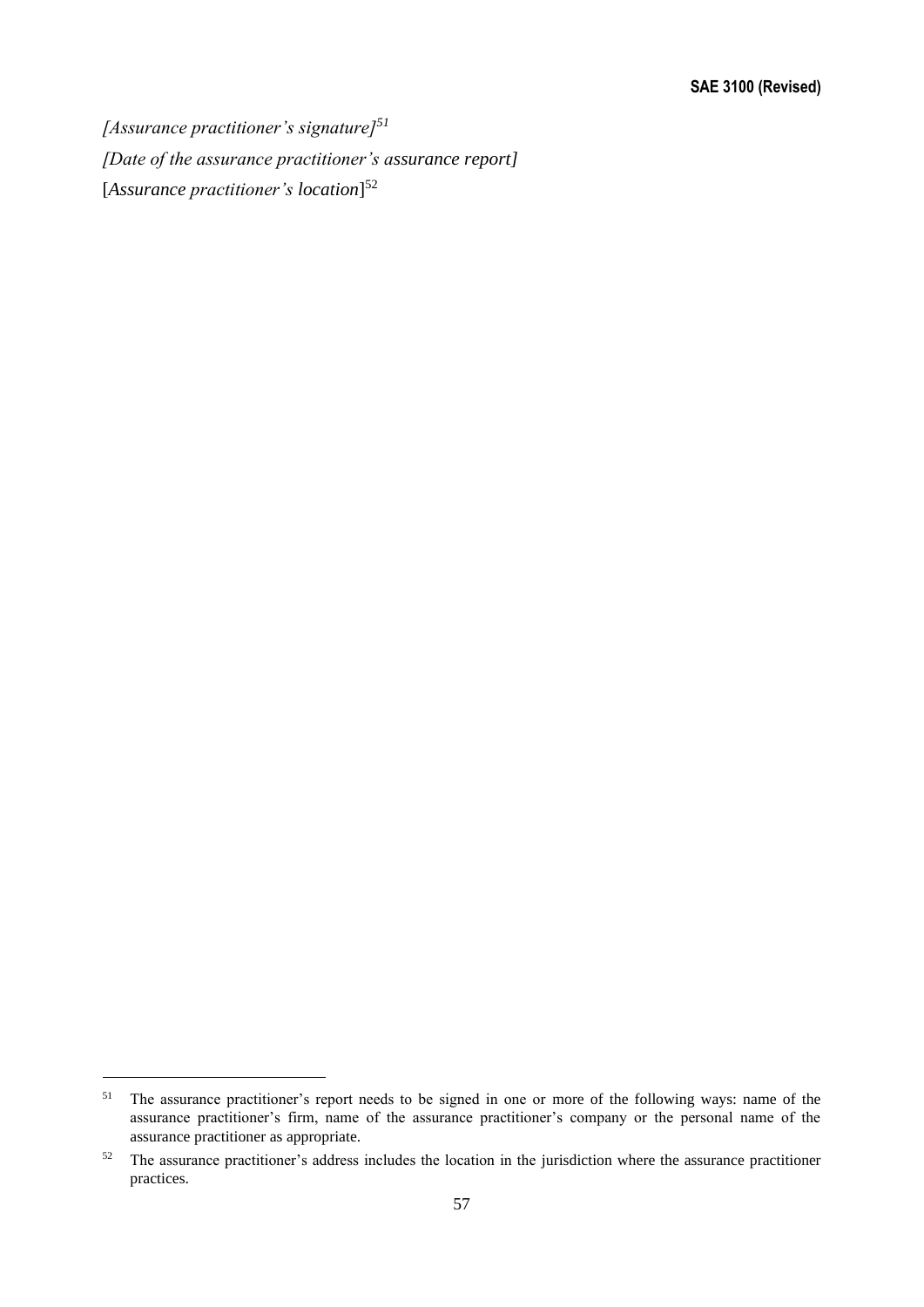*[Assurance practitioner's signature]*[51]

*[Date of the assurance practitioner's assurance report]*

[*Assurance practitioner's location*][52]

---

[51] The assurance practitioner's report needs to be signed in one or more of the following ways: name of the assurance practitioner's firm, name of the assurance practitioner's company or the personal name of the assurance practitioner as appropriate.

[52] The assurance practitioner's address includes the location in the jurisdiction where the assurance practitioner practices.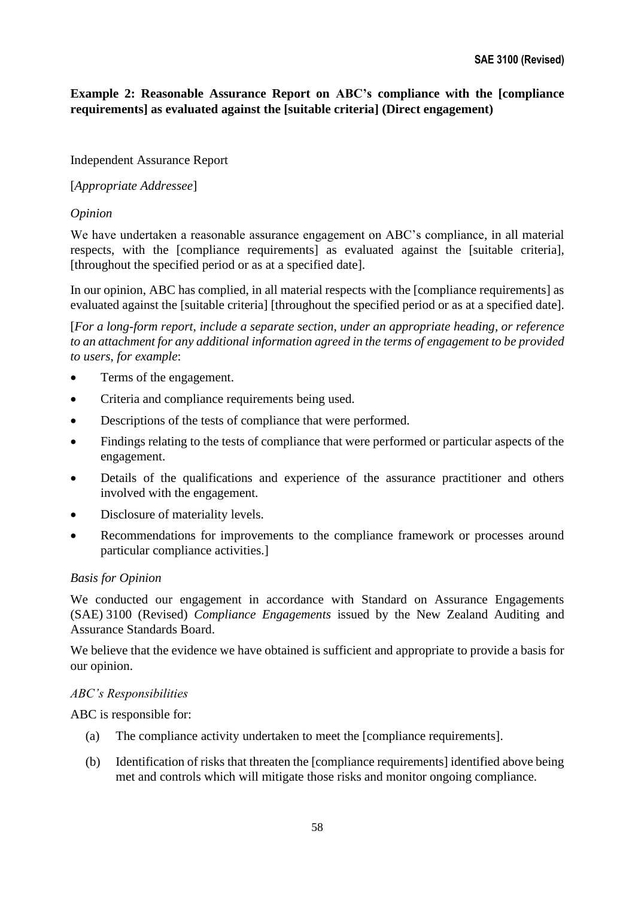**Example 2: Reasonable Assurance Report on ABC's compliance with the [compliance requirements] as evaluated against the [suitable criteria] (Direct engagement)**

Independent Assurance Report

[*Appropriate Addressee*]

*Opinion*

We have undertaken a reasonable assurance engagement on ABC's compliance, in all material respects, with the [compliance requirements] as evaluated against the [suitable criteria], [throughout the specified period or as at a specified date].

In our opinion, ABC has complied, in all material respects with the [compliance requirements] as evaluated against the [suitable criteria] [throughout the specified period or as at a specified date].

[*For a long-form report, include a separate section, under an appropriate heading, or reference to an attachment for any additional information agreed in the terms of engagement to be provided to users, for example*:

- Terms of the engagement.
- Criteria and compliance requirements being used.
- Descriptions of the tests of compliance that were performed.
- Findings relating to the tests of compliance that were performed or particular aspects of the engagement.
- Details of the qualifications and experience of the assurance practitioner and others involved with the engagement.
- Disclosure of materiality levels.
- Recommendations for improvements to the compliance framework or processes around particular compliance activities.]

*Basis for Opinion*

We conducted our engagement in accordance with Standard on Assurance Engagements (SAE) 3100 (Revised) *Compliance Engagements* issued by the New Zealand Auditing and Assurance Standards Board.

We believe that the evidence we have obtained is sufficient and appropriate to provide a basis for our opinion.

*ABC's Responsibilities*

ABC is responsible for:

(a) The compliance activity undertaken to meet the [compliance requirements].

(b) Identification of risks that threaten the [compliance requirements] identified above being met and controls which will mitigate those risks and monitor ongoing compliance.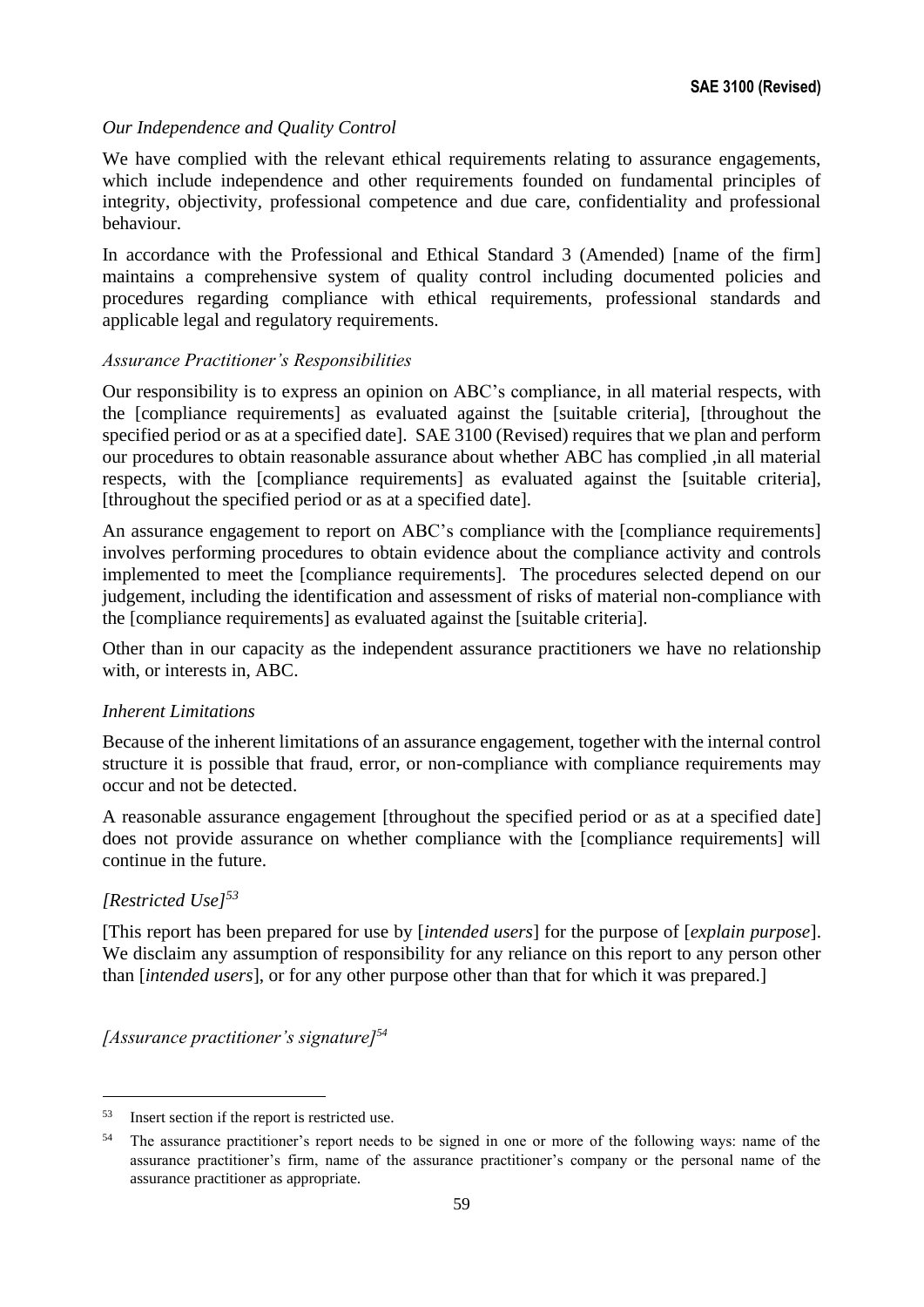*Our Independence and Quality Control*

We have complied with the relevant ethical requirements relating to assurance engagements, which include independence and other requirements founded on fundamental principles of integrity, objectivity, professional competence and due care, confidentiality and professional behaviour.

In accordance with the Professional and Ethical Standard 3 (Amended) [name of the firm] maintains a comprehensive system of quality control including documented policies and procedures regarding compliance with ethical requirements, professional standards and applicable legal and regulatory requirements.

*Assurance Practitioner's Responsibilities*

Our responsibility is to express an opinion on ABC's compliance, in all material respects, with the [compliance requirements] as evaluated against the [suitable criteria], [throughout the specified period or as at a specified date]. SAE 3100 (Revised) requires that we plan and perform our procedures to obtain reasonable assurance about whether ABC has complied ,in all material respects, with the [compliance requirements] as evaluated against the [suitable criteria], [throughout the specified period or as at a specified date].

An assurance engagement to report on ABC's compliance with the [compliance requirements] involves performing procedures to obtain evidence about the compliance activity and controls implemented to meet the [compliance requirements]. The procedures selected depend on our judgement, including the identification and assessment of risks of material non-compliance with the [compliance requirements] as evaluated against the [suitable criteria].

Other than in our capacity as the independent assurance practitioners we have no relationship with, or interests in, ABC.

*Inherent Limitations*

Because of the inherent limitations of an assurance engagement, together with the internal control structure it is possible that fraud, error, or non-compliance with compliance requirements may occur and not be detected.

A reasonable assurance engagement [throughout the specified period or as at a specified date] does not provide assurance on whether compliance with the [compliance requirements] will continue in the future.

*[Restricted Use]*[53]

[This report has been prepared for use by [*intended users*] for the purpose of [*explain purpose*]. We disclaim any assumption of responsibility for any reliance on this report to any person other than [*intended users*], or for any other purpose other than that for which it was prepared.]

*[Assurance practitioner's signature]*[54]

---

[53] Insert section if the report is restricted use.

[54] The assurance practitioner's report needs to be signed in one or more of the following ways: name of the assurance practitioner's firm, name of the assurance practitioner's company or the personal name of the assurance practitioner as appropriate.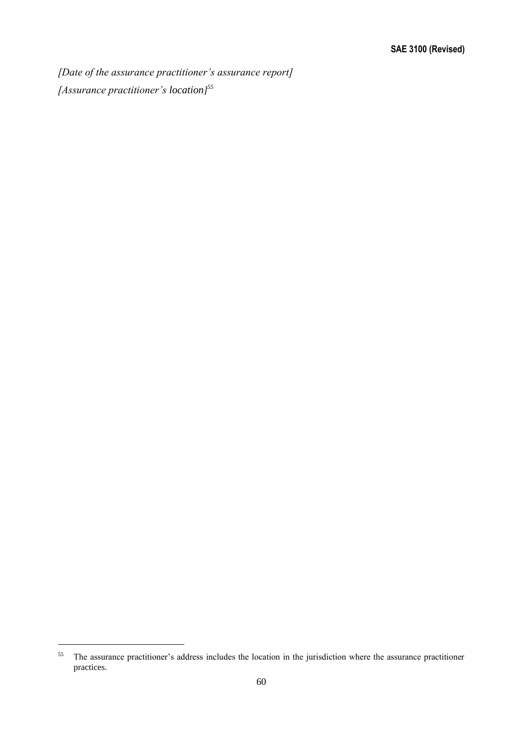*[Date of the assurance practitioner's assurance report]*

*[Assurance practitioner's location]*[55]

[55] The assurance practitioner's address includes the location in the jurisdiction where the assurance practitioner practices.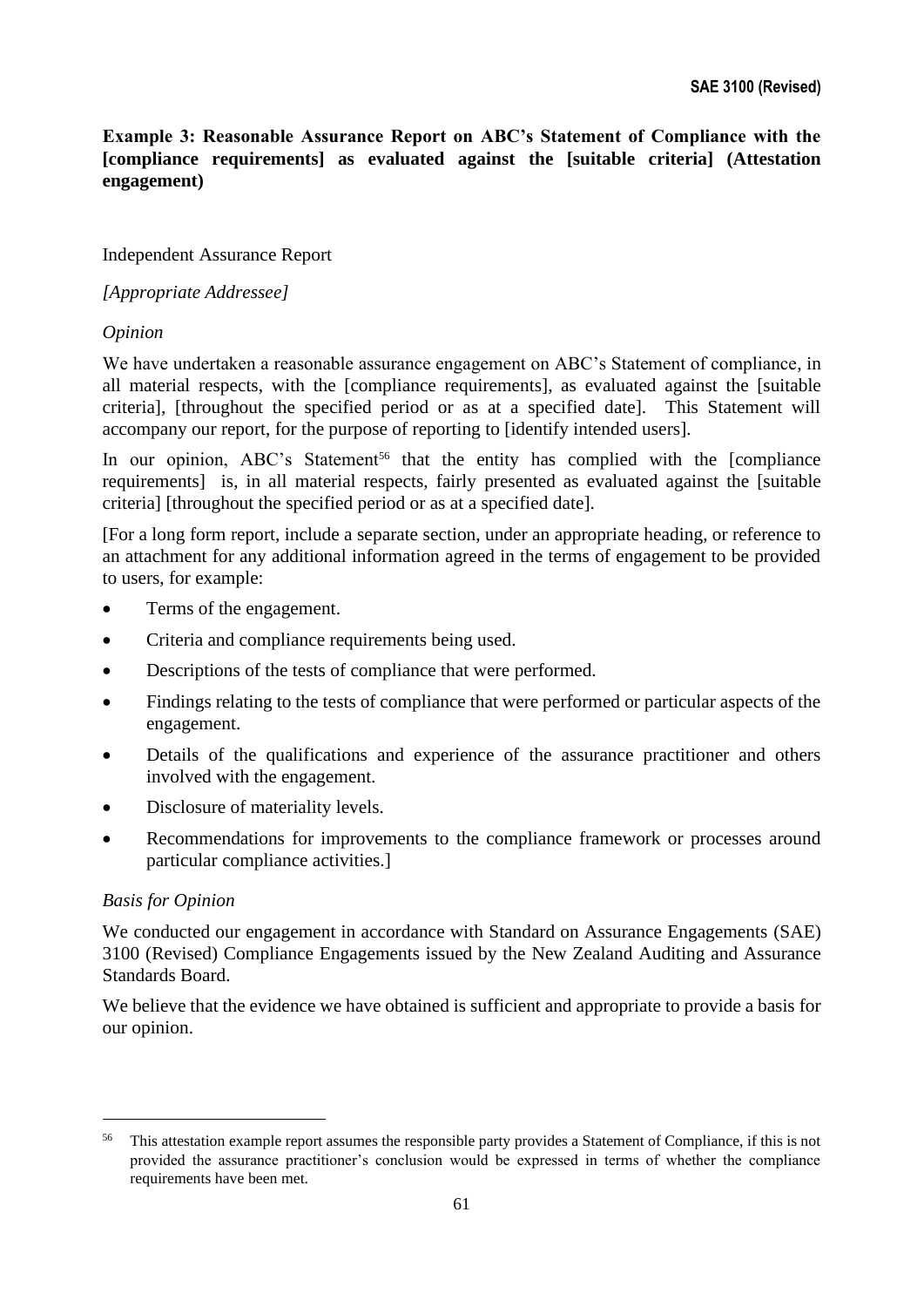**Example 3: Reasonable Assurance Report on ABC's Statement of Compliance with the [compliance requirements] as evaluated against the [suitable criteria] (Attestation engagement)**

Independent Assurance Report

*[Appropriate Addressee]*

*Opinion*

We have undertaken a reasonable assurance engagement on ABC's Statement of compliance, in all material respects, with the [compliance requirements], as evaluated against the [suitable criteria], [throughout the specified period or as at a specified date]. This Statement will accompany our report, for the purpose of reporting to [identify intended users].

In our opinion, ABC's Statement[56] that the entity has complied with the [compliance requirements] is, in all material respects, fairly presented as evaluated against the [suitable criteria] [throughout the specified period or as at a specified date].

[For a long form report, include a separate section, under an appropriate heading, or reference to an attachment for any additional information agreed in the terms of engagement to be provided to users, for example:

- Terms of the engagement.
- Criteria and compliance requirements being used.
- Descriptions of the tests of compliance that were performed.
- Findings relating to the tests of compliance that were performed or particular aspects of the engagement.
- Details of the qualifications and experience of the assurance practitioner and others involved with the engagement.
- Disclosure of materiality levels.
- Recommendations for improvements to the compliance framework or processes around particular compliance activities.]

*Basis for Opinion*

We conducted our engagement in accordance with Standard on Assurance Engagements (SAE) 3100 (Revised) Compliance Engagements issued by the New Zealand Auditing and Assurance Standards Board.

We believe that the evidence we have obtained is sufficient and appropriate to provide a basis for our opinion.

---

[56] This attestation example report assumes the responsible party provides a Statement of Compliance, if this is not provided the assurance practitioner's conclusion would be expressed in terms of whether the compliance requirements have been met.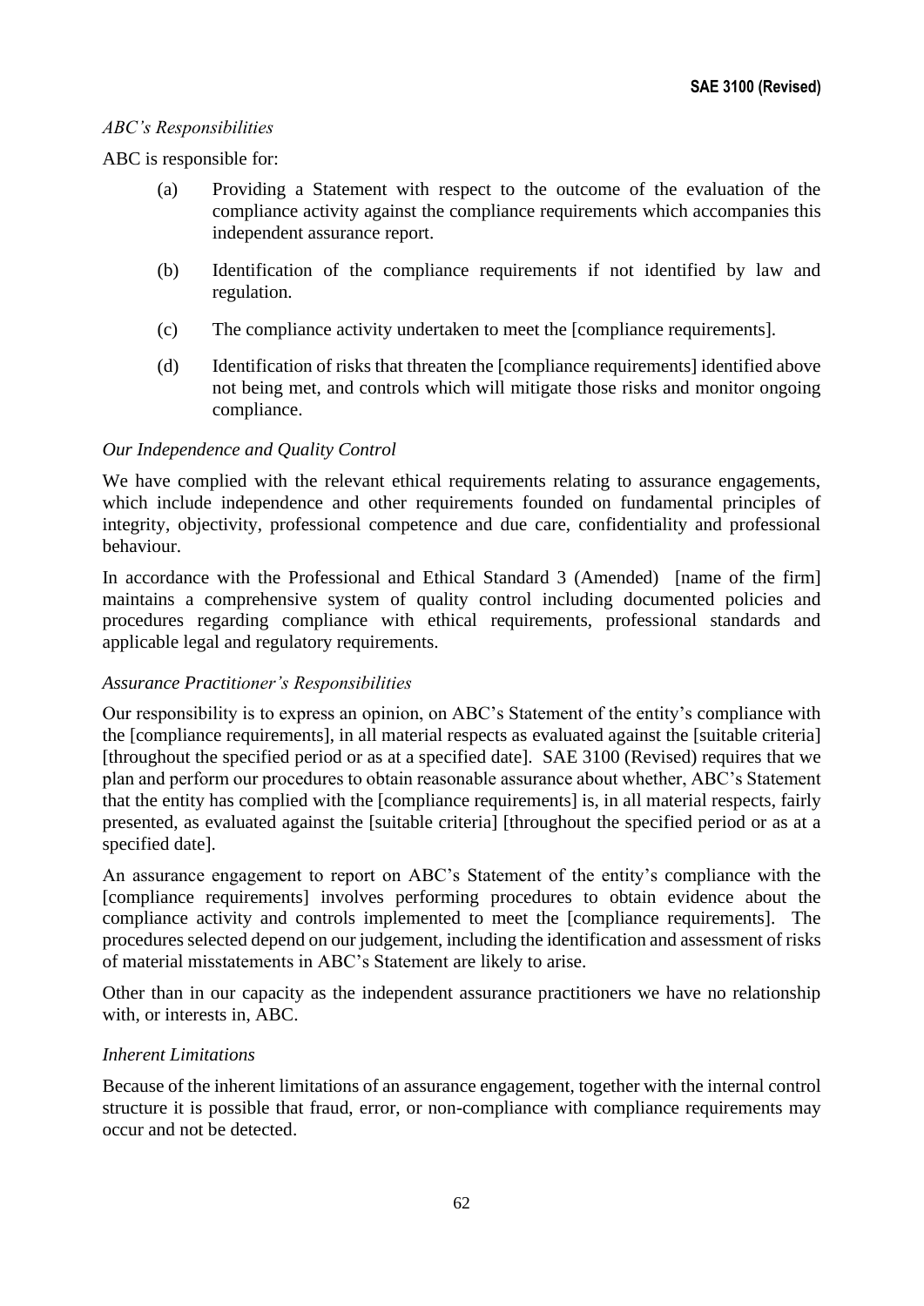*ABC's Responsibilities*

ABC is responsible for:

(a) Providing a Statement with respect to the outcome of the evaluation of the compliance activity against the compliance requirements which accompanies this independent assurance report.

(b) Identification of the compliance requirements if not identified by law and regulation.

(c) The compliance activity undertaken to meet the [compliance requirements].

(d) Identification of risks that threaten the [compliance requirements] identified above not being met, and controls which will mitigate those risks and monitor ongoing compliance.

*Our Independence and Quality Control*

We have complied with the relevant ethical requirements relating to assurance engagements, which include independence and other requirements founded on fundamental principles of integrity, objectivity, professional competence and due care, confidentiality and professional behaviour.

In accordance with the Professional and Ethical Standard 3 (Amended) [name of the firm] maintains a comprehensive system of quality control including documented policies and procedures regarding compliance with ethical requirements, professional standards and applicable legal and regulatory requirements.

*Assurance Practitioner's Responsibilities*

Our responsibility is to express an opinion, on ABC's Statement of the entity's compliance with the [compliance requirements], in all material respects as evaluated against the [suitable criteria] [throughout the specified period or as at a specified date]. SAE 3100 (Revised) requires that we plan and perform our procedures to obtain reasonable assurance about whether, ABC's Statement that the entity has complied with the [compliance requirements] is, in all material respects, fairly presented, as evaluated against the [suitable criteria] [throughout the specified period or as at a specified date].

An assurance engagement to report on ABC's Statement of the entity's compliance with the [compliance requirements] involves performing procedures to obtain evidence about the compliance activity and controls implemented to meet the [compliance requirements]. The procedures selected depend on our judgement, including the identification and assessment of risks of material misstatements in ABC's Statement are likely to arise.

Other than in our capacity as the independent assurance practitioners we have no relationship with, or interests in, ABC.

*Inherent Limitations*

Because of the inherent limitations of an assurance engagement, together with the internal control structure it is possible that fraud, error, or non-compliance with compliance requirements may occur and not be detected.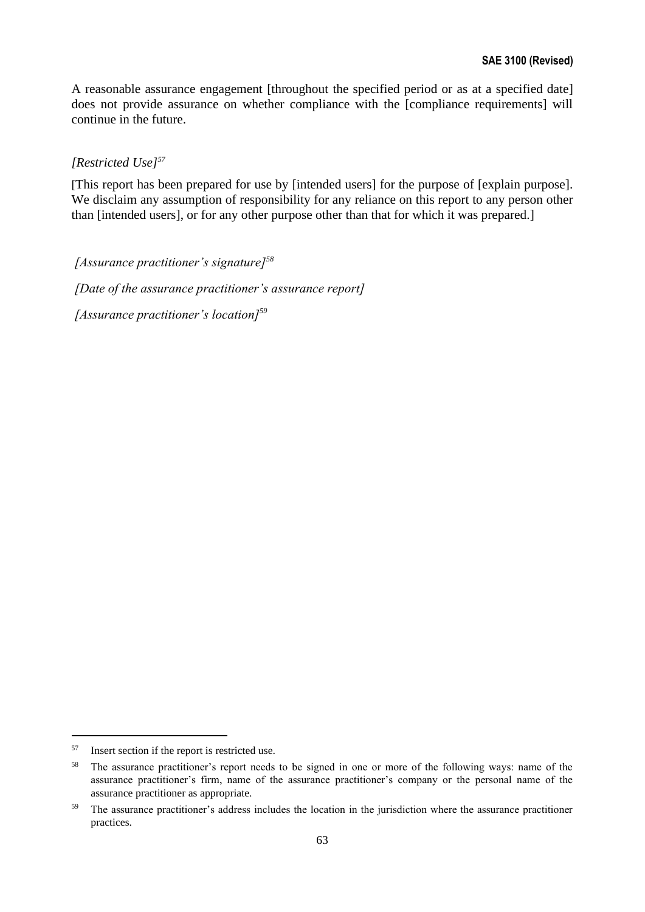A reasonable assurance engagement [throughout the specified period or as at a specified date] does not provide assurance on whether compliance with the [compliance requirements] will continue in the future.

*[Restricted Use]*[57]

[This report has been prepared for use by [intended users] for the purpose of [explain purpose]. We disclaim any assumption of responsibility for any reliance on this report to any person other than [intended users], or for any other purpose other than that for which it was prepared.]

*[Assurance practitioner's signature]*[58]

*[Date of the assurance practitioner's assurance report]*

*[Assurance practitioner's location]*[59]

---

[57] Insert section if the report is restricted use.

[58] The assurance practitioner's report needs to be signed in one or more of the following ways: name of the assurance practitioner's firm, name of the assurance practitioner's company or the personal name of the assurance practitioner as appropriate.

[59] The assurance practitioner's address includes the location in the jurisdiction where the assurance practitioner practices.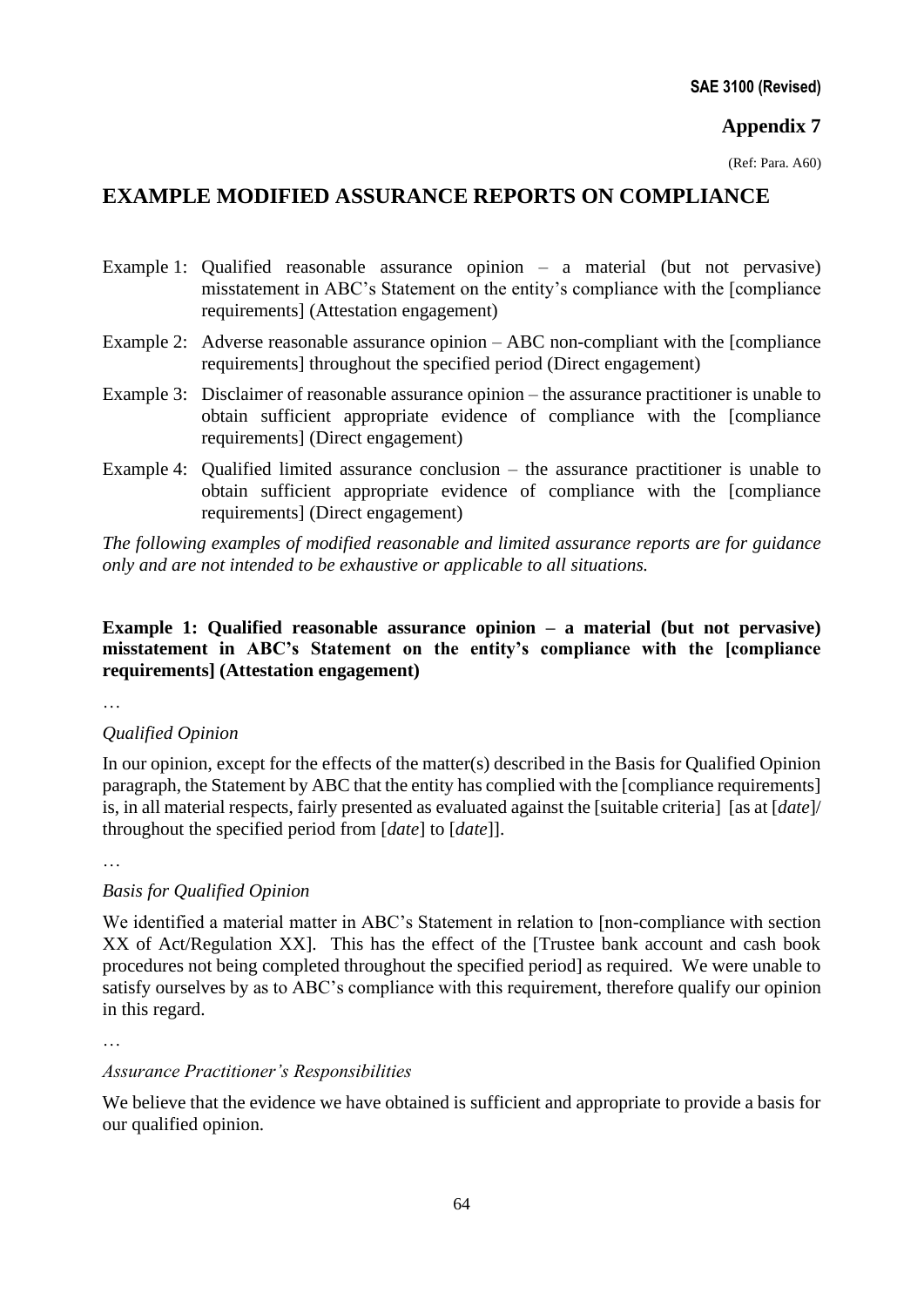# Appendix 7

(Ref: Para. A60)

## EXAMPLE MODIFIED ASSURANCE REPORTS ON COMPLIANCE

Example 1: Qualified reasonable assurance opinion – a material (but not pervasive) misstatement in ABC's Statement on the entity's compliance with the [compliance requirements] (Attestation engagement)

Example 2: Adverse reasonable assurance opinion – ABC non-compliant with the [compliance requirements] throughout the specified period (Direct engagement)

Example 3: Disclaimer of reasonable assurance opinion – the assurance practitioner is unable to obtain sufficient appropriate evidence of compliance with the [compliance requirements] (Direct engagement)

Example 4: Qualified limited assurance conclusion – the assurance practitioner is unable to obtain sufficient appropriate evidence of compliance with the [compliance requirements] (Direct engagement)

*The following examples of modified reasonable and limited assurance reports are for guidance only and are not intended to be exhaustive or applicable to all situations.*

### Example 1: Qualified reasonable assurance opinion – a material (but not pervasive) misstatement in ABC's Statement on the entity's compliance with the [compliance requirements] (Attestation engagement)

…

*Qualified Opinion*

In our opinion, except for the effects of the matter(s) described in the Basis for Qualified Opinion paragraph, the Statement by ABC that the entity has complied with the [compliance requirements] is, in all material respects, fairly presented as evaluated against the [suitable criteria] [as at [*date*]/ throughout the specified period from [*date*] to [*date*]].

…

*Basis for Qualified Opinion*

We identified a material matter in ABC's Statement in relation to [non-compliance with section XX of Act/Regulation XX]. This has the effect of the [Trustee bank account and cash book procedures not being completed throughout the specified period] as required. We were unable to satisfy ourselves by as to ABC's compliance with this requirement, therefore qualify our opinion in this regard.

…

*Assurance Practitioner's Responsibilities*

We believe that the evidence we have obtained is sufficient and appropriate to provide a basis for our qualified opinion.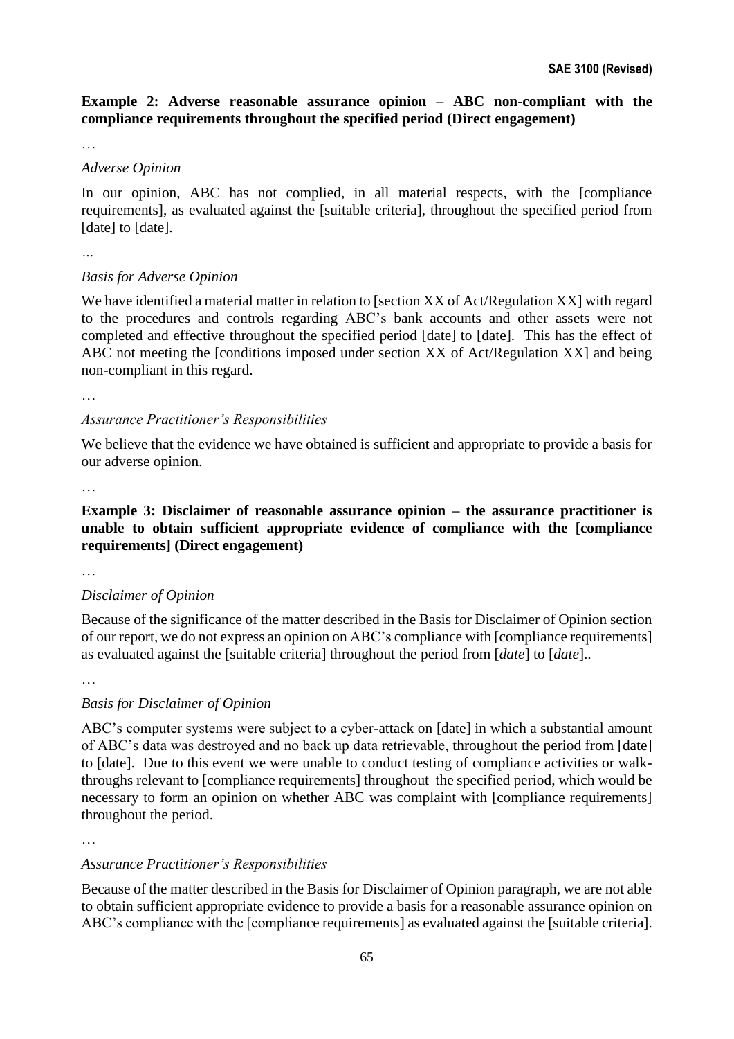**Example 2: Adverse reasonable assurance opinion – ABC non-compliant with the compliance requirements throughout the specified period (Direct engagement)**

…

*Adverse Opinion*

In our opinion, ABC has not complied, in all material respects, with the [compliance requirements], as evaluated against the [suitable criteria], throughout the specified period from [date] to [date].

...

*Basis for Adverse Opinion*

We have identified a material matter in relation to [section XX of Act/Regulation XX] with regard to the procedures and controls regarding ABC's bank accounts and other assets were not completed and effective throughout the specified period [date] to [date]. This has the effect of ABC not meeting the [conditions imposed under section XX of Act/Regulation XX] and being non-compliant in this regard.

…

*Assurance Practitioner's Responsibilities*

We believe that the evidence we have obtained is sufficient and appropriate to provide a basis for our adverse opinion.

…

**Example 3: Disclaimer of reasonable assurance opinion – the assurance practitioner is unable to obtain sufficient appropriate evidence of compliance with the [compliance requirements] (Direct engagement)**

…

*Disclaimer of Opinion*

Because of the significance of the matter described in the Basis for Disclaimer of Opinion section of our report, we do not express an opinion on ABC's compliance with [compliance requirements] as evaluated against the [suitable criteria] throughout the period from [*date*] to [*date*]..

…

*Basis for Disclaimer of Opinion*

ABC's computer systems were subject to a cyber-attack on [date] in which a substantial amount of ABC's data was destroyed and no back up data retrievable, throughout the period from [date] to [date]. Due to this event we were unable to conduct testing of compliance activities or walk-throughs relevant to [compliance requirements] throughout the specified period, which would be necessary to form an opinion on whether ABC was complaint with [compliance requirements] throughout the period.

…

*Assurance Practitioner's Responsibilities*

Because of the matter described in the Basis for Disclaimer of Opinion paragraph, we are not able to obtain sufficient appropriate evidence to provide a basis for a reasonable assurance opinion on ABC's compliance with the [compliance requirements] as evaluated against the [suitable criteria].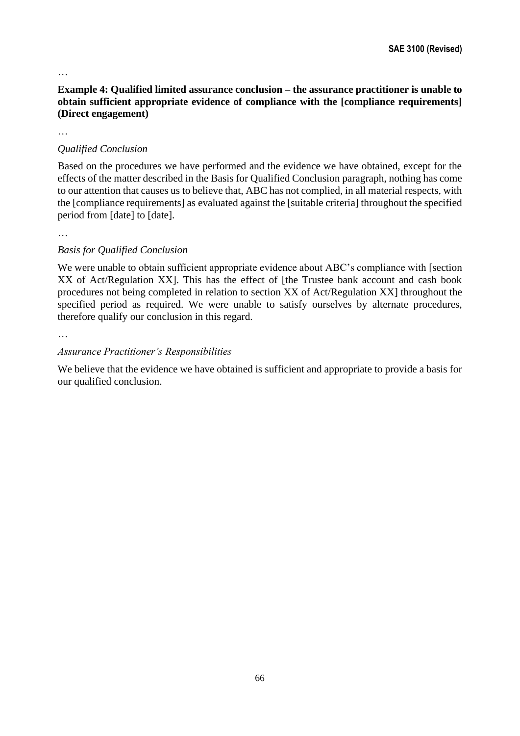…

**Example 4: Qualified limited assurance conclusion – the assurance practitioner is unable to obtain sufficient appropriate evidence of compliance with the [compliance requirements] (Direct engagement)**

…

*Qualified Conclusion*

Based on the procedures we have performed and the evidence we have obtained, except for the effects of the matter described in the Basis for Qualified Conclusion paragraph, nothing has come to our attention that causes us to believe that, ABC has not complied, in all material respects, with the [compliance requirements] as evaluated against the [suitable criteria] throughout the specified period from [date] to [date].

…

*Basis for Qualified Conclusion*

We were unable to obtain sufficient appropriate evidence about ABC's compliance with [section XX of Act/Regulation XX]. This has the effect of [the Trustee bank account and cash book procedures not being completed in relation to section XX of Act/Regulation XX] throughout the specified period as required. We were unable to satisfy ourselves by alternate procedures, therefore qualify our conclusion in this regard.

…

*Assurance Practitioner's Responsibilities*

We believe that the evidence we have obtained is sufficient and appropriate to provide a basis for our qualified conclusion.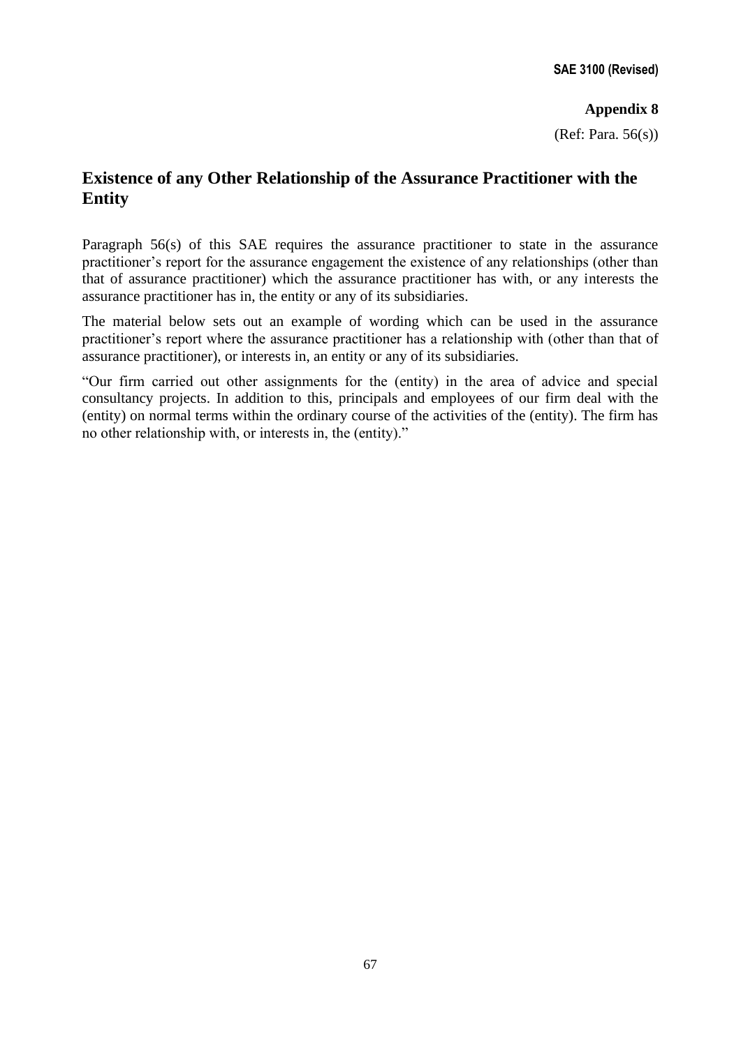**Appendix 8**

(Ref: Para. 56(s))

## Existence of any Other Relationship of the Assurance Practitioner with the Entity

Paragraph 56(s) of this SAE requires the assurance practitioner to state in the assurance practitioner's report for the assurance engagement the existence of any relationships (other than that of assurance practitioner) which the assurance practitioner has with, or any interests the assurance practitioner has in, the entity or any of its subsidiaries.

The material below sets out an example of wording which can be used in the assurance practitioner's report where the assurance practitioner has a relationship with (other than that of assurance practitioner), or interests in, an entity or any of its subsidiaries.

"Our firm carried out other assignments for the (entity) in the area of advice and special consultancy projects. In addition to this, principals and employees of our firm deal with the (entity) on normal terms within the ordinary course of the activities of the (entity). The firm has no other relationship with, or interests in, the (entity)."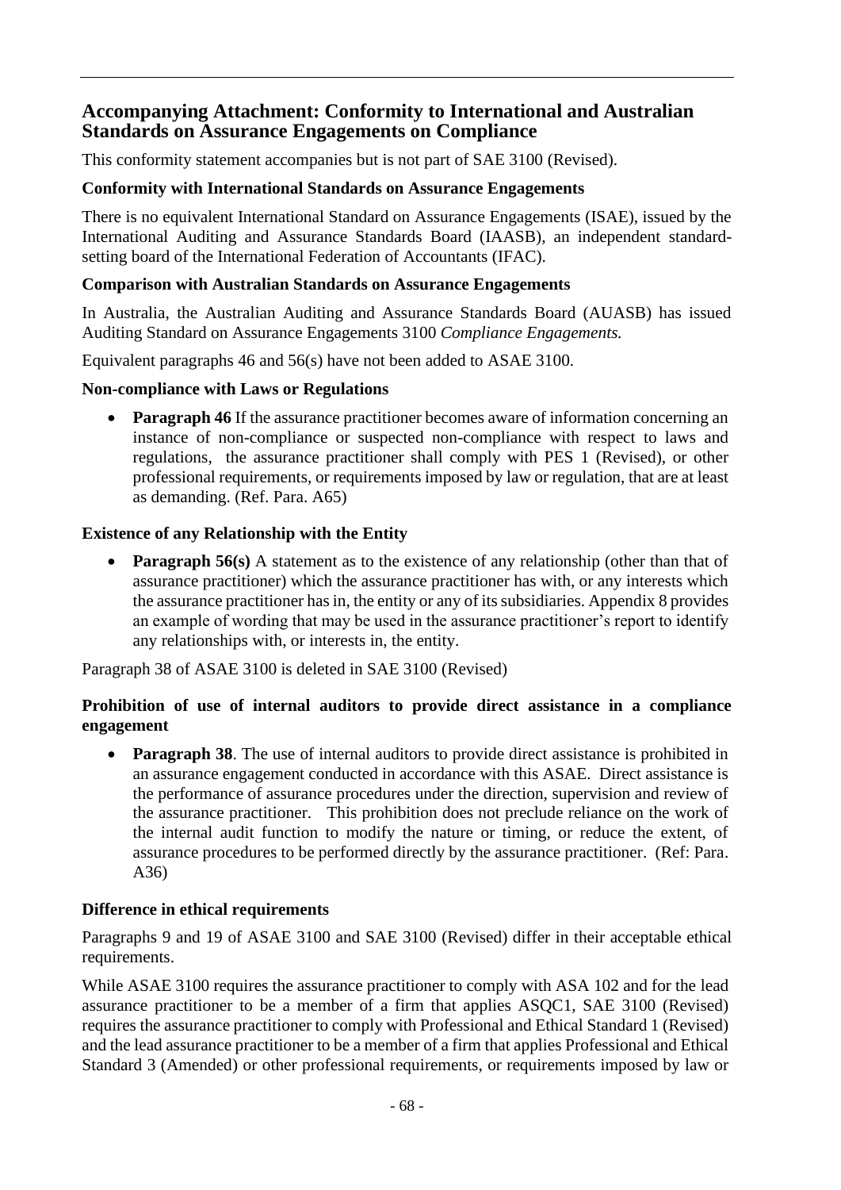## Accompanying Attachment: Conformity to International and Australian Standards on Assurance Engagements on Compliance

This conformity statement accompanies but is not part of SAE 3100 (Revised).

### Conformity with International Standards on Assurance Engagements

There is no equivalent International Standard on Assurance Engagements (ISAE), issued by the International Auditing and Assurance Standards Board (IAASB), an independent standard-setting board of the International Federation of Accountants (IFAC).

### Comparison with Australian Standards on Assurance Engagements

In Australia, the Australian Auditing and Assurance Standards Board (AUASB) has issued Auditing Standard on Assurance Engagements 3100 *Compliance Engagements.*

Equivalent paragraphs 46 and 56(s) have not been added to ASAE 3100.

### Non-compliance with Laws or Regulations

- **Paragraph 46** If the assurance practitioner becomes aware of information concerning an instance of non-compliance or suspected non-compliance with respect to laws and regulations, the assurance practitioner shall comply with PES 1 (Revised), or other professional requirements, or requirements imposed by law or regulation, that are at least as demanding. (Ref. Para. A65)

### Existence of any Relationship with the Entity

- **Paragraph 56(s)** A statement as to the existence of any relationship (other than that of assurance practitioner) which the assurance practitioner has with, or any interests which the assurance practitioner has in, the entity or any of its subsidiaries. Appendix 8 provides an example of wording that may be used in the assurance practitioner's report to identify any relationships with, or interests in, the entity.

Paragraph 38 of ASAE 3100 is deleted in SAE 3100 (Revised)

### Prohibition of use of internal auditors to provide direct assistance in a compliance engagement

- **Paragraph 38**. The use of internal auditors to provide direct assistance is prohibited in an assurance engagement conducted in accordance with this ASAE. Direct assistance is the performance of assurance procedures under the direction, supervision and review of the assurance practitioner. This prohibition does not preclude reliance on the work of the internal audit function to modify the nature or timing, or reduce the extent, of assurance procedures to be performed directly by the assurance practitioner. (Ref: Para. A36)

### Difference in ethical requirements

Paragraphs 9 and 19 of ASAE 3100 and SAE 3100 (Revised) differ in their acceptable ethical requirements.

While ASAE 3100 requires the assurance practitioner to comply with ASA 102 and for the lead assurance practitioner to be a member of a firm that applies ASQC1, SAE 3100 (Revised) requires the assurance practitioner to comply with Professional and Ethical Standard 1 (Revised) and the lead assurance practitioner to be a member of a firm that applies Professional and Ethical Standard 3 (Amended) or other professional requirements, or requirements imposed by law or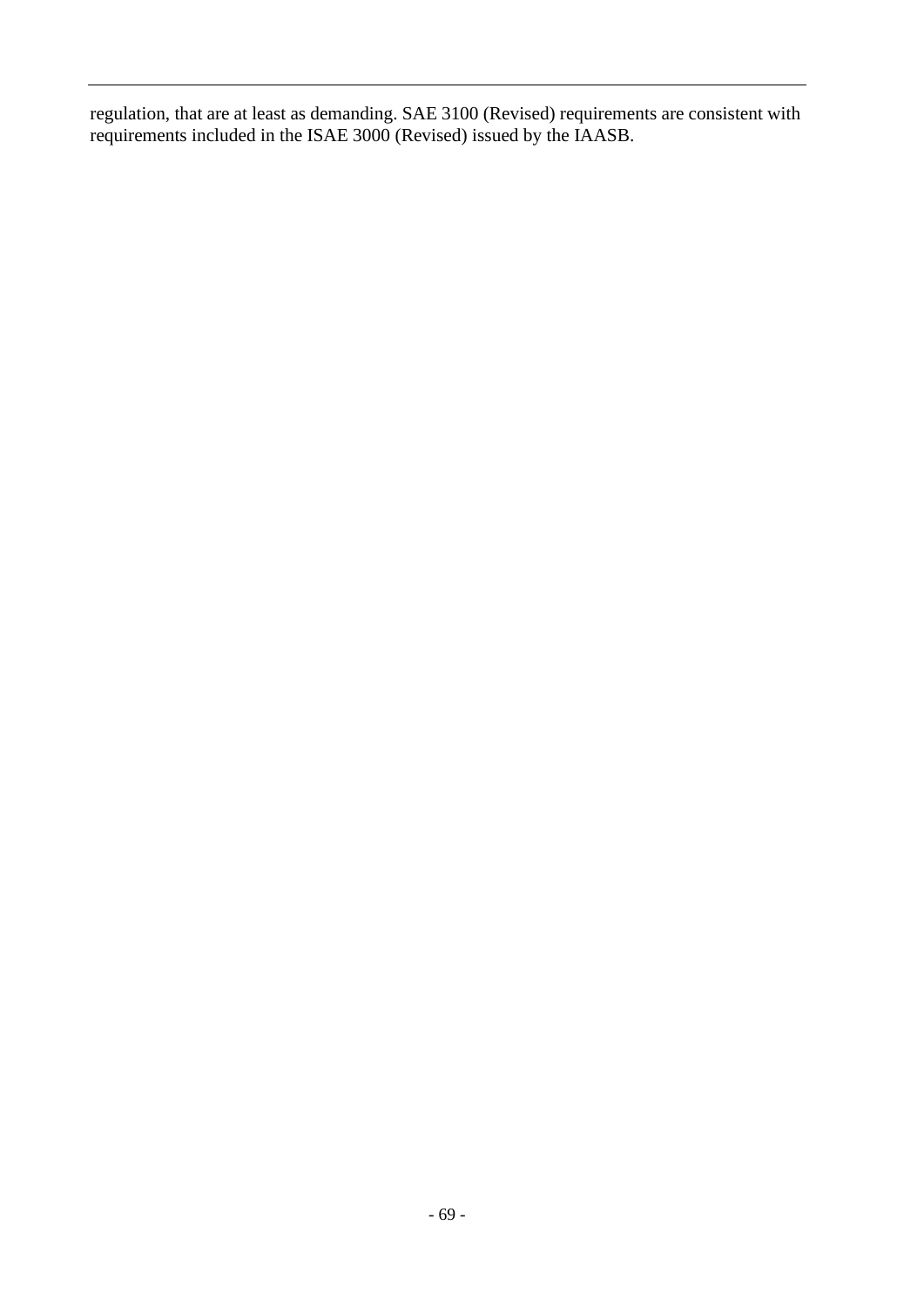regulation, that are at least as demanding. SAE 3100 (Revised) requirements are consistent with requirements included in the ISAE 3000 (Revised) issued by the IAASB.